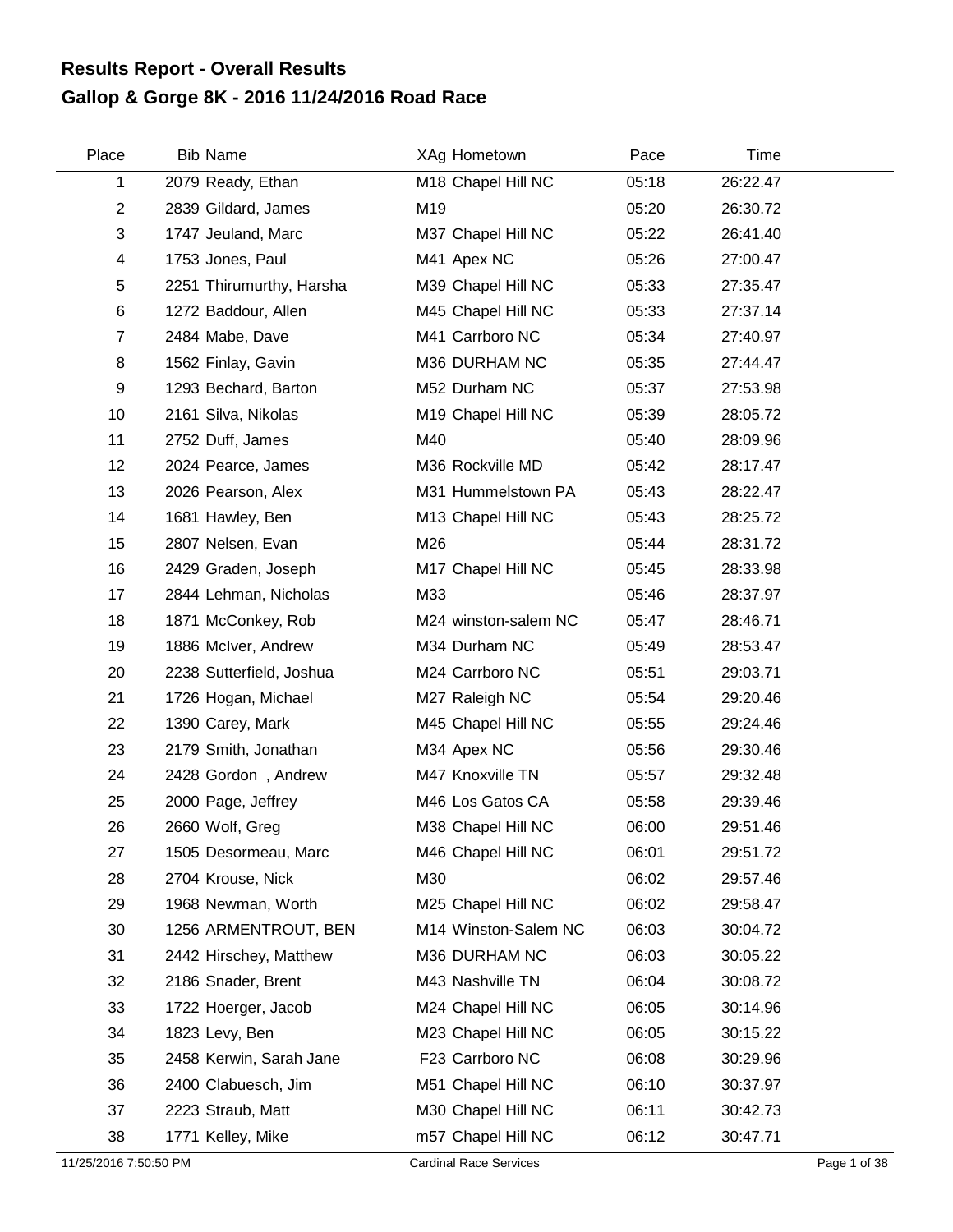# Results Report - Overall Results
## Gallop & Gorge 8K - 2016 11/24/2016 Road Race

| Place | Bib | Name | XAg | Hometown | Pace | Time |
|---|---|---|---|---|---|---|
| 1 | 2079 | Ready, Ethan | M18 | Chapel Hill NC | 05:18 | 26:22.47 |
| 2 | 2839 | Gildard, James | M19 | | 05:20 | 26:30.72 |
| 3 | 1747 | Jeuland, Marc | M37 | Chapel Hill NC | 05:22 | 26:41.40 |
| 4 | 1753 | Jones, Paul | M41 | Apex NC | 05:26 | 27:00.47 |
| 5 | 2251 | Thirumurthy, Harsha | M39 | Chapel Hill NC | 05:33 | 27:35.47 |
| 6 | 1272 | Baddour, Allen | M45 | Chapel Hill NC | 05:33 | 27:37.14 |
| 7 | 2484 | Mabe, Dave | M41 | Carrboro NC | 05:34 | 27:40.97 |
| 8 | 1562 | Finlay, Gavin | M36 | DURHAM NC | 05:35 | 27:44.47 |
| 9 | 1293 | Bechard, Barton | M52 | Durham NC | 05:37 | 27:53.98 |
| 10 | 2161 | Silva, Nikolas | M19 | Chapel Hill NC | 05:39 | 28:05.72 |
| 11 | 2752 | Duff, James | M40 | | 05:40 | 28:09.96 |
| 12 | 2024 | Pearce, James | M36 | Rockville MD | 05:42 | 28:17.47 |
| 13 | 2026 | Pearson, Alex | M31 | Hummelstown PA | 05:43 | 28:22.47 |
| 14 | 1681 | Hawley, Ben | M13 | Chapel Hill NC | 05:43 | 28:25.72 |
| 15 | 2807 | Nelsen, Evan | M26 | | 05:44 | 28:31.72 |
| 16 | 2429 | Graden, Joseph | M17 | Chapel Hill NC | 05:45 | 28:33.98 |
| 17 | 2844 | Lehman, Nicholas | M33 | | 05:46 | 28:37.97 |
| 18 | 1871 | McConkey, Rob | M24 | winston-salem NC | 05:47 | 28:46.71 |
| 19 | 1886 | McIver, Andrew | M34 | Durham NC | 05:49 | 28:53.47 |
| 20 | 2238 | Sutterfield, Joshua | M24 | Carrboro NC | 05:51 | 29:03.71 |
| 21 | 1726 | Hogan, Michael | M27 | Raleigh NC | 05:54 | 29:20.46 |
| 22 | 1390 | Carey, Mark | M45 | Chapel Hill NC | 05:55 | 29:24.46 |
| 23 | 2179 | Smith, Jonathan | M34 | Apex NC | 05:56 | 29:30.46 |
| 24 | 2428 | Gordon , Andrew | M47 | Knoxville TN | 05:57 | 29:32.48 |
| 25 | 2000 | Page, Jeffrey | M46 | Los Gatos CA | 05:58 | 29:39.46 |
| 26 | 2660 | Wolf, Greg | M38 | Chapel Hill NC | 06:00 | 29:51.46 |
| 27 | 1505 | Desormeau, Marc | M46 | Chapel Hill NC | 06:01 | 29:51.72 |
| 28 | 2704 | Krouse, Nick | M30 | | 06:02 | 29:57.46 |
| 29 | 1968 | Newman, Worth | M25 | Chapel Hill NC | 06:02 | 29:58.47 |
| 30 | 1256 | ARMENTROUT, BEN | M14 | Winston-Salem NC | 06:03 | 30:04.72 |
| 31 | 2442 | Hirschey, Matthew | M36 | DURHAM NC | 06:03 | 30:05.22 |
| 32 | 2186 | Snader, Brent | M43 | Nashville TN | 06:04 | 30:08.72 |
| 33 | 1722 | Hoerger, Jacob | M24 | Chapel Hill NC | 06:05 | 30:14.96 |
| 34 | 1823 | Levy, Ben | M23 | Chapel Hill NC | 06:05 | 30:15.22 |
| 35 | 2458 | Kerwin, Sarah Jane | F23 | Carrboro NC | 06:08 | 30:29.96 |
| 36 | 2400 | Clabuesch, Jim | M51 | Chapel Hill NC | 06:10 | 30:37.97 |
| 37 | 2223 | Straub, Matt | M30 | Chapel Hill NC | 06:11 | 30:42.73 |
| 38 | 1771 | Kelley, Mike | m57 | Chapel Hill NC | 06:12 | 30:47.71 |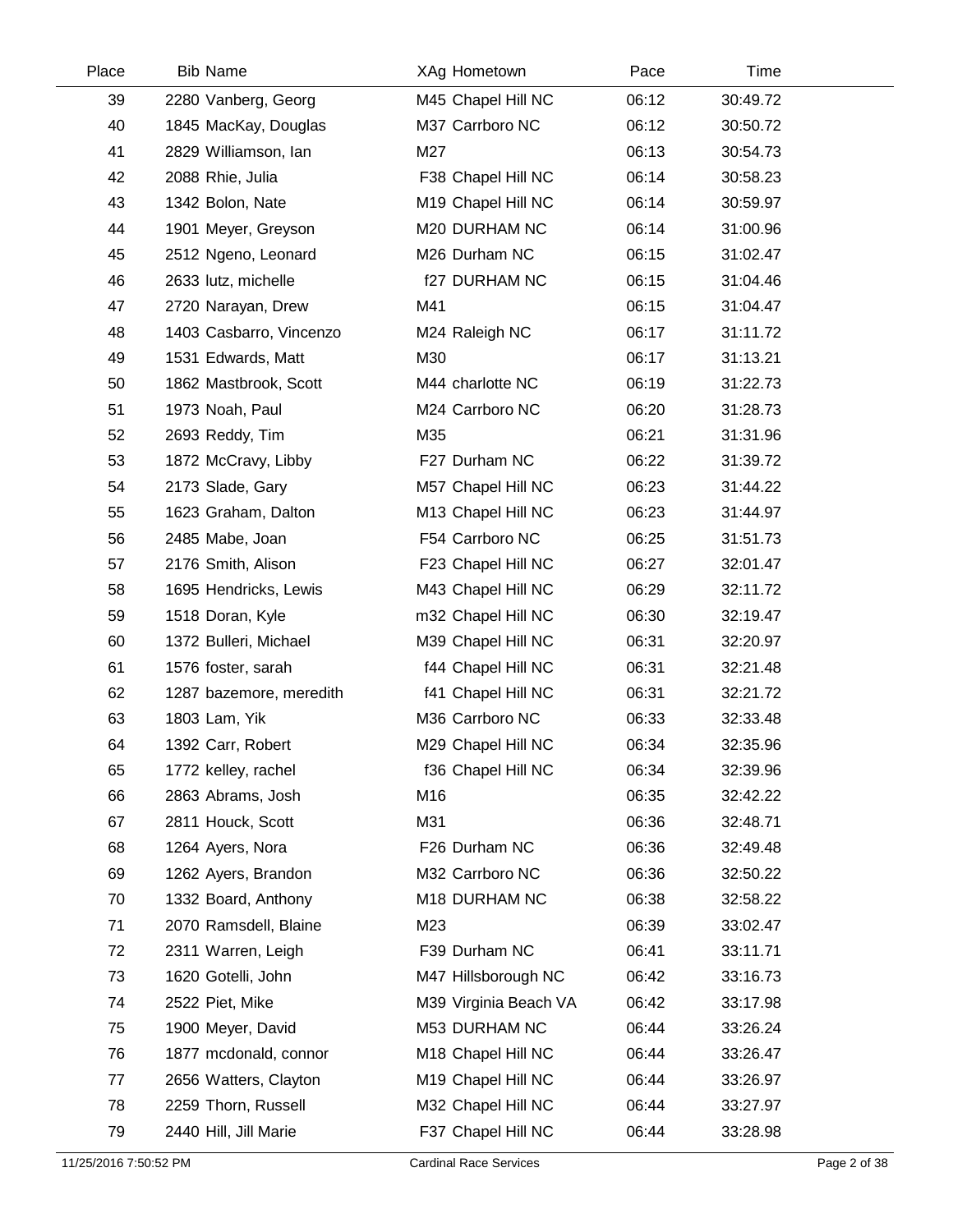| Place | Bib | Name | XAg | Hometown | Pace | Time |
|---|---|---|---|---|---|---|
| 39 | 2280 | Vanberg, Georg | M45 | Chapel Hill NC | 06:12 | 30:49.72 |
| 40 | 1845 | MacKay, Douglas | M37 | Carrboro NC | 06:12 | 30:50.72 |
| 41 | 2829 | Williamson, Ian | M27 | | 06:13 | 30:54.73 |
| 42 | 2088 | Rhie, Julia | F38 | Chapel Hill NC | 06:14 | 30:58.23 |
| 43 | 1342 | Bolon, Nate | M19 | Chapel Hill NC | 06:14 | 30:59.97 |
| 44 | 1901 | Meyer, Greyson | M20 | DURHAM NC | 06:14 | 31:00.96 |
| 45 | 2512 | Ngeno, Leonard | M26 | Durham NC | 06:15 | 31:02.47 |
| 46 | 2633 | lutz, michelle | f27 | DURHAM NC | 06:15 | 31:04.46 |
| 47 | 2720 | Narayan, Drew | M41 | | 06:15 | 31:04.47 |
| 48 | 1403 | Casbarro, Vincenzo | M24 | Raleigh NC | 06:17 | 31:11.72 |
| 49 | 1531 | Edwards, Matt | M30 | | 06:17 | 31:13.21 |
| 50 | 1862 | Mastbrook, Scott | M44 | charlotte NC | 06:19 | 31:22.73 |
| 51 | 1973 | Noah, Paul | M24 | Carrboro NC | 06:20 | 31:28.73 |
| 52 | 2693 | Reddy, Tim | M35 | | 06:21 | 31:31.96 |
| 53 | 1872 | McCravy, Libby | F27 | Durham NC | 06:22 | 31:39.72 |
| 54 | 2173 | Slade, Gary | M57 | Chapel Hill NC | 06:23 | 31:44.22 |
| 55 | 1623 | Graham, Dalton | M13 | Chapel Hill NC | 06:23 | 31:44.97 |
| 56 | 2485 | Mabe, Joan | F54 | Carrboro NC | 06:25 | 31:51.73 |
| 57 | 2176 | Smith, Alison | F23 | Chapel Hill NC | 06:27 | 32:01.47 |
| 58 | 1695 | Hendricks, Lewis | M43 | Chapel Hill NC | 06:29 | 32:11.72 |
| 59 | 1518 | Doran, Kyle | m32 | Chapel Hill NC | 06:30 | 32:19.47 |
| 60 | 1372 | Bulleri, Michael | M39 | Chapel Hill NC | 06:31 | 32:20.97 |
| 61 | 1576 | foster, sarah | f44 | Chapel Hill NC | 06:31 | 32:21.48 |
| 62 | 1287 | bazemore, meredith | f41 | Chapel Hill NC | 06:31 | 32:21.72 |
| 63 | 1803 | Lam, Yik | M36 | Carrboro NC | 06:33 | 32:33.48 |
| 64 | 1392 | Carr, Robert | M29 | Chapel Hill NC | 06:34 | 32:35.96 |
| 65 | 1772 | kelley, rachel | f36 | Chapel Hill NC | 06:34 | 32:39.96 |
| 66 | 2863 | Abrams, Josh | M16 | | 06:35 | 32:42.22 |
| 67 | 2811 | Houck, Scott | M31 | | 06:36 | 32:48.71 |
| 68 | 1264 | Ayers, Nora | F26 | Durham NC | 06:36 | 32:49.48 |
| 69 | 1262 | Ayers, Brandon | M32 | Carrboro NC | 06:36 | 32:50.22 |
| 70 | 1332 | Board, Anthony | M18 | DURHAM NC | 06:38 | 32:58.22 |
| 71 | 2070 | Ramsdell, Blaine | M23 | | 06:39 | 33:02.47 |
| 72 | 2311 | Warren, Leigh | F39 | Durham NC | 06:41 | 33:11.71 |
| 73 | 1620 | Gotelli, John | M47 | Hillsborough NC | 06:42 | 33:16.73 |
| 74 | 2522 | Piet, Mike | M39 | Virginia Beach VA | 06:42 | 33:17.98 |
| 75 | 1900 | Meyer, David | M53 | DURHAM NC | 06:44 | 33:26.24 |
| 76 | 1877 | mcdonald, connor | M18 | Chapel Hill NC | 06:44 | 33:26.47 |
| 77 | 2656 | Watters, Clayton | M19 | Chapel Hill NC | 06:44 | 33:26.97 |
| 78 | 2259 | Thorn, Russell | M32 | Chapel Hill NC | 06:44 | 33:27.97 |
| 79 | 2440 | Hill, Jill Marie | F37 | Chapel Hill NC | 06:44 | 33:28.98 |

11/25/2016 7:50:52 PM — Cardinal Race Services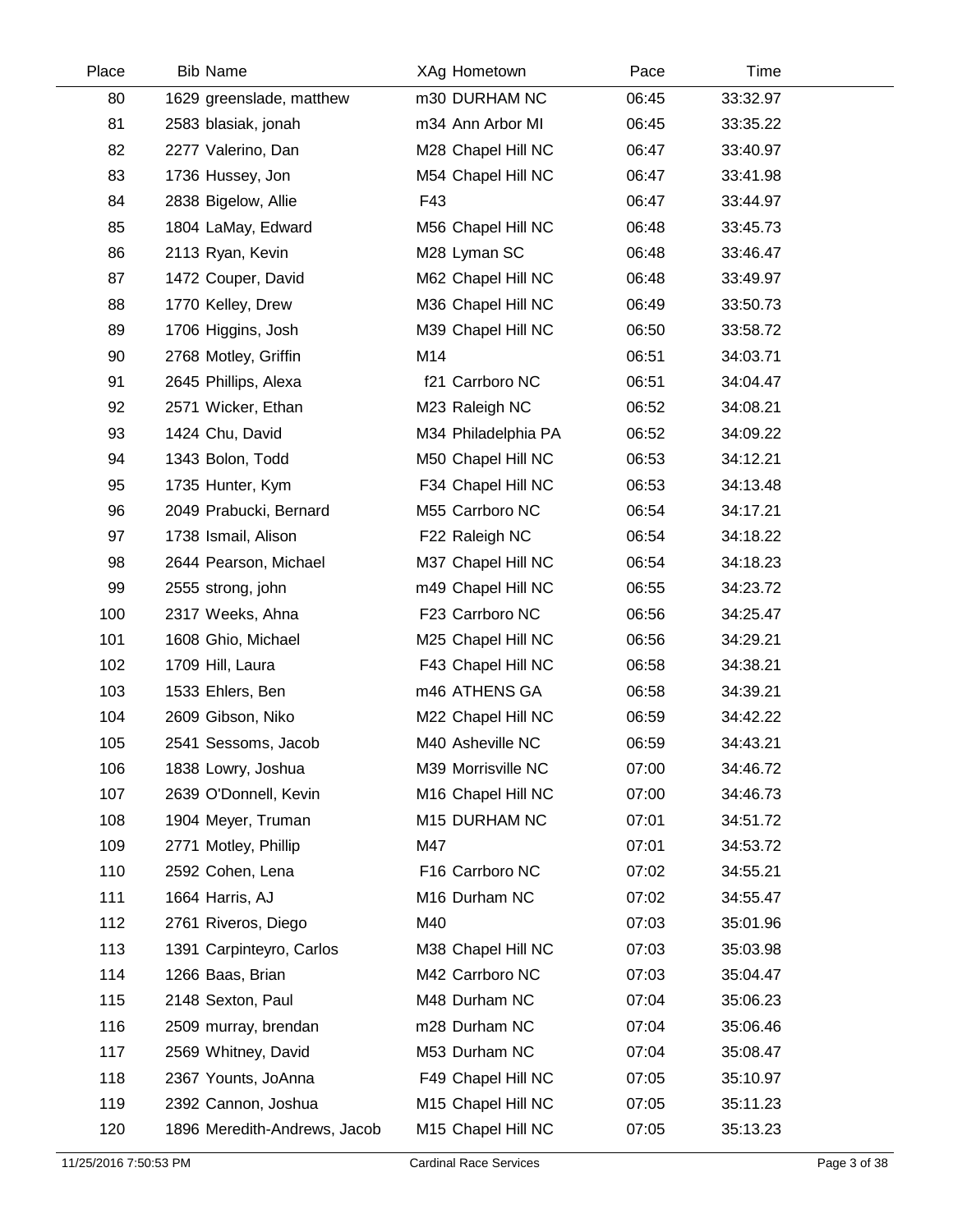| Place | Bib | Name | XAg | Hometown | Pace | Time |
|---|---|---|---|---|---|---|
| 80 | 1629 | greenslade, matthew | m30 | DURHAM NC | 06:45 | 33:32.97 |
| 81 | 2583 | blasiak, jonah | m34 | Ann Arbor MI | 06:45 | 33:35.22 |
| 82 | 2277 | Valerino, Dan | M28 | Chapel Hill NC | 06:47 | 33:40.97 |
| 83 | 1736 | Hussey, Jon | M54 | Chapel Hill NC | 06:47 | 33:41.98 |
| 84 | 2838 | Bigelow, Allie | F43 | | 06:47 | 33:44.97 |
| 85 | 1804 | LaMay, Edward | M56 | Chapel Hill NC | 06:48 | 33:45.73 |
| 86 | 2113 | Ryan, Kevin | M28 | Lyman SC | 06:48 | 33:46.47 |
| 87 | 1472 | Couper, David | M62 | Chapel Hill NC | 06:48 | 33:49.97 |
| 88 | 1770 | Kelley, Drew | M36 | Chapel Hill NC | 06:49 | 33:50.73 |
| 89 | 1706 | Higgins, Josh | M39 | Chapel Hill NC | 06:50 | 33:58.72 |
| 90 | 2768 | Motley, Griffin | M14 | | 06:51 | 34:03.71 |
| 91 | 2645 | Phillips, Alexa | f21 | Carrboro NC | 06:51 | 34:04.47 |
| 92 | 2571 | Wicker, Ethan | M23 | Raleigh NC | 06:52 | 34:08.21 |
| 93 | 1424 | Chu, David | M34 | Philadelphia PA | 06:52 | 34:09.22 |
| 94 | 1343 | Bolon, Todd | M50 | Chapel Hill NC | 06:53 | 34:12.21 |
| 95 | 1735 | Hunter, Kym | F34 | Chapel Hill NC | 06:53 | 34:13.48 |
| 96 | 2049 | Prabucki, Bernard | M55 | Carrboro NC | 06:54 | 34:17.21 |
| 97 | 1738 | Ismail, Alison | F22 | Raleigh NC | 06:54 | 34:18.22 |
| 98 | 2644 | Pearson, Michael | M37 | Chapel Hill NC | 06:54 | 34:18.23 |
| 99 | 2555 | strong, john | m49 | Chapel Hill NC | 06:55 | 34:23.72 |
| 100 | 2317 | Weeks, Ahna | F23 | Carrboro NC | 06:56 | 34:25.47 |
| 101 | 1608 | Ghio, Michael | M25 | Chapel Hill NC | 06:56 | 34:29.21 |
| 102 | 1709 | Hill, Laura | F43 | Chapel Hill NC | 06:58 | 34:38.21 |
| 103 | 1533 | Ehlers, Ben | m46 | ATHENS GA | 06:58 | 34:39.21 |
| 104 | 2609 | Gibson, Niko | M22 | Chapel Hill NC | 06:59 | 34:42.22 |
| 105 | 2541 | Sessoms, Jacob | M40 | Asheville NC | 06:59 | 34:43.21 |
| 106 | 1838 | Lowry, Joshua | M39 | Morrisville NC | 07:00 | 34:46.72 |
| 107 | 2639 | O'Donnell, Kevin | M16 | Chapel Hill NC | 07:00 | 34:46.73 |
| 108 | 1904 | Meyer, Truman | M15 | DURHAM NC | 07:01 | 34:51.72 |
| 109 | 2771 | Motley, Phillip | M47 | | 07:01 | 34:53.72 |
| 110 | 2592 | Cohen, Lena | F16 | Carrboro NC | 07:02 | 34:55.21 |
| 111 | 1664 | Harris, AJ | M16 | Durham NC | 07:02 | 34:55.47 |
| 112 | 2761 | Riveros, Diego | M40 | | 07:03 | 35:01.96 |
| 113 | 1391 | Carpinteyro, Carlos | M38 | Chapel Hill NC | 07:03 | 35:03.98 |
| 114 | 1266 | Baas, Brian | M42 | Carrboro NC | 07:03 | 35:04.47 |
| 115 | 2148 | Sexton, Paul | M48 | Durham NC | 07:04 | 35:06.23 |
| 116 | 2509 | murray, brendan | m28 | Durham NC | 07:04 | 35:06.46 |
| 117 | 2569 | Whitney, David | M53 | Durham NC | 07:04 | 35:08.47 |
| 118 | 2367 | Younts, JoAnna | F49 | Chapel Hill NC | 07:05 | 35:10.97 |
| 119 | 2392 | Cannon, Joshua | M15 | Chapel Hill NC | 07:05 | 35:11.23 |
| 120 | 1896 | Meredith-Andrews, Jacob | M15 | Chapel Hill NC | 07:05 | 35:13.23 |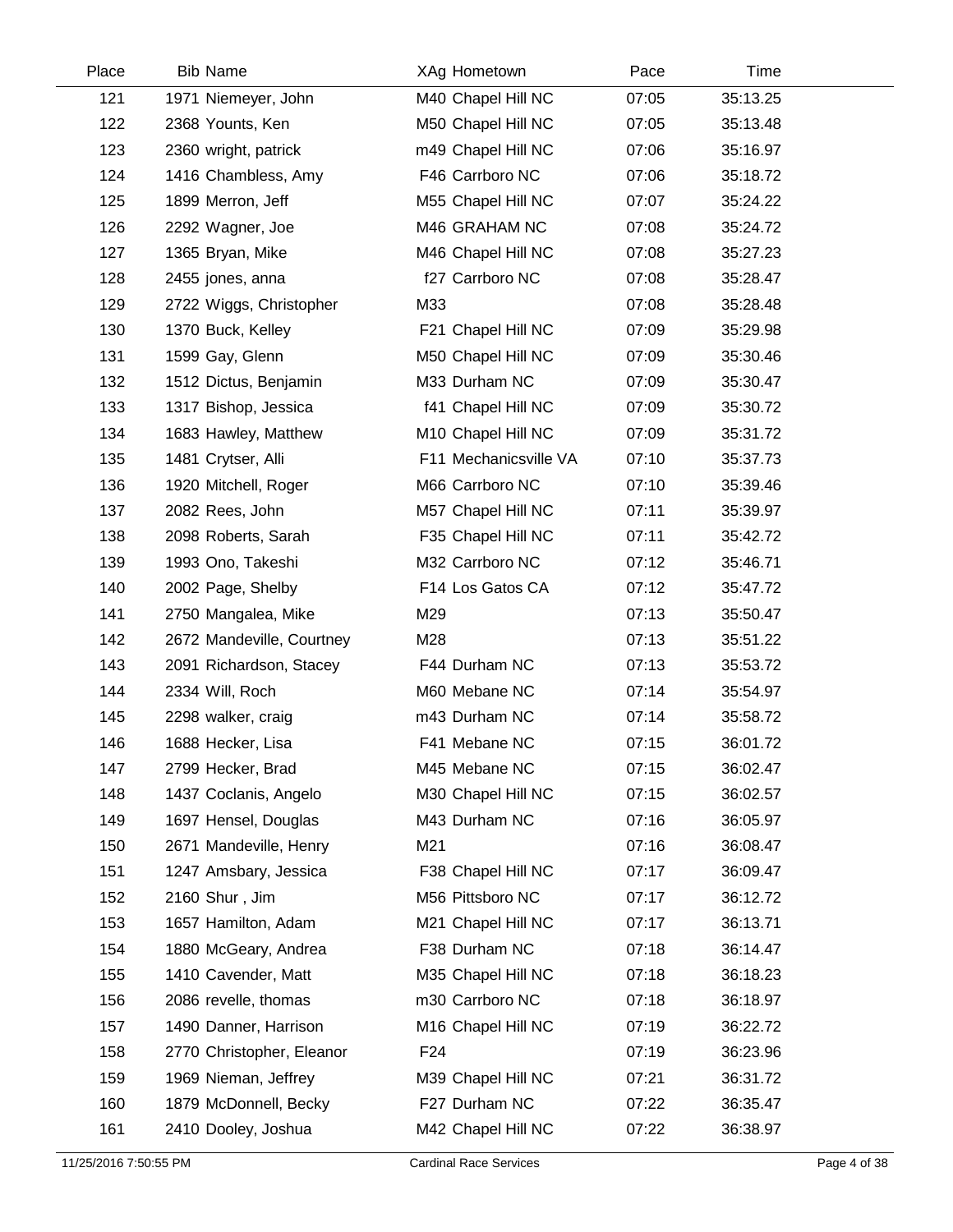| Place | Bib | Name | XAg | Hometown | Pace | Time |
| --- | --- | --- | --- | --- | --- | --- |
| 121 | 1971 | Niemeyer, John | M40 | Chapel Hill NC | 07:05 | 35:13.25 |
| 122 | 2368 | Younts, Ken | M50 | Chapel Hill NC | 07:05 | 35:13.48 |
| 123 | 2360 | wright, patrick | m49 | Chapel Hill NC | 07:06 | 35:16.97 |
| 124 | 1416 | Chambless, Amy | F46 | Carrboro NC | 07:06 | 35:18.72 |
| 125 | 1899 | Merron, Jeff | M55 | Chapel Hill NC | 07:07 | 35:24.22 |
| 126 | 2292 | Wagner, Joe | M46 | GRAHAM NC | 07:08 | 35:24.72 |
| 127 | 1365 | Bryan, Mike | M46 | Chapel Hill NC | 07:08 | 35:27.23 |
| 128 | 2455 | jones, anna | f27 | Carrboro NC | 07:08 | 35:28.47 |
| 129 | 2722 | Wiggs, Christopher | M33 | | 07:08 | 35:28.48 |
| 130 | 1370 | Buck, Kelley | F21 | Chapel Hill NC | 07:09 | 35:29.98 |
| 131 | 1599 | Gay, Glenn | M50 | Chapel Hill NC | 07:09 | 35:30.46 |
| 132 | 1512 | Dictus, Benjamin | M33 | Durham NC | 07:09 | 35:30.47 |
| 133 | 1317 | Bishop, Jessica | f41 | Chapel Hill NC | 07:09 | 35:30.72 |
| 134 | 1683 | Hawley, Matthew | M10 | Chapel Hill NC | 07:09 | 35:31.72 |
| 135 | 1481 | Crytser, Alli | F11 | Mechanicsville VA | 07:10 | 35:37.73 |
| 136 | 1920 | Mitchell, Roger | M66 | Carrboro NC | 07:10 | 35:39.46 |
| 137 | 2082 | Rees, John | M57 | Chapel Hill NC | 07:11 | 35:39.97 |
| 138 | 2098 | Roberts, Sarah | F35 | Chapel Hill NC | 07:11 | 35:42.72 |
| 139 | 1993 | Ono, Takeshi | M32 | Carrboro NC | 07:12 | 35:46.71 |
| 140 | 2002 | Page, Shelby | F14 | Los Gatos CA | 07:12 | 35:47.72 |
| 141 | 2750 | Mangalea, Mike | M29 | | 07:13 | 35:50.47 |
| 142 | 2672 | Mandeville, Courtney | M28 | | 07:13 | 35:51.22 |
| 143 | 2091 | Richardson, Stacey | F44 | Durham NC | 07:13 | 35:53.72 |
| 144 | 2334 | Will, Roch | M60 | Mebane NC | 07:14 | 35:54.97 |
| 145 | 2298 | walker, craig | m43 | Durham NC | 07:14 | 35:58.72 |
| 146 | 1688 | Hecker, Lisa | F41 | Mebane NC | 07:15 | 36:01.72 |
| 147 | 2799 | Hecker, Brad | M45 | Mebane NC | 07:15 | 36:02.47 |
| 148 | 1437 | Coclanis, Angelo | M30 | Chapel Hill NC | 07:15 | 36:02.57 |
| 149 | 1697 | Hensel, Douglas | M43 | Durham NC | 07:16 | 36:05.97 |
| 150 | 2671 | Mandeville, Henry | M21 | | 07:16 | 36:08.47 |
| 151 | 1247 | Amsbary, Jessica | F38 | Chapel Hill NC | 07:17 | 36:09.47 |
| 152 | 2160 | Shur , Jim | M56 | Pittsboro NC | 07:17 | 36:12.72 |
| 153 | 1657 | Hamilton, Adam | M21 | Chapel Hill NC | 07:17 | 36:13.71 |
| 154 | 1880 | McGeary, Andrea | F38 | Durham NC | 07:18 | 36:14.47 |
| 155 | 1410 | Cavender, Matt | M35 | Chapel Hill NC | 07:18 | 36:18.23 |
| 156 | 2086 | revelle, thomas | m30 | Carrboro NC | 07:18 | 36:18.97 |
| 157 | 1490 | Danner, Harrison | M16 | Chapel Hill NC | 07:19 | 36:22.72 |
| 158 | 2770 | Christopher, Eleanor | F24 | | 07:19 | 36:23.96 |
| 159 | 1969 | Nieman, Jeffrey | M39 | Chapel Hill NC | 07:21 | 36:31.72 |
| 160 | 1879 | McDonnell, Becky | F27 | Durham NC | 07:22 | 36:35.47 |
| 161 | 2410 | Dooley, Joshua | M42 | Chapel Hill NC | 07:22 | 36:38.97 |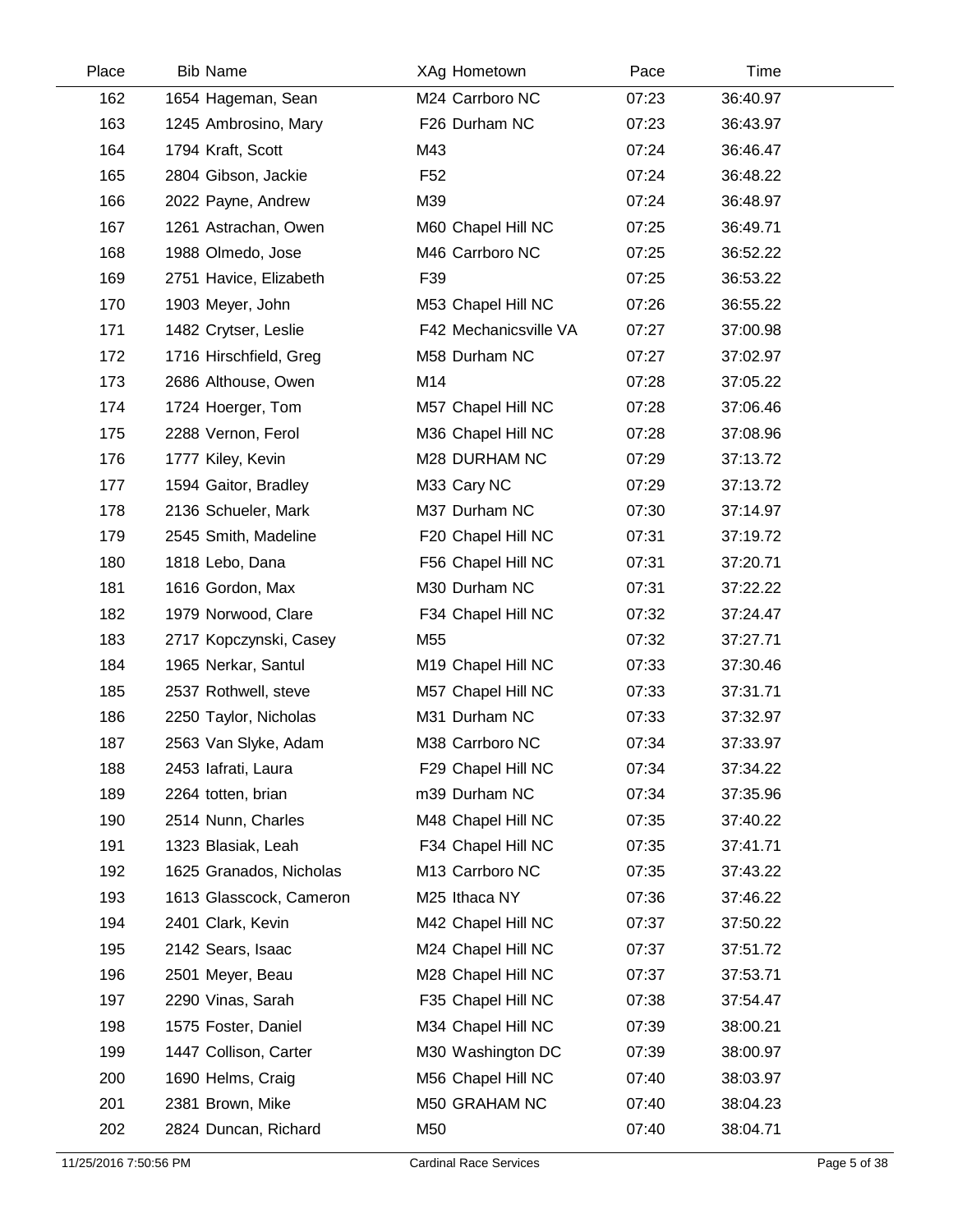| Place | Bib | Name | XAg | Hometown | Pace | Time |
|---|---|---|---|---|---|---|
| 162 | 1654 | Hageman, Sean | M24 | Carrboro NC | 07:23 | 36:40.97 |
| 163 | 1245 | Ambrosino, Mary | F26 | Durham NC | 07:23 | 36:43.97 |
| 164 | 1794 | Kraft, Scott | M43 | | 07:24 | 36:46.47 |
| 165 | 2804 | Gibson, Jackie | F52 | | 07:24 | 36:48.22 |
| 166 | 2022 | Payne, Andrew | M39 | | 07:24 | 36:48.97 |
| 167 | 1261 | Astrachan, Owen | M60 | Chapel Hill NC | 07:25 | 36:49.71 |
| 168 | 1988 | Olmedo, Jose | M46 | Carrboro NC | 07:25 | 36:52.22 |
| 169 | 2751 | Havice, Elizabeth | F39 | | 07:25 | 36:53.22 |
| 170 | 1903 | Meyer, John | M53 | Chapel Hill NC | 07:26 | 36:55.22 |
| 171 | 1482 | Crytser, Leslie | F42 | Mechanicsville VA | 07:27 | 37:00.98 |
| 172 | 1716 | Hirschfield, Greg | M58 | Durham NC | 07:27 | 37:02.97 |
| 173 | 2686 | Althouse, Owen | M14 | | 07:28 | 37:05.22 |
| 174 | 1724 | Hoerger, Tom | M57 | Chapel Hill NC | 07:28 | 37:06.46 |
| 175 | 2288 | Vernon, Ferol | M36 | Chapel Hill NC | 07:28 | 37:08.96 |
| 176 | 1777 | Kiley, Kevin | M28 | DURHAM NC | 07:29 | 37:13.72 |
| 177 | 1594 | Gaitor, Bradley | M33 | Cary NC | 07:29 | 37:13.72 |
| 178 | 2136 | Schueler, Mark | M37 | Durham NC | 07:30 | 37:14.97 |
| 179 | 2545 | Smith, Madeline | F20 | Chapel Hill NC | 07:31 | 37:19.72 |
| 180 | 1818 | Lebo, Dana | F56 | Chapel Hill NC | 07:31 | 37:20.71 |
| 181 | 1616 | Gordon, Max | M30 | Durham NC | 07:31 | 37:22.22 |
| 182 | 1979 | Norwood, Clare | F34 | Chapel Hill NC | 07:32 | 37:24.47 |
| 183 | 2717 | Kopczynski, Casey | M55 | | 07:32 | 37:27.71 |
| 184 | 1965 | Nerkar, Santul | M19 | Chapel Hill NC | 07:33 | 37:30.46 |
| 185 | 2537 | Rothwell, steve | M57 | Chapel Hill NC | 07:33 | 37:31.71 |
| 186 | 2250 | Taylor, Nicholas | M31 | Durham NC | 07:33 | 37:32.97 |
| 187 | 2563 | Van Slyke, Adam | M38 | Carrboro NC | 07:34 | 37:33.97 |
| 188 | 2453 | Iafrati, Laura | F29 | Chapel Hill NC | 07:34 | 37:34.22 |
| 189 | 2264 | totten, brian | m39 | Durham NC | 07:34 | 37:35.96 |
| 190 | 2514 | Nunn, Charles | M48 | Chapel Hill NC | 07:35 | 37:40.22 |
| 191 | 1323 | Blasiak, Leah | F34 | Chapel Hill NC | 07:35 | 37:41.71 |
| 192 | 1625 | Granados, Nicholas | M13 | Carrboro NC | 07:35 | 37:43.22 |
| 193 | 1613 | Glasscock, Cameron | M25 | Ithaca NY | 07:36 | 37:46.22 |
| 194 | 2401 | Clark, Kevin | M42 | Chapel Hill NC | 07:37 | 37:50.22 |
| 195 | 2142 | Sears, Isaac | M24 | Chapel Hill NC | 07:37 | 37:51.72 |
| 196 | 2501 | Meyer, Beau | M28 | Chapel Hill NC | 07:37 | 37:53.71 |
| 197 | 2290 | Vinas, Sarah | F35 | Chapel Hill NC | 07:38 | 37:54.47 |
| 198 | 1575 | Foster, Daniel | M34 | Chapel Hill NC | 07:39 | 38:00.21 |
| 199 | 1447 | Collison, Carter | M30 | Washington DC | 07:39 | 38:00.97 |
| 200 | 1690 | Helms, Craig | M56 | Chapel Hill NC | 07:40 | 38:03.97 |
| 201 | 2381 | Brown, Mike | M50 | GRAHAM NC | 07:40 | 38:04.23 |
| 202 | 2824 | Duncan, Richard | M50 | | 07:40 | 38:04.71 |

11/25/2016 7:50:56 PM Cardinal Race Services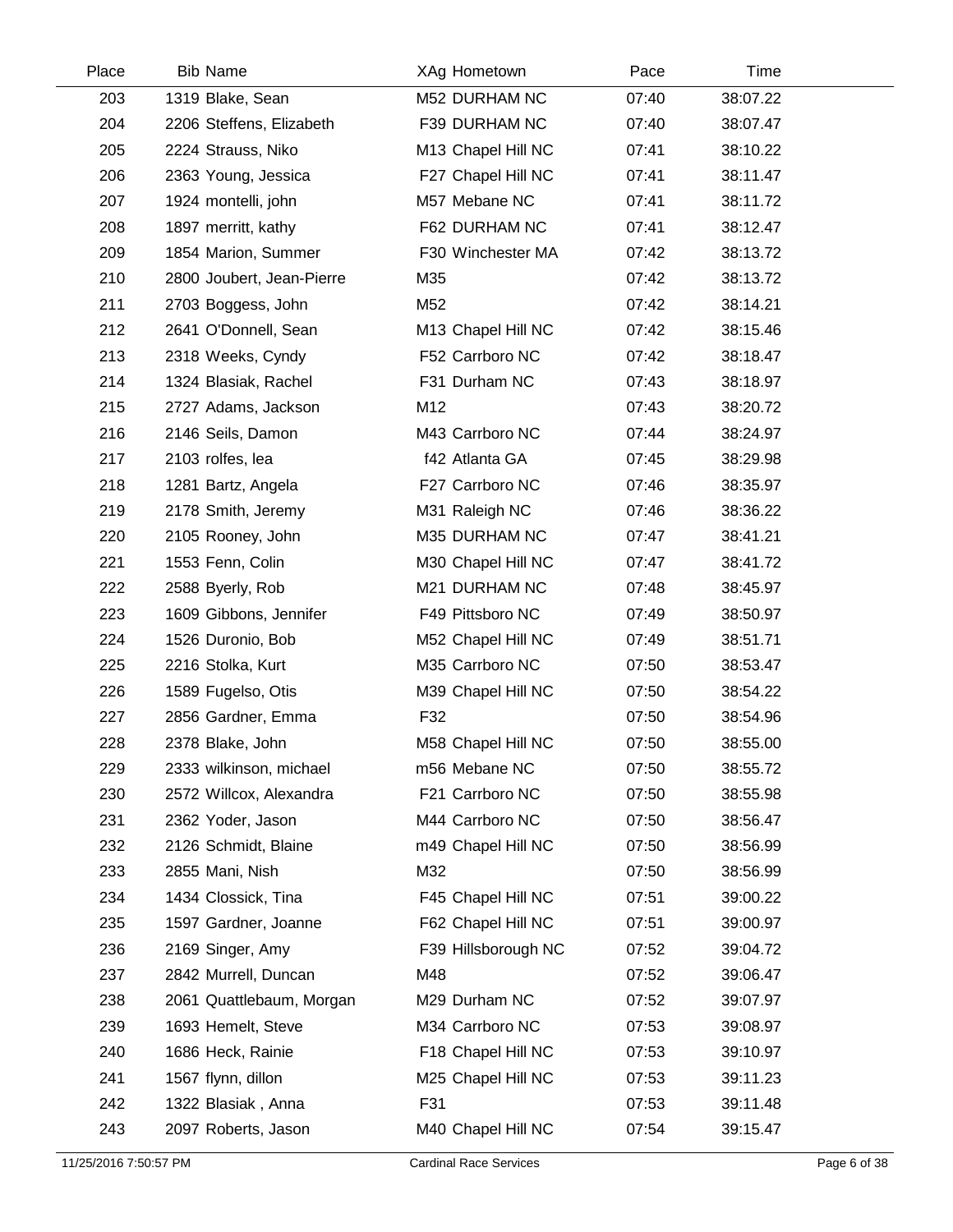| Place | Bib | Name | XAg | Hometown | Pace | Time |
|---|---|---|---|---|---|---|
| 203 | 1319 | Blake, Sean | M52 | DURHAM NC | 07:40 | 38:07.22 |
| 204 | 2206 | Steffens, Elizabeth | F39 | DURHAM NC | 07:40 | 38:07.47 |
| 205 | 2224 | Strauss, Niko | M13 | Chapel Hill NC | 07:41 | 38:10.22 |
| 206 | 2363 | Young, Jessica | F27 | Chapel Hill NC | 07:41 | 38:11.47 |
| 207 | 1924 | montelli, john | M57 | Mebane NC | 07:41 | 38:11.72 |
| 208 | 1897 | merritt, kathy | F62 | DURHAM NC | 07:41 | 38:12.47 |
| 209 | 1854 | Marion, Summer | F30 | Winchester MA | 07:42 | 38:13.72 |
| 210 | 2800 | Joubert, Jean-Pierre | M35 | | 07:42 | 38:13.72 |
| 211 | 2703 | Boggess, John | M52 | | 07:42 | 38:14.21 |
| 212 | 2641 | O'Donnell, Sean | M13 | Chapel Hill NC | 07:42 | 38:15.46 |
| 213 | 2318 | Weeks, Cyndy | F52 | Carrboro NC | 07:42 | 38:18.47 |
| 214 | 1324 | Blasiak, Rachel | F31 | Durham NC | 07:43 | 38:18.97 |
| 215 | 2727 | Adams, Jackson | M12 | | 07:43 | 38:20.72 |
| 216 | 2146 | Seils, Damon | M43 | Carrboro NC | 07:44 | 38:24.97 |
| 217 | 2103 | rolfes, lea | f42 | Atlanta GA | 07:45 | 38:29.98 |
| 218 | 1281 | Bartz, Angela | F27 | Carrboro NC | 07:46 | 38:35.97 |
| 219 | 2178 | Smith, Jeremy | M31 | Raleigh NC | 07:46 | 38:36.22 |
| 220 | 2105 | Rooney, John | M35 | DURHAM NC | 07:47 | 38:41.21 |
| 221 | 1553 | Fenn, Colin | M30 | Chapel Hill NC | 07:47 | 38:41.72 |
| 222 | 2588 | Byerly, Rob | M21 | DURHAM NC | 07:48 | 38:45.97 |
| 223 | 1609 | Gibbons, Jennifer | F49 | Pittsboro NC | 07:49 | 38:50.97 |
| 224 | 1526 | Duronio, Bob | M52 | Chapel Hill NC | 07:49 | 38:51.71 |
| 225 | 2216 | Stolka, Kurt | M35 | Carrboro NC | 07:50 | 38:53.47 |
| 226 | 1589 | Fugelso, Otis | M39 | Chapel Hill NC | 07:50 | 38:54.22 |
| 227 | 2856 | Gardner, Emma | F32 | | 07:50 | 38:54.96 |
| 228 | 2378 | Blake, John | M58 | Chapel Hill NC | 07:50 | 38:55.00 |
| 229 | 2333 | wilkinson, michael | m56 | Mebane NC | 07:50 | 38:55.72 |
| 230 | 2572 | Willcox, Alexandra | F21 | Carrboro NC | 07:50 | 38:55.98 |
| 231 | 2362 | Yoder, Jason | M44 | Carrboro NC | 07:50 | 38:56.47 |
| 232 | 2126 | Schmidt, Blaine | m49 | Chapel Hill NC | 07:50 | 38:56.99 |
| 233 | 2855 | Mani, Nish | M32 | | 07:50 | 38:56.99 |
| 234 | 1434 | Clossick, Tina | F45 | Chapel Hill NC | 07:51 | 39:00.22 |
| 235 | 1597 | Gardner, Joanne | F62 | Chapel Hill NC | 07:51 | 39:00.97 |
| 236 | 2169 | Singer, Amy | F39 | Hillsborough NC | 07:52 | 39:04.72 |
| 237 | 2842 | Murrell, Duncan | M48 | | 07:52 | 39:06.47 |
| 238 | 2061 | Quattlebaum, Morgan | M29 | Durham NC | 07:52 | 39:07.97 |
| 239 | 1693 | Hemelt, Steve | M34 | Carrboro NC | 07:53 | 39:08.97 |
| 240 | 1686 | Heck, Rainie | F18 | Chapel Hill NC | 07:53 | 39:10.97 |
| 241 | 1567 | flynn, dillon | M25 | Chapel Hill NC | 07:53 | 39:11.23 |
| 242 | 1322 | Blasiak , Anna | F31 | | 07:53 | 39:11.48 |
| 243 | 2097 | Roberts, Jason | M40 | Chapel Hill NC | 07:54 | 39:15.47 |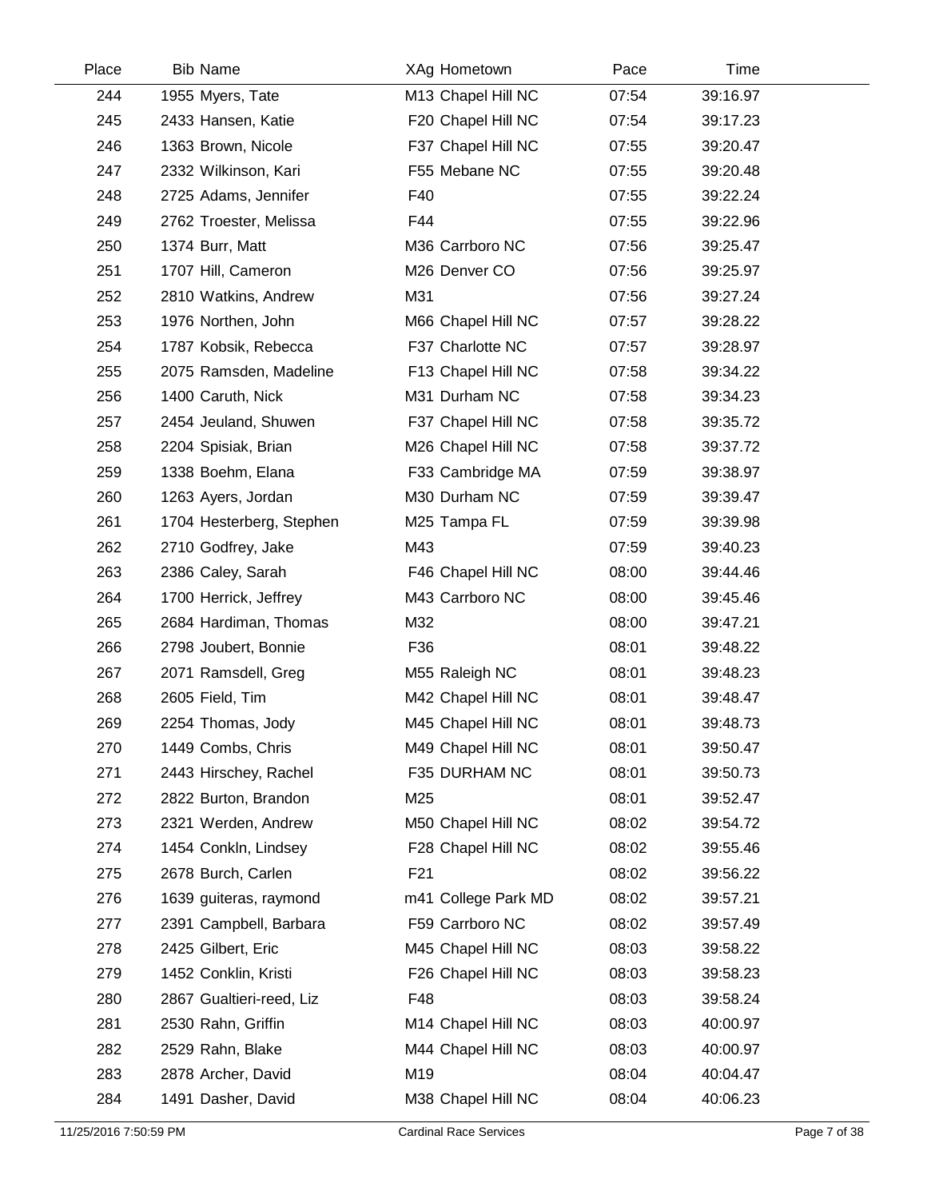| Place | Bib | Name | XAg | Hometown | Pace | Time |
|---|---|---|---|---|---|---|
| 244 | 1955 | Myers, Tate | M13 | Chapel Hill NC | 07:54 | 39:16.97 |
| 245 | 2433 | Hansen, Katie | F20 | Chapel Hill NC | 07:54 | 39:17.23 |
| 246 | 1363 | Brown, Nicole | F37 | Chapel Hill NC | 07:55 | 39:20.47 |
| 247 | 2332 | Wilkinson, Kari | F55 | Mebane NC | 07:55 | 39:20.48 |
| 248 | 2725 | Adams, Jennifer | F40 | | 07:55 | 39:22.24 |
| 249 | 2762 | Troester, Melissa | F44 | | 07:55 | 39:22.96 |
| 250 | 1374 | Burr, Matt | M36 | Carrboro NC | 07:56 | 39:25.47 |
| 251 | 1707 | Hill, Cameron | M26 | Denver CO | 07:56 | 39:25.97 |
| 252 | 2810 | Watkins, Andrew | M31 | | 07:56 | 39:27.24 |
| 253 | 1976 | Northen, John | M66 | Chapel Hill NC | 07:57 | 39:28.22 |
| 254 | 1787 | Kobsik, Rebecca | F37 | Charlotte NC | 07:57 | 39:28.97 |
| 255 | 2075 | Ramsden, Madeline | F13 | Chapel Hill NC | 07:58 | 39:34.22 |
| 256 | 1400 | Caruth, Nick | M31 | Durham NC | 07:58 | 39:34.23 |
| 257 | 2454 | Jeuland, Shuwen | F37 | Chapel Hill NC | 07:58 | 39:35.72 |
| 258 | 2204 | Spisiak, Brian | M26 | Chapel Hill NC | 07:58 | 39:37.72 |
| 259 | 1338 | Boehm, Elana | F33 | Cambridge MA | 07:59 | 39:38.97 |
| 260 | 1263 | Ayers, Jordan | M30 | Durham NC | 07:59 | 39:39.47 |
| 261 | 1704 | Hesterberg, Stephen | M25 | Tampa FL | 07:59 | 39:39.98 |
| 262 | 2710 | Godfrey, Jake | M43 | | 07:59 | 39:40.23 |
| 263 | 2386 | Caley, Sarah | F46 | Chapel Hill NC | 08:00 | 39:44.46 |
| 264 | 1700 | Herrick, Jeffrey | M43 | Carrboro NC | 08:00 | 39:45.46 |
| 265 | 2684 | Hardiman, Thomas | M32 | | 08:00 | 39:47.21 |
| 266 | 2798 | Joubert, Bonnie | F36 | | 08:01 | 39:48.22 |
| 267 | 2071 | Ramsdell, Greg | M55 | Raleigh NC | 08:01 | 39:48.23 |
| 268 | 2605 | Field, Tim | M42 | Chapel Hill NC | 08:01 | 39:48.47 |
| 269 | 2254 | Thomas, Jody | M45 | Chapel Hill NC | 08:01 | 39:48.73 |
| 270 | 1449 | Combs, Chris | M49 | Chapel Hill NC | 08:01 | 39:50.47 |
| 271 | 2443 | Hirschey, Rachel | F35 | DURHAM NC | 08:01 | 39:50.73 |
| 272 | 2822 | Burton, Brandon | M25 | | 08:01 | 39:52.47 |
| 273 | 2321 | Werden, Andrew | M50 | Chapel Hill NC | 08:02 | 39:54.72 |
| 274 | 1454 | Conkln, Lindsey | F28 | Chapel Hill NC | 08:02 | 39:55.46 |
| 275 | 2678 | Burch, Carlen | F21 | | 08:02 | 39:56.22 |
| 276 | 1639 | guiteras, raymond | m41 | College Park MD | 08:02 | 39:57.21 |
| 277 | 2391 | Campbell, Barbara | F59 | Carrboro NC | 08:02 | 39:57.49 |
| 278 | 2425 | Gilbert, Eric | M45 | Chapel Hill NC | 08:03 | 39:58.22 |
| 279 | 1452 | Conklin, Kristi | F26 | Chapel Hill NC | 08:03 | 39:58.23 |
| 280 | 2867 | Gualtieri-reed, Liz | F48 | | 08:03 | 39:58.24 |
| 281 | 2530 | Rahn, Griffin | M14 | Chapel Hill NC | 08:03 | 40:00.97 |
| 282 | 2529 | Rahn, Blake | M44 | Chapel Hill NC | 08:03 | 40:00.97 |
| 283 | 2878 | Archer, David | M19 | | 08:04 | 40:04.47 |
| 284 | 1491 | Dasher, David | M38 | Chapel Hill NC | 08:04 | 40:06.23 |

11/25/2016 7:50:59 PM Cardinal Race Services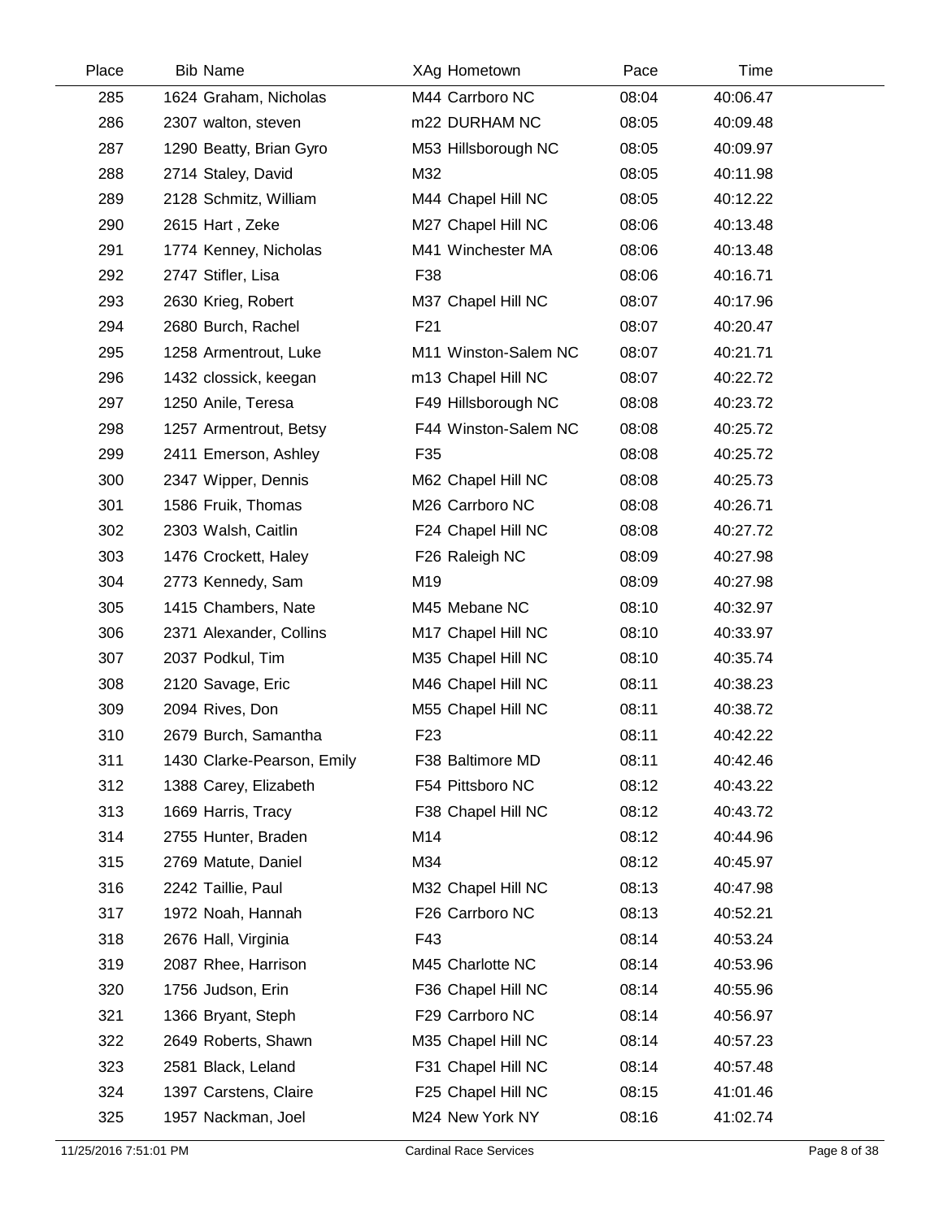| Place | Bib Name | XAg Hometown | Pace | Time |
|---|---|---|---|---|
| 285 | 1624 Graham, Nicholas | M44 Carrboro NC | 08:04 | 40:06.47 |
| 286 | 2307 walton, steven | m22 DURHAM NC | 08:05 | 40:09.48 |
| 287 | 1290 Beatty, Brian Gyro | M53 Hillsborough NC | 08:05 | 40:09.97 |
| 288 | 2714 Staley, David | M32 | 08:05 | 40:11.98 |
| 289 | 2128 Schmitz, William | M44 Chapel Hill NC | 08:05 | 40:12.22 |
| 290 | 2615 Hart , Zeke | M27 Chapel Hill NC | 08:06 | 40:13.48 |
| 291 | 1774 Kenney, Nicholas | M41 Winchester MA | 08:06 | 40:13.48 |
| 292 | 2747 Stifler, Lisa | F38 | 08:06 | 40:16.71 |
| 293 | 2630 Krieg, Robert | M37 Chapel Hill NC | 08:07 | 40:17.96 |
| 294 | 2680 Burch, Rachel | F21 | 08:07 | 40:20.47 |
| 295 | 1258 Armentrout, Luke | M11 Winston-Salem NC | 08:07 | 40:21.71 |
| 296 | 1432 clossick, keegan | m13 Chapel Hill NC | 08:07 | 40:22.72 |
| 297 | 1250 Anile, Teresa | F49 Hillsborough NC | 08:08 | 40:23.72 |
| 298 | 1257 Armentrout, Betsy | F44 Winston-Salem NC | 08:08 | 40:25.72 |
| 299 | 2411 Emerson, Ashley | F35 | 08:08 | 40:25.72 |
| 300 | 2347 Wipper, Dennis | M62 Chapel Hill NC | 08:08 | 40:25.73 |
| 301 | 1586 Fruik, Thomas | M26 Carrboro NC | 08:08 | 40:26.71 |
| 302 | 2303 Walsh, Caitlin | F24 Chapel Hill NC | 08:08 | 40:27.72 |
| 303 | 1476 Crockett, Haley | F26 Raleigh NC | 08:09 | 40:27.98 |
| 304 | 2773 Kennedy, Sam | M19 | 08:09 | 40:27.98 |
| 305 | 1415 Chambers, Nate | M45 Mebane NC | 08:10 | 40:32.97 |
| 306 | 2371 Alexander, Collins | M17 Chapel Hill NC | 08:10 | 40:33.97 |
| 307 | 2037 Podkul, Tim | M35 Chapel Hill NC | 08:10 | 40:35.74 |
| 308 | 2120 Savage, Eric | M46 Chapel Hill NC | 08:11 | 40:38.23 |
| 309 | 2094 Rives, Don | M55 Chapel Hill NC | 08:11 | 40:38.72 |
| 310 | 2679 Burch, Samantha | F23 | 08:11 | 40:42.22 |
| 311 | 1430 Clarke-Pearson, Emily | F38 Baltimore MD | 08:11 | 40:42.46 |
| 312 | 1388 Carey, Elizabeth | F54 Pittsboro NC | 08:12 | 40:43.22 |
| 313 | 1669 Harris, Tracy | F38 Chapel Hill NC | 08:12 | 40:43.72 |
| 314 | 2755 Hunter, Braden | M14 | 08:12 | 40:44.96 |
| 315 | 2769 Matute, Daniel | M34 | 08:12 | 40:45.97 |
| 316 | 2242 Taillie, Paul | M32 Chapel Hill NC | 08:13 | 40:47.98 |
| 317 | 1972 Noah, Hannah | F26 Carrboro NC | 08:13 | 40:52.21 |
| 318 | 2676 Hall, Virginia | F43 | 08:14 | 40:53.24 |
| 319 | 2087 Rhee, Harrison | M45 Charlotte NC | 08:14 | 40:53.96 |
| 320 | 1756 Judson, Erin | F36 Chapel Hill NC | 08:14 | 40:55.96 |
| 321 | 1366 Bryant, Steph | F29 Carrboro NC | 08:14 | 40:56.97 |
| 322 | 2649 Roberts, Shawn | M35 Chapel Hill NC | 08:14 | 40:57.23 |
| 323 | 2581 Black, Leland | F31 Chapel Hill NC | 08:14 | 40:57.48 |
| 324 | 1397 Carstens, Claire | F25 Chapel Hill NC | 08:15 | 41:01.46 |
| 325 | 1957 Nackman, Joel | M24 New York NY | 08:16 | 41:02.74 |

11/25/2016 7:51:01 PM Cardinal Race Services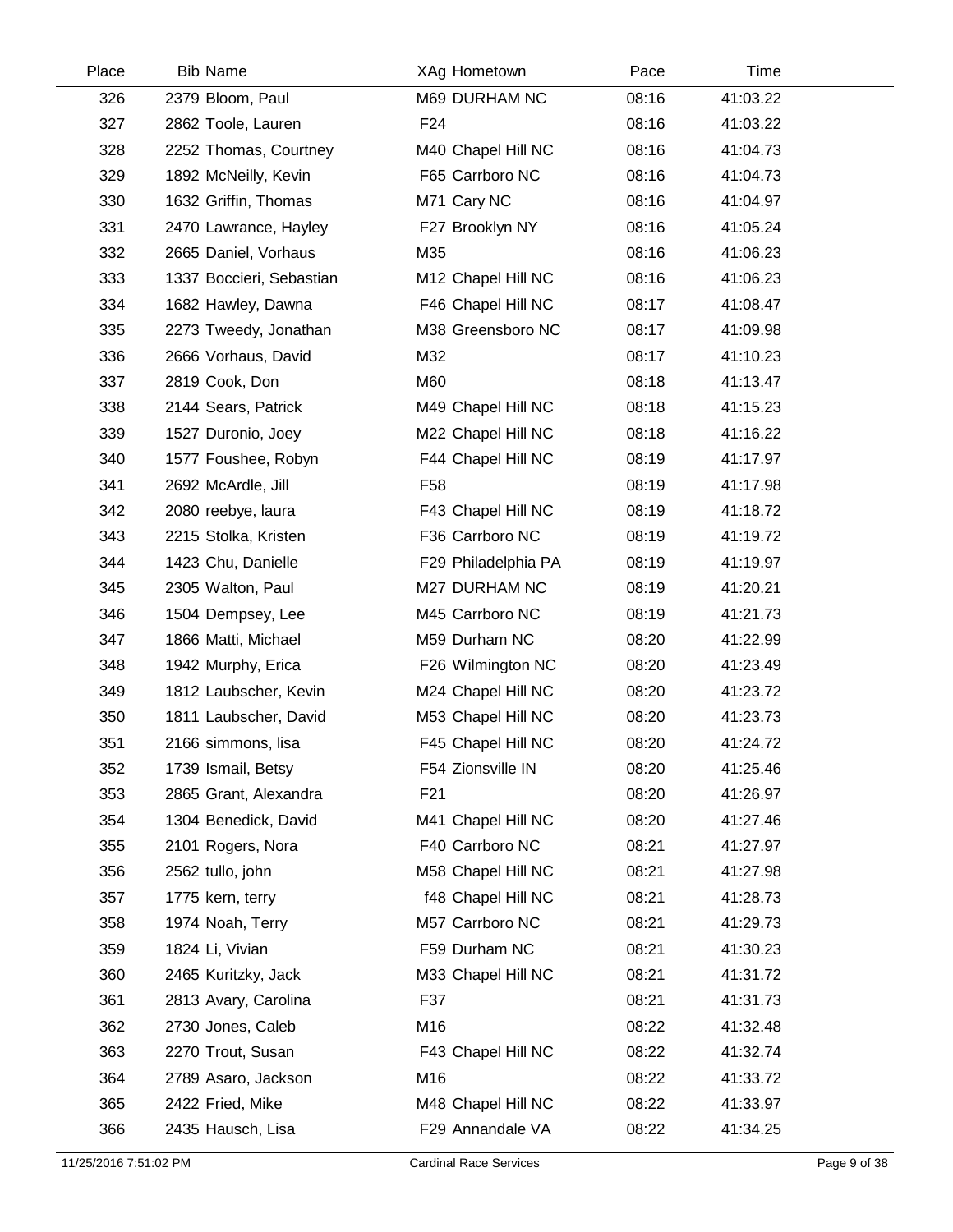| Place | Bib Name | XAg Hometown | Pace | Time |
|---|---|---|---|---|
| 326 | 2379 Bloom, Paul | M69 DURHAM NC | 08:16 | 41:03.22 |
| 327 | 2862 Toole, Lauren | F24 | 08:16 | 41:03.22 |
| 328 | 2252 Thomas, Courtney | M40 Chapel Hill NC | 08:16 | 41:04.73 |
| 329 | 1892 McNeilly, Kevin | F65 Carrboro NC | 08:16 | 41:04.73 |
| 330 | 1632 Griffin, Thomas | M71 Cary NC | 08:16 | 41:04.97 |
| 331 | 2470 Lawrance, Hayley | F27 Brooklyn NY | 08:16 | 41:05.24 |
| 332 | 2665 Daniel, Vorhaus | M35 | 08:16 | 41:06.23 |
| 333 | 1337 Boccieri, Sebastian | M12 Chapel Hill NC | 08:16 | 41:06.23 |
| 334 | 1682 Hawley, Dawna | F46 Chapel Hill NC | 08:17 | 41:08.47 |
| 335 | 2273 Tweedy, Jonathan | M38 Greensboro NC | 08:17 | 41:09.98 |
| 336 | 2666 Vorhaus, David | M32 | 08:17 | 41:10.23 |
| 337 | 2819 Cook, Don | M60 | 08:18 | 41:13.47 |
| 338 | 2144 Sears, Patrick | M49 Chapel Hill NC | 08:18 | 41:15.23 |
| 339 | 1527 Duronio, Joey | M22 Chapel Hill NC | 08:18 | 41:16.22 |
| 340 | 1577 Foushee, Robyn | F44 Chapel Hill NC | 08:19 | 41:17.97 |
| 341 | 2692 McArdle, Jill | F58 | 08:19 | 41:17.98 |
| 342 | 2080 reebye, laura | F43 Chapel Hill NC | 08:19 | 41:18.72 |
| 343 | 2215 Stolka, Kristen | F36 Carrboro NC | 08:19 | 41:19.72 |
| 344 | 1423 Chu, Danielle | F29 Philadelphia PA | 08:19 | 41:19.97 |
| 345 | 2305 Walton, Paul | M27 DURHAM NC | 08:19 | 41:20.21 |
| 346 | 1504 Dempsey, Lee | M45 Carrboro NC | 08:19 | 41:21.73 |
| 347 | 1866 Matti, Michael | M59 Durham NC | 08:20 | 41:22.99 |
| 348 | 1942 Murphy, Erica | F26 Wilmington NC | 08:20 | 41:23.49 |
| 349 | 1812 Laubscher, Kevin | M24 Chapel Hill NC | 08:20 | 41:23.72 |
| 350 | 1811 Laubscher, David | M53 Chapel Hill NC | 08:20 | 41:23.73 |
| 351 | 2166 simmons, lisa | F45 Chapel Hill NC | 08:20 | 41:24.72 |
| 352 | 1739 Ismail, Betsy | F54 Zionsville IN | 08:20 | 41:25.46 |
| 353 | 2865 Grant, Alexandra | F21 | 08:20 | 41:26.97 |
| 354 | 1304 Benedick, David | M41 Chapel Hill NC | 08:20 | 41:27.46 |
| 355 | 2101 Rogers, Nora | F40 Carrboro NC | 08:21 | 41:27.97 |
| 356 | 2562 tullo, john | M58 Chapel Hill NC | 08:21 | 41:27.98 |
| 357 | 1775 kern, terry | f48 Chapel Hill NC | 08:21 | 41:28.73 |
| 358 | 1974 Noah, Terry | M57 Carrboro NC | 08:21 | 41:29.73 |
| 359 | 1824 Li, Vivian | F59 Durham NC | 08:21 | 41:30.23 |
| 360 | 2465 Kuritzky, Jack | M33 Chapel Hill NC | 08:21 | 41:31.72 |
| 361 | 2813 Avary, Carolina | F37 | 08:21 | 41:31.73 |
| 362 | 2730 Jones, Caleb | M16 | 08:22 | 41:32.48 |
| 363 | 2270 Trout, Susan | F43 Chapel Hill NC | 08:22 | 41:32.74 |
| 364 | 2789 Asaro, Jackson | M16 | 08:22 | 41:33.72 |
| 365 | 2422 Fried, Mike | M48 Chapel Hill NC | 08:22 | 41:33.97 |
| 366 | 2435 Hausch, Lisa | F29 Annandale VA | 08:22 | 41:34.25 |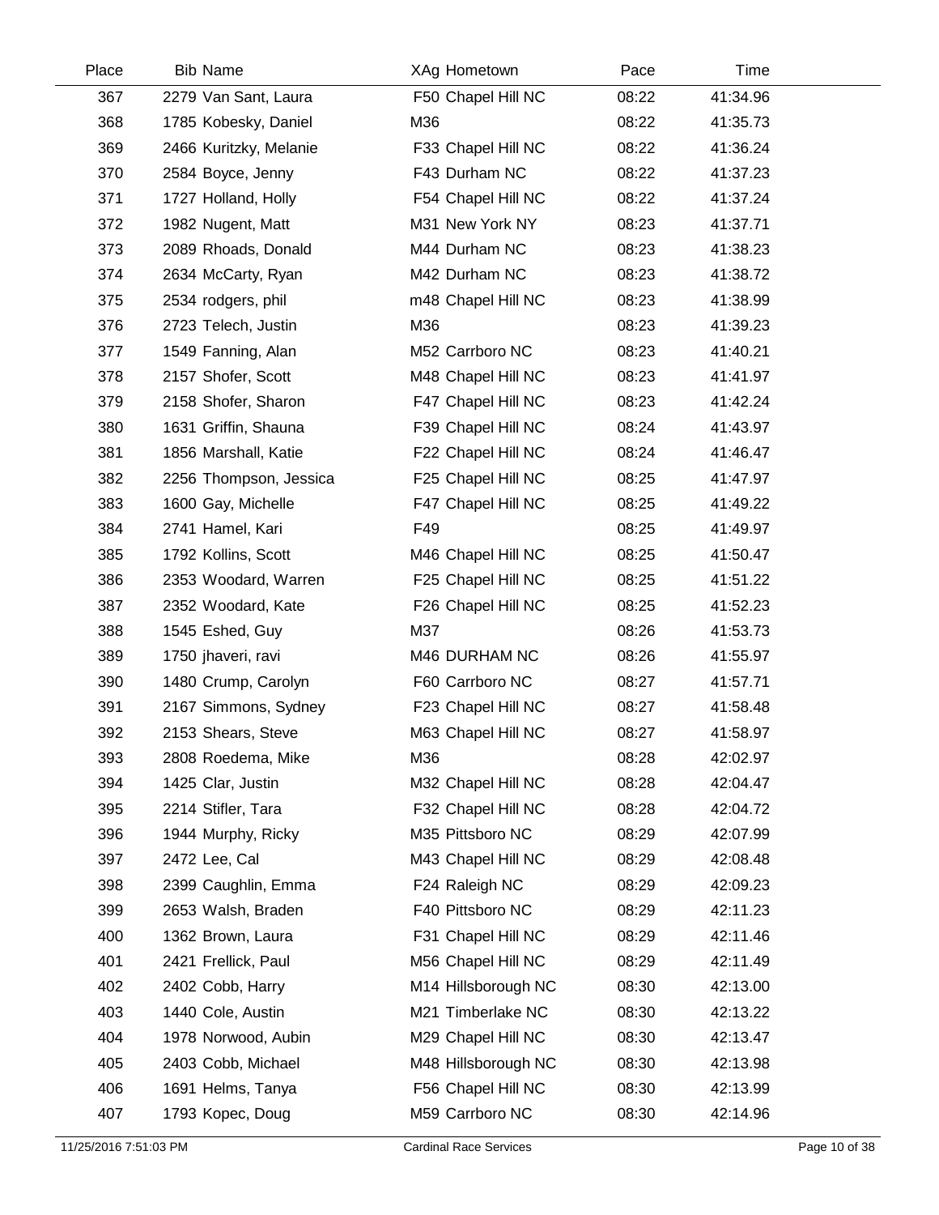| Place | Bib | Name | XAg | Hometown | Pace | Time |
|---|---|---|---|---|---|---|
| 367 | 2279 | Van Sant, Laura | F50 | Chapel Hill NC | 08:22 | 41:34.96 |
| 368 | 1785 | Kobesky, Daniel | M36 | | 08:22 | 41:35.73 |
| 369 | 2466 | Kuritzky, Melanie | F33 | Chapel Hill NC | 08:22 | 41:36.24 |
| 370 | 2584 | Boyce, Jenny | F43 | Durham NC | 08:22 | 41:37.23 |
| 371 | 1727 | Holland, Holly | F54 | Chapel Hill NC | 08:22 | 41:37.24 |
| 372 | 1982 | Nugent, Matt | M31 | New York NY | 08:23 | 41:37.71 |
| 373 | 2089 | Rhoads, Donald | M44 | Durham NC | 08:23 | 41:38.23 |
| 374 | 2634 | McCarty, Ryan | M42 | Durham NC | 08:23 | 41:38.72 |
| 375 | 2534 | rodgers, phil | m48 | Chapel Hill NC | 08:23 | 41:38.99 |
| 376 | 2723 | Telech, Justin | M36 | | 08:23 | 41:39.23 |
| 377 | 1549 | Fanning, Alan | M52 | Carrboro NC | 08:23 | 41:40.21 |
| 378 | 2157 | Shofer, Scott | M48 | Chapel Hill NC | 08:23 | 41:41.97 |
| 379 | 2158 | Shofer, Sharon | F47 | Chapel Hill NC | 08:23 | 41:42.24 |
| 380 | 1631 | Griffin, Shauna | F39 | Chapel Hill NC | 08:24 | 41:43.97 |
| 381 | 1856 | Marshall, Katie | F22 | Chapel Hill NC | 08:24 | 41:46.47 |
| 382 | 2256 | Thompson, Jessica | F25 | Chapel Hill NC | 08:25 | 41:47.97 |
| 383 | 1600 | Gay, Michelle | F47 | Chapel Hill NC | 08:25 | 41:49.22 |
| 384 | 2741 | Hamel, Kari | F49 | | 08:25 | 41:49.97 |
| 385 | 1792 | Kollins, Scott | M46 | Chapel Hill NC | 08:25 | 41:50.47 |
| 386 | 2353 | Woodard, Warren | F25 | Chapel Hill NC | 08:25 | 41:51.22 |
| 387 | 2352 | Woodard, Kate | F26 | Chapel Hill NC | 08:25 | 41:52.23 |
| 388 | 1545 | Eshed, Guy | M37 | | 08:26 | 41:53.73 |
| 389 | 1750 | jhaveri, ravi | M46 | DURHAM NC | 08:26 | 41:55.97 |
| 390 | 1480 | Crump, Carolyn | F60 | Carrboro NC | 08:27 | 41:57.71 |
| 391 | 2167 | Simmons, Sydney | F23 | Chapel Hill NC | 08:27 | 41:58.48 |
| 392 | 2153 | Shears, Steve | M63 | Chapel Hill NC | 08:27 | 41:58.97 |
| 393 | 2808 | Roedema, Mike | M36 | | 08:28 | 42:02.97 |
| 394 | 1425 | Clar, Justin | M32 | Chapel Hill NC | 08:28 | 42:04.47 |
| 395 | 2214 | Stifler, Tara | F32 | Chapel Hill NC | 08:28 | 42:04.72 |
| 396 | 1944 | Murphy, Ricky | M35 | Pittsboro NC | 08:29 | 42:07.99 |
| 397 | 2472 | Lee, Cal | M43 | Chapel Hill NC | 08:29 | 42:08.48 |
| 398 | 2399 | Caughlin, Emma | F24 | Raleigh NC | 08:29 | 42:09.23 |
| 399 | 2653 | Walsh, Braden | F40 | Pittsboro NC | 08:29 | 42:11.23 |
| 400 | 1362 | Brown, Laura | F31 | Chapel Hill NC | 08:29 | 42:11.46 |
| 401 | 2421 | Frellick, Paul | M56 | Chapel Hill NC | 08:29 | 42:11.49 |
| 402 | 2402 | Cobb, Harry | M14 | Hillsborough NC | 08:30 | 42:13.00 |
| 403 | 1440 | Cole, Austin | M21 | Timberlake NC | 08:30 | 42:13.22 |
| 404 | 1978 | Norwood, Aubin | M29 | Chapel Hill NC | 08:30 | 42:13.47 |
| 405 | 2403 | Cobb, Michael | M48 | Hillsborough NC | 08:30 | 42:13.98 |
| 406 | 1691 | Helms, Tanya | F56 | Chapel Hill NC | 08:30 | 42:13.99 |
| 407 | 1793 | Kopec, Doug | M59 | Carrboro NC | 08:30 | 42:14.96 |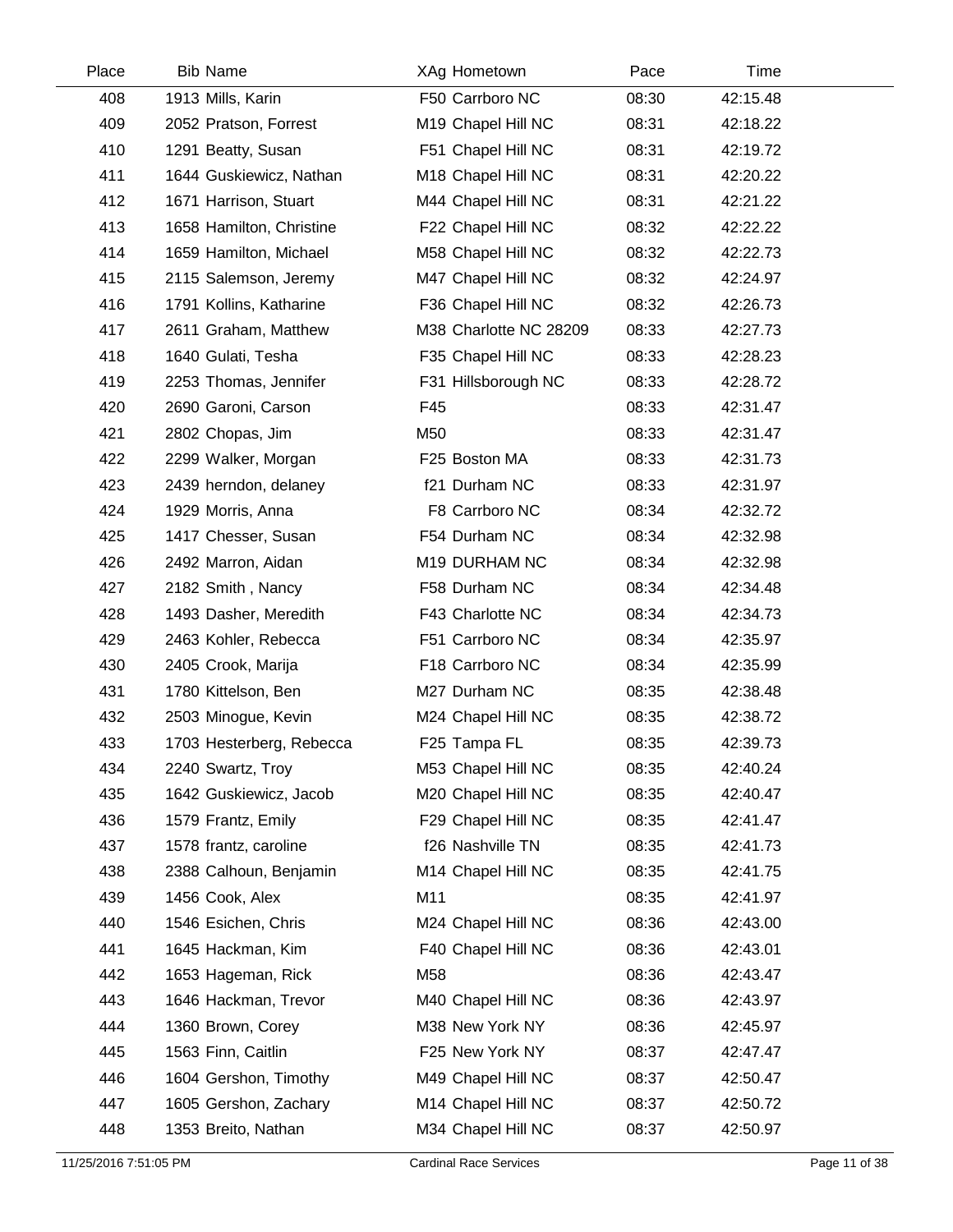| Place | Bib | Name | XAg | Hometown | Pace | Time |
|---|---|---|---|---|---|---|
| 408 | 1913 | Mills, Karin | F50 | Carrboro NC | 08:30 | 42:15.48 |
| 409 | 2052 | Pratson, Forrest | M19 | Chapel Hill NC | 08:31 | 42:18.22 |
| 410 | 1291 | Beatty, Susan | F51 | Chapel Hill NC | 08:31 | 42:19.72 |
| 411 | 1644 | Guskiewicz, Nathan | M18 | Chapel Hill NC | 08:31 | 42:20.22 |
| 412 | 1671 | Harrison, Stuart | M44 | Chapel Hill NC | 08:31 | 42:21.22 |
| 413 | 1658 | Hamilton, Christine | F22 | Chapel Hill NC | 08:32 | 42:22.22 |
| 414 | 1659 | Hamilton, Michael | M58 | Chapel Hill NC | 08:32 | 42:22.73 |
| 415 | 2115 | Salemson, Jeremy | M47 | Chapel Hill NC | 08:32 | 42:24.97 |
| 416 | 1791 | Kollins, Katharine | F36 | Chapel Hill NC | 08:32 | 42:26.73 |
| 417 | 2611 | Graham, Matthew | M38 | Charlotte NC 28209 | 08:33 | 42:27.73 |
| 418 | 1640 | Gulati, Tesha | F35 | Chapel Hill NC | 08:33 | 42:28.23 |
| 419 | 2253 | Thomas, Jennifer | F31 | Hillsborough NC | 08:33 | 42:28.72 |
| 420 | 2690 | Garoni, Carson | F45 | | 08:33 | 42:31.47 |
| 421 | 2802 | Chopas, Jim | M50 | | 08:33 | 42:31.47 |
| 422 | 2299 | Walker, Morgan | F25 | Boston MA | 08:33 | 42:31.73 |
| 423 | 2439 | herndon, delaney | f21 | Durham NC | 08:33 | 42:31.97 |
| 424 | 1929 | Morris, Anna | F8 | Carrboro NC | 08:34 | 42:32.72 |
| 425 | 1417 | Chesser, Susan | F54 | Durham NC | 08:34 | 42:32.98 |
| 426 | 2492 | Marron, Aidan | M19 | DURHAM NC | 08:34 | 42:32.98 |
| 427 | 2182 | Smith , Nancy | F58 | Durham NC | 08:34 | 42:34.48 |
| 428 | 1493 | Dasher, Meredith | F43 | Charlotte NC | 08:34 | 42:34.73 |
| 429 | 2463 | Kohler, Rebecca | F51 | Carrboro NC | 08:34 | 42:35.97 |
| 430 | 2405 | Crook, Marija | F18 | Carrboro NC | 08:34 | 42:35.99 |
| 431 | 1780 | Kittelson, Ben | M27 | Durham NC | 08:35 | 42:38.48 |
| 432 | 2503 | Minogue, Kevin | M24 | Chapel Hill NC | 08:35 | 42:38.72 |
| 433 | 1703 | Hesterberg, Rebecca | F25 | Tampa FL | 08:35 | 42:39.73 |
| 434 | 2240 | Swartz, Troy | M53 | Chapel Hill NC | 08:35 | 42:40.24 |
| 435 | 1642 | Guskiewicz, Jacob | M20 | Chapel Hill NC | 08:35 | 42:40.47 |
| 436 | 1579 | Frantz, Emily | F29 | Chapel Hill NC | 08:35 | 42:41.47 |
| 437 | 1578 | frantz, caroline | f26 | Nashville TN | 08:35 | 42:41.73 |
| 438 | 2388 | Calhoun, Benjamin | M14 | Chapel Hill NC | 08:35 | 42:41.75 |
| 439 | 1456 | Cook, Alex | M11 | | 08:35 | 42:41.97 |
| 440 | 1546 | Esichen, Chris | M24 | Chapel Hill NC | 08:36 | 42:43.00 |
| 441 | 1645 | Hackman, Kim | F40 | Chapel Hill NC | 08:36 | 42:43.01 |
| 442 | 1653 | Hageman, Rick | M58 | | 08:36 | 42:43.47 |
| 443 | 1646 | Hackman, Trevor | M40 | Chapel Hill NC | 08:36 | 42:43.97 |
| 444 | 1360 | Brown, Corey | M38 | New York NY | 08:36 | 42:45.97 |
| 445 | 1563 | Finn, Caitlin | F25 | New York NY | 08:37 | 42:47.47 |
| 446 | 1604 | Gershon, Timothy | M49 | Chapel Hill NC | 08:37 | 42:50.47 |
| 447 | 1605 | Gershon, Zachary | M14 | Chapel Hill NC | 08:37 | 42:50.72 |
| 448 | 1353 | Breito, Nathan | M34 | Chapel Hill NC | 08:37 | 42:50.97 |

11/25/2016 7:51:05 PM Cardinal Race Services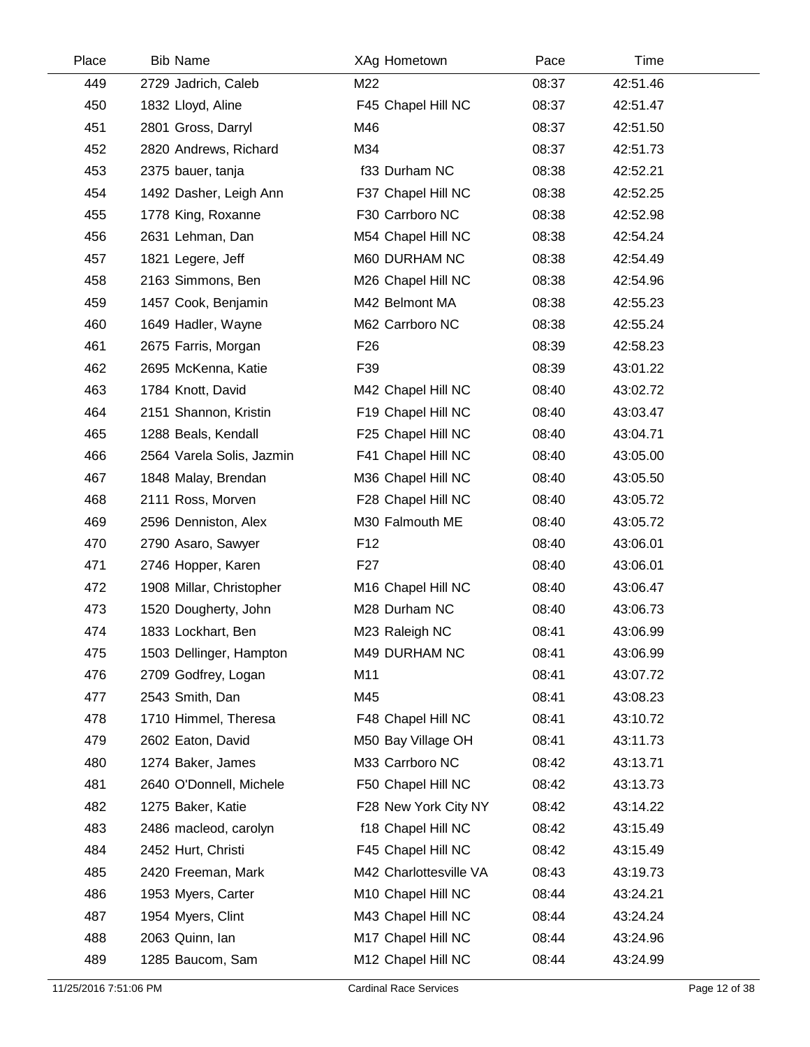| Place | Bib | Name | XAg | Hometown | Pace | Time |
|---|---|---|---|---|---|---|
| 449 | 2729 | Jadrich, Caleb | M22 | | 08:37 | 42:51.46 |
| 450 | 1832 | Lloyd, Aline | F45 | Chapel Hill NC | 08:37 | 42:51.47 |
| 451 | 2801 | Gross, Darryl | M46 | | 08:37 | 42:51.50 |
| 452 | 2820 | Andrews, Richard | M34 | | 08:37 | 42:51.73 |
| 453 | 2375 | bauer, tanja | f33 | Durham NC | 08:38 | 42:52.21 |
| 454 | 1492 | Dasher, Leigh Ann | F37 | Chapel Hill NC | 08:38 | 42:52.25 |
| 455 | 1778 | King, Roxanne | F30 | Carrboro NC | 08:38 | 42:52.98 |
| 456 | 2631 | Lehman, Dan | M54 | Chapel Hill NC | 08:38 | 42:54.24 |
| 457 | 1821 | Legere, Jeff | M60 | DURHAM NC | 08:38 | 42:54.49 |
| 458 | 2163 | Simmons, Ben | M26 | Chapel Hill NC | 08:38 | 42:54.96 |
| 459 | 1457 | Cook, Benjamin | M42 | Belmont MA | 08:38 | 42:55.23 |
| 460 | 1649 | Hadler, Wayne | M62 | Carrboro NC | 08:38 | 42:55.24 |
| 461 | 2675 | Farris, Morgan | F26 | | 08:39 | 42:58.23 |
| 462 | 2695 | McKenna, Katie | F39 | | 08:39 | 43:01.22 |
| 463 | 1784 | Knott, David | M42 | Chapel Hill NC | 08:40 | 43:02.72 |
| 464 | 2151 | Shannon, Kristin | F19 | Chapel Hill NC | 08:40 | 43:03.47 |
| 465 | 1288 | Beals, Kendall | F25 | Chapel Hill NC | 08:40 | 43:04.71 |
| 466 | 2564 | Varela Solis, Jazmin | F41 | Chapel Hill NC | 08:40 | 43:05.00 |
| 467 | 1848 | Malay, Brendan | M36 | Chapel Hill NC | 08:40 | 43:05.50 |
| 468 | 2111 | Ross, Morven | F28 | Chapel Hill NC | 08:40 | 43:05.72 |
| 469 | 2596 | Denniston, Alex | M30 | Falmouth ME | 08:40 | 43:05.72 |
| 470 | 2790 | Asaro, Sawyer | F12 | | 08:40 | 43:06.01 |
| 471 | 2746 | Hopper, Karen | F27 | | 08:40 | 43:06.01 |
| 472 | 1908 | Millar, Christopher | M16 | Chapel Hill NC | 08:40 | 43:06.47 |
| 473 | 1520 | Dougherty, John | M28 | Durham NC | 08:40 | 43:06.73 |
| 474 | 1833 | Lockhart, Ben | M23 | Raleigh NC | 08:41 | 43:06.99 |
| 475 | 1503 | Dellinger, Hampton | M49 | DURHAM NC | 08:41 | 43:06.99 |
| 476 | 2709 | Godfrey, Logan | M11 | | 08:41 | 43:07.72 |
| 477 | 2543 | Smith, Dan | M45 | | 08:41 | 43:08.23 |
| 478 | 1710 | Himmel, Theresa | F48 | Chapel Hill NC | 08:41 | 43:10.72 |
| 479 | 2602 | Eaton, David | M50 | Bay Village OH | 08:41 | 43:11.73 |
| 480 | 1274 | Baker, James | M33 | Carrboro NC | 08:42 | 43:13.71 |
| 481 | 2640 | O'Donnell, Michele | F50 | Chapel Hill NC | 08:42 | 43:13.73 |
| 482 | 1275 | Baker, Katie | F28 | New York City NY | 08:42 | 43:14.22 |
| 483 | 2486 | macleod, carolyn | f18 | Chapel Hill NC | 08:42 | 43:15.49 |
| 484 | 2452 | Hurt, Christi | F45 | Chapel Hill NC | 08:42 | 43:15.49 |
| 485 | 2420 | Freeman, Mark | M42 | Charlottesville VA | 08:43 | 43:19.73 |
| 486 | 1953 | Myers, Carter | M10 | Chapel Hill NC | 08:44 | 43:24.21 |
| 487 | 1954 | Myers, Clint | M43 | Chapel Hill NC | 08:44 | 43:24.24 |
| 488 | 2063 | Quinn, Ian | M17 | Chapel Hill NC | 08:44 | 43:24.96 |
| 489 | 1285 | Baucom, Sam | M12 | Chapel Hill NC | 08:44 | 43:24.99 |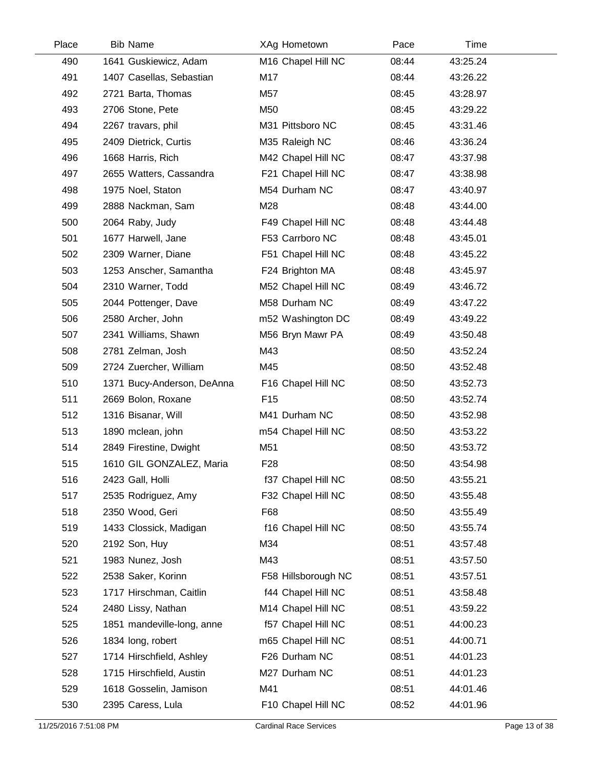| Place | Bib | Name | XAg | Hometown | Pace | Time |
|---|---|---|---|---|---|---|
| 490 | 1641 | Guskiewicz, Adam | M16 | Chapel Hill NC | 08:44 | 43:25.24 |
| 491 | 1407 | Casellas, Sebastian | M17 | | 08:44 | 43:26.22 |
| 492 | 2721 | Barta, Thomas | M57 | | 08:45 | 43:28.97 |
| 493 | 2706 | Stone, Pete | M50 | | 08:45 | 43:29.22 |
| 494 | 2267 | travars, phil | M31 | Pittsboro NC | 08:45 | 43:31.46 |
| 495 | 2409 | Dietrick, Curtis | M35 | Raleigh NC | 08:46 | 43:36.24 |
| 496 | 1668 | Harris, Rich | M42 | Chapel Hill NC | 08:47 | 43:37.98 |
| 497 | 2655 | Watters, Cassandra | F21 | Chapel Hill NC | 08:47 | 43:38.98 |
| 498 | 1975 | Noel, Staton | M54 | Durham NC | 08:47 | 43:40.97 |
| 499 | 2888 | Nackman, Sam | M28 | | 08:48 | 43:44.00 |
| 500 | 2064 | Raby, Judy | F49 | Chapel Hill NC | 08:48 | 43:44.48 |
| 501 | 1677 | Harwell, Jane | F53 | Carrboro NC | 08:48 | 43:45.01 |
| 502 | 2309 | Warner, Diane | F51 | Chapel Hill NC | 08:48 | 43:45.22 |
| 503 | 1253 | Anscher, Samantha | F24 | Brighton MA | 08:48 | 43:45.97 |
| 504 | 2310 | Warner, Todd | M52 | Chapel Hill NC | 08:49 | 43:46.72 |
| 505 | 2044 | Pottenger, Dave | M58 | Durham NC | 08:49 | 43:47.22 |
| 506 | 2580 | Archer, John | m52 | Washington DC | 08:49 | 43:49.22 |
| 507 | 2341 | Williams, Shawn | M56 | Bryn Mawr PA | 08:49 | 43:50.48 |
| 508 | 2781 | Zelman, Josh | M43 | | 08:50 | 43:52.24 |
| 509 | 2724 | Zuercher, William | M45 | | 08:50 | 43:52.48 |
| 510 | 1371 | Bucy-Anderson, DeAnna | F16 | Chapel Hill NC | 08:50 | 43:52.73 |
| 511 | 2669 | Bolon, Roxane | F15 | | 08:50 | 43:52.74 |
| 512 | 1316 | Bisanar, Will | M41 | Durham NC | 08:50 | 43:52.98 |
| 513 | 1890 | mclean, john | m54 | Chapel Hill NC | 08:50 | 43:53.22 |
| 514 | 2849 | Firestine, Dwight | M51 | | 08:50 | 43:53.72 |
| 515 | 1610 | GIL GONZALEZ, Maria | F28 | | 08:50 | 43:54.98 |
| 516 | 2423 | Gall, Holli | f37 | Chapel Hill NC | 08:50 | 43:55.21 |
| 517 | 2535 | Rodriguez, Amy | F32 | Chapel Hill NC | 08:50 | 43:55.48 |
| 518 | 2350 | Wood, Geri | F68 | | 08:50 | 43:55.49 |
| 519 | 1433 | Clossick, Madigan | f16 | Chapel Hill NC | 08:50 | 43:55.74 |
| 520 | 2192 | Son, Huy | M34 | | 08:51 | 43:57.48 |
| 521 | 1983 | Nunez, Josh | M43 | | 08:51 | 43:57.50 |
| 522 | 2538 | Saker, Korinn | F58 | Hillsborough NC | 08:51 | 43:57.51 |
| 523 | 1717 | Hirschman, Caitlin | f44 | Chapel Hill NC | 08:51 | 43:58.48 |
| 524 | 2480 | Lissy, Nathan | M14 | Chapel Hill NC | 08:51 | 43:59.22 |
| 525 | 1851 | mandeville-long, anne | f57 | Chapel Hill NC | 08:51 | 44:00.23 |
| 526 | 1834 | long, robert | m65 | Chapel Hill NC | 08:51 | 44:00.71 |
| 527 | 1714 | Hirschfield, Ashley | F26 | Durham NC | 08:51 | 44:01.23 |
| 528 | 1715 | Hirschfield, Austin | M27 | Durham NC | 08:51 | 44:01.23 |
| 529 | 1618 | Gosselin, Jamison | M41 | | 08:51 | 44:01.46 |
| 530 | 2395 | Caress, Lula | F10 | Chapel Hill NC | 08:52 | 44:01.96 |

11/25/2016 7:51:08 PM Cardinal Race Services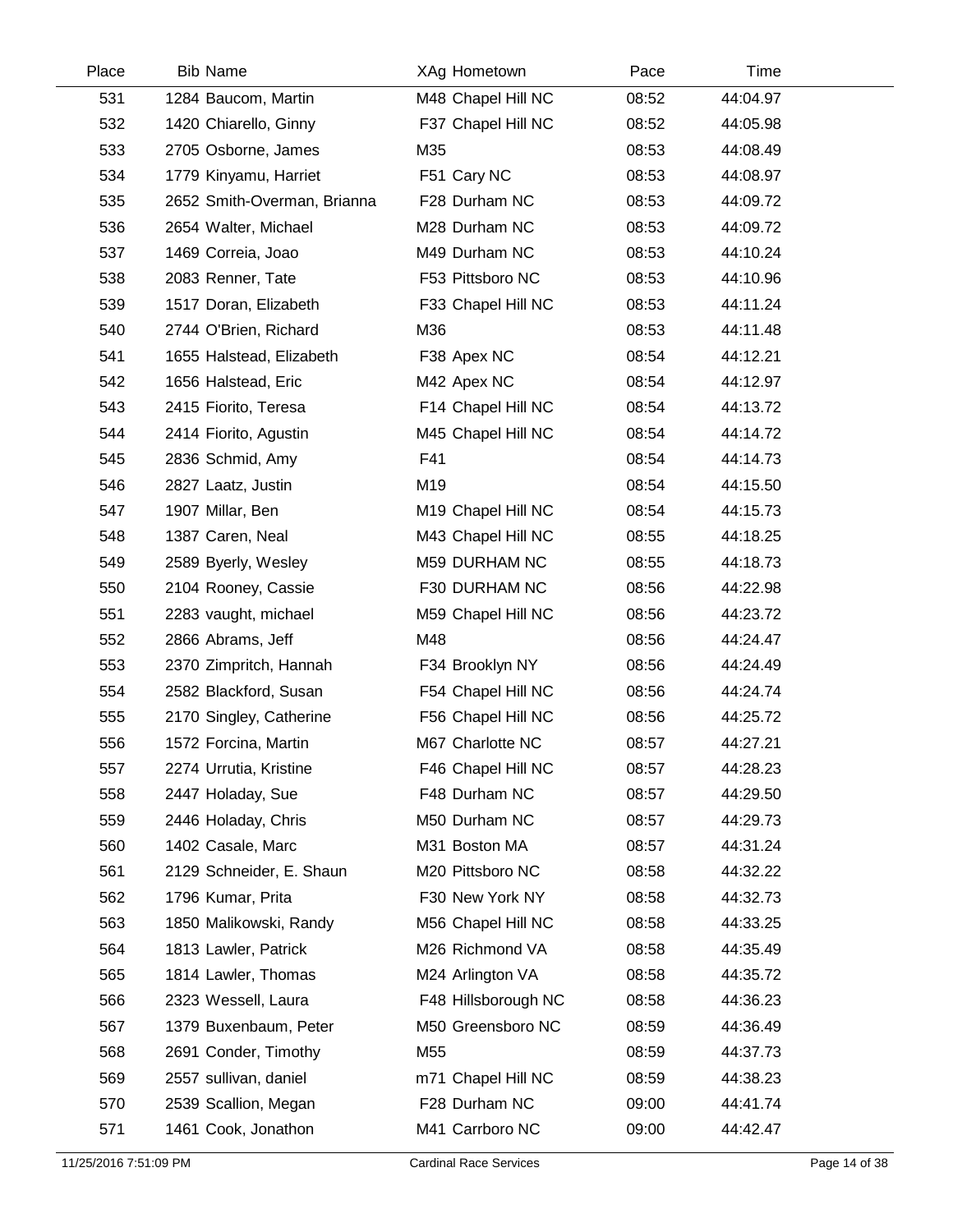| Place | Bib | Name | XAg | Hometown | Pace | Time |
|---|---|---|---|---|---|---|
| 531 | 1284 | Baucom, Martin | M48 | Chapel Hill NC | 08:52 | 44:04.97 |
| 532 | 1420 | Chiarello, Ginny | F37 | Chapel Hill NC | 08:52 | 44:05.98 |
| 533 | 2705 | Osborne, James | M35 | | 08:53 | 44:08.49 |
| 534 | 1779 | Kinyamu, Harriet | F51 | Cary NC | 08:53 | 44:08.97 |
| 535 | 2652 | Smith-Overman, Brianna | F28 | Durham NC | 08:53 | 44:09.72 |
| 536 | 2654 | Walter, Michael | M28 | Durham NC | 08:53 | 44:09.72 |
| 537 | 1469 | Correia, Joao | M49 | Durham NC | 08:53 | 44:10.24 |
| 538 | 2083 | Renner, Tate | F53 | Pittsboro NC | 08:53 | 44:10.96 |
| 539 | 1517 | Doran, Elizabeth | F33 | Chapel Hill NC | 08:53 | 44:11.24 |
| 540 | 2744 | O'Brien, Richard | M36 | | 08:53 | 44:11.48 |
| 541 | 1655 | Halstead, Elizabeth | F38 | Apex NC | 08:54 | 44:12.21 |
| 542 | 1656 | Halstead, Eric | M42 | Apex NC | 08:54 | 44:12.97 |
| 543 | 2415 | Fiorito, Teresa | F14 | Chapel Hill NC | 08:54 | 44:13.72 |
| 544 | 2414 | Fiorito, Agustin | M45 | Chapel Hill NC | 08:54 | 44:14.72 |
| 545 | 2836 | Schmid, Amy | F41 | | 08:54 | 44:14.73 |
| 546 | 2827 | Laatz, Justin | M19 | | 08:54 | 44:15.50 |
| 547 | 1907 | Millar, Ben | M19 | Chapel Hill NC | 08:54 | 44:15.73 |
| 548 | 1387 | Caren, Neal | M43 | Chapel Hill NC | 08:55 | 44:18.25 |
| 549 | 2589 | Byerly, Wesley | M59 | DURHAM NC | 08:55 | 44:18.73 |
| 550 | 2104 | Rooney, Cassie | F30 | DURHAM NC | 08:56 | 44:22.98 |
| 551 | 2283 | vaught, michael | M59 | Chapel Hill NC | 08:56 | 44:23.72 |
| 552 | 2866 | Abrams, Jeff | M48 | | 08:56 | 44:24.47 |
| 553 | 2370 | Zimpritch, Hannah | F34 | Brooklyn NY | 08:56 | 44:24.49 |
| 554 | 2582 | Blackford, Susan | F54 | Chapel Hill NC | 08:56 | 44:24.74 |
| 555 | 2170 | Singley, Catherine | F56 | Chapel Hill NC | 08:56 | 44:25.72 |
| 556 | 1572 | Forcina, Martin | M67 | Charlotte NC | 08:57 | 44:27.21 |
| 557 | 2274 | Urrutia, Kristine | F46 | Chapel Hill NC | 08:57 | 44:28.23 |
| 558 | 2447 | Holaday, Sue | F48 | Durham NC | 08:57 | 44:29.50 |
| 559 | 2446 | Holaday, Chris | M50 | Durham NC | 08:57 | 44:29.73 |
| 560 | 1402 | Casale, Marc | M31 | Boston MA | 08:57 | 44:31.24 |
| 561 | 2129 | Schneider, E. Shaun | M20 | Pittsboro NC | 08:58 | 44:32.22 |
| 562 | 1796 | Kumar, Prita | F30 | New York NY | 08:58 | 44:32.73 |
| 563 | 1850 | Malikowski, Randy | M56 | Chapel Hill NC | 08:58 | 44:33.25 |
| 564 | 1813 | Lawler, Patrick | M26 | Richmond VA | 08:58 | 44:35.49 |
| 565 | 1814 | Lawler, Thomas | M24 | Arlington VA | 08:58 | 44:35.72 |
| 566 | 2323 | Wessell, Laura | F48 | Hillsborough NC | 08:58 | 44:36.23 |
| 567 | 1379 | Buxenbaum, Peter | M50 | Greensboro NC | 08:59 | 44:36.49 |
| 568 | 2691 | Conder, Timothy | M55 | | 08:59 | 44:37.73 |
| 569 | 2557 | sullivan, daniel | m71 | Chapel Hill NC | 08:59 | 44:38.23 |
| 570 | 2539 | Scallion, Megan | F28 | Durham NC | 09:00 | 44:41.74 |
| 571 | 1461 | Cook, Jonathon | M41 | Carrboro NC | 09:00 | 44:42.47 |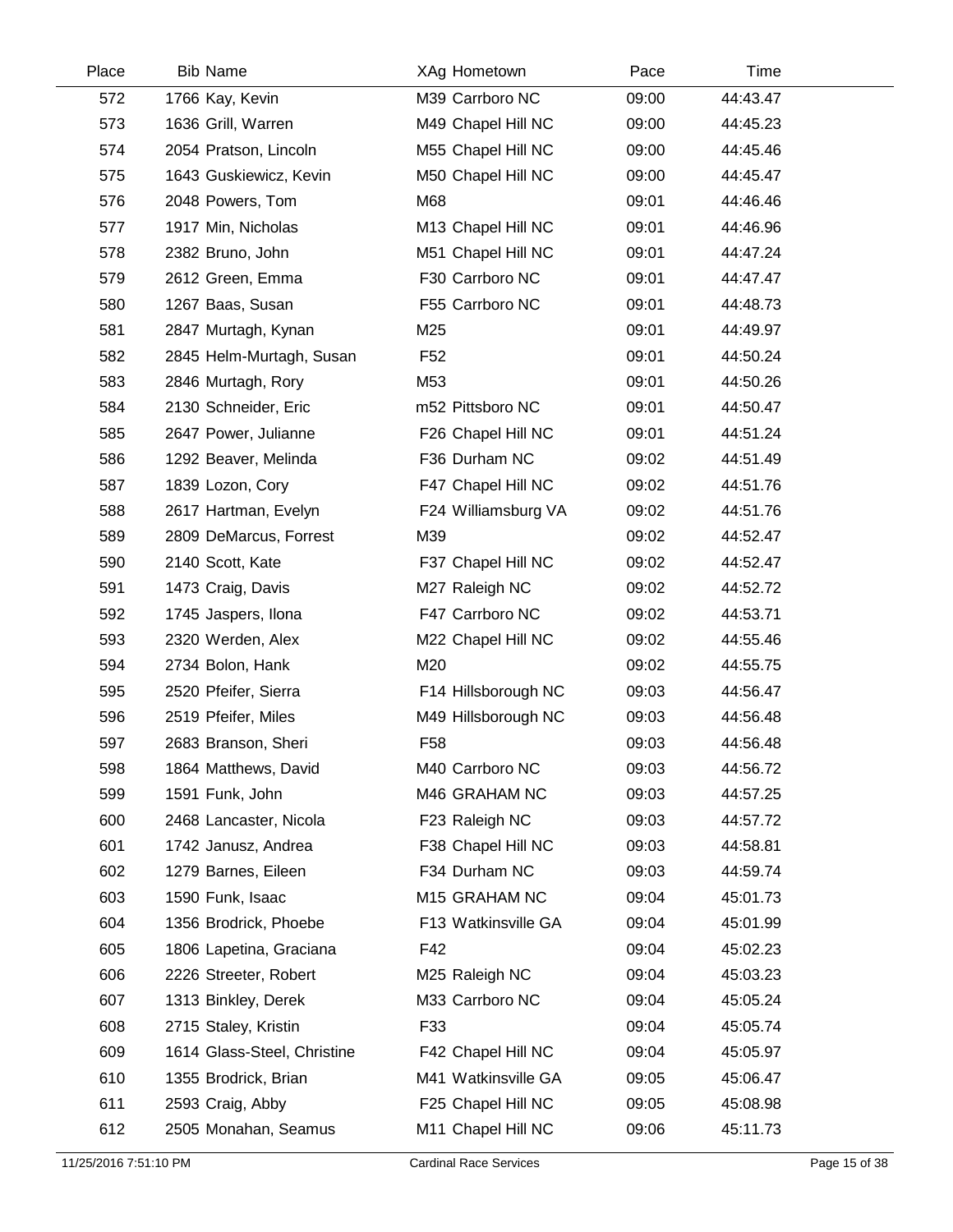| Place | Bib | Name | XAg | Hometown | Pace | Time |
|---|---|---|---|---|---|---|
| 572 | 1766 | Kay, Kevin | M39 | Carrboro NC | 09:00 | 44:43.47 |
| 573 | 1636 | Grill, Warren | M49 | Chapel Hill NC | 09:00 | 44:45.23 |
| 574 | 2054 | Pratson, Lincoln | M55 | Chapel Hill NC | 09:00 | 44:45.46 |
| 575 | 1643 | Guskiewicz, Kevin | M50 | Chapel Hill NC | 09:00 | 44:45.47 |
| 576 | 2048 | Powers, Tom | M68 | | 09:01 | 44:46.46 |
| 577 | 1917 | Min, Nicholas | M13 | Chapel Hill NC | 09:01 | 44:46.96 |
| 578 | 2382 | Bruno, John | M51 | Chapel Hill NC | 09:01 | 44:47.24 |
| 579 | 2612 | Green, Emma | F30 | Carrboro NC | 09:01 | 44:47.47 |
| 580 | 1267 | Baas, Susan | F55 | Carrboro NC | 09:01 | 44:48.73 |
| 581 | 2847 | Murtagh, Kynan | M25 | | 09:01 | 44:49.97 |
| 582 | 2845 | Helm-Murtagh, Susan | F52 | | 09:01 | 44:50.24 |
| 583 | 2846 | Murtagh, Rory | M53 | | 09:01 | 44:50.26 |
| 584 | 2130 | Schneider, Eric | m52 | Pittsboro NC | 09:01 | 44:50.47 |
| 585 | 2647 | Power, Julianne | F26 | Chapel Hill NC | 09:01 | 44:51.24 |
| 586 | 1292 | Beaver, Melinda | F36 | Durham NC | 09:02 | 44:51.49 |
| 587 | 1839 | Lozon, Cory | F47 | Chapel Hill NC | 09:02 | 44:51.76 |
| 588 | 2617 | Hartman, Evelyn | F24 | Williamsburg VA | 09:02 | 44:51.76 |
| 589 | 2809 | DeMarcus, Forrest | M39 | | 09:02 | 44:52.47 |
| 590 | 2140 | Scott, Kate | F37 | Chapel Hill NC | 09:02 | 44:52.47 |
| 591 | 1473 | Craig, Davis | M27 | Raleigh NC | 09:02 | 44:52.72 |
| 592 | 1745 | Jaspers, Ilona | F47 | Carrboro NC | 09:02 | 44:53.71 |
| 593 | 2320 | Werden, Alex | M22 | Chapel Hill NC | 09:02 | 44:55.46 |
| 594 | 2734 | Bolon, Hank | M20 | | 09:02 | 44:55.75 |
| 595 | 2520 | Pfeifer, Sierra | F14 | Hillsborough NC | 09:03 | 44:56.47 |
| 596 | 2519 | Pfeifer, Miles | M49 | Hillsborough NC | 09:03 | 44:56.48 |
| 597 | 2683 | Branson, Sheri | F58 | | 09:03 | 44:56.48 |
| 598 | 1864 | Matthews, David | M40 | Carrboro NC | 09:03 | 44:56.72 |
| 599 | 1591 | Funk, John | M46 | GRAHAM NC | 09:03 | 44:57.25 |
| 600 | 2468 | Lancaster, Nicola | F23 | Raleigh NC | 09:03 | 44:57.72 |
| 601 | 1742 | Janusz, Andrea | F38 | Chapel Hill NC | 09:03 | 44:58.81 |
| 602 | 1279 | Barnes, Eileen | F34 | Durham NC | 09:03 | 44:59.74 |
| 603 | 1590 | Funk, Isaac | M15 | GRAHAM NC | 09:04 | 45:01.73 |
| 604 | 1356 | Brodrick, Phoebe | F13 | Watkinsville GA | 09:04 | 45:01.99 |
| 605 | 1806 | Lapetina, Graciana | F42 | | 09:04 | 45:02.23 |
| 606 | 2226 | Streeter, Robert | M25 | Raleigh NC | 09:04 | 45:03.23 |
| 607 | 1313 | Binkley, Derek | M33 | Carrboro NC | 09:04 | 45:05.24 |
| 608 | 2715 | Staley, Kristin | F33 | | 09:04 | 45:05.74 |
| 609 | 1614 | Glass-Steel, Christine | F42 | Chapel Hill NC | 09:04 | 45:05.97 |
| 610 | 1355 | Brodrick, Brian | M41 | Watkinsville GA | 09:05 | 45:06.47 |
| 611 | 2593 | Craig, Abby | F25 | Chapel Hill NC | 09:05 | 45:08.98 |
| 612 | 2505 | Monahan, Seamus | M11 | Chapel Hill NC | 09:06 | 45:11.73 |

11/25/2016 7:51:10 PM Cardinal Race Services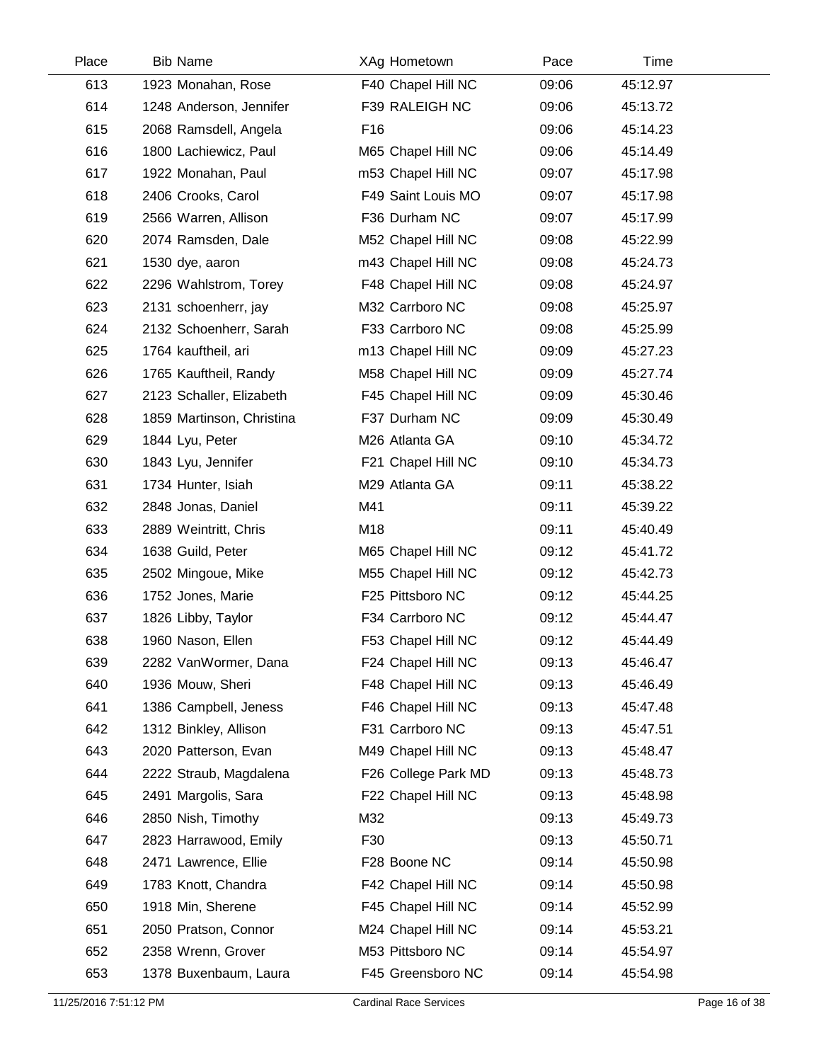| Place | Bib Name | XAg Hometown | Pace | Time |
|---|---|---|---|---|
| 613 | 1923 Monahan, Rose | F40 Chapel Hill NC | 09:06 | 45:12.97 |
| 614 | 1248 Anderson, Jennifer | F39 RALEIGH NC | 09:06 | 45:13.72 |
| 615 | 2068 Ramsdell, Angela | F16 | 09:06 | 45:14.23 |
| 616 | 1800 Lachiewicz, Paul | M65 Chapel Hill NC | 09:06 | 45:14.49 |
| 617 | 1922 Monahan, Paul | m53 Chapel Hill NC | 09:07 | 45:17.98 |
| 618 | 2406 Crooks, Carol | F49 Saint Louis MO | 09:07 | 45:17.98 |
| 619 | 2566 Warren, Allison | F36 Durham NC | 09:07 | 45:17.99 |
| 620 | 2074 Ramsden, Dale | M52 Chapel Hill NC | 09:08 | 45:22.99 |
| 621 | 1530 dye, aaron | m43 Chapel Hill NC | 09:08 | 45:24.73 |
| 622 | 2296 Wahlstrom, Torey | F48 Chapel Hill NC | 09:08 | 45:24.97 |
| 623 | 2131 schoenherr, jay | M32 Carrboro NC | 09:08 | 45:25.97 |
| 624 | 2132 Schoenherr, Sarah | F33 Carrboro NC | 09:08 | 45:25.99 |
| 625 | 1764 kauftheil, ari | m13 Chapel Hill NC | 09:09 | 45:27.23 |
| 626 | 1765 Kauftheil, Randy | M58 Chapel Hill NC | 09:09 | 45:27.74 |
| 627 | 2123 Schaller, Elizabeth | F45 Chapel Hill NC | 09:09 | 45:30.46 |
| 628 | 1859 Martinson, Christina | F37 Durham NC | 09:09 | 45:30.49 |
| 629 | 1844 Lyu, Peter | M26 Atlanta GA | 09:10 | 45:34.72 |
| 630 | 1843 Lyu, Jennifer | F21 Chapel Hill NC | 09:10 | 45:34.73 |
| 631 | 1734 Hunter, Isiah | M29 Atlanta GA | 09:11 | 45:38.22 |
| 632 | 2848 Jonas, Daniel | M41 | 09:11 | 45:39.22 |
| 633 | 2889 Weintritt, Chris | M18 | 09:11 | 45:40.49 |
| 634 | 1638 Guild, Peter | M65 Chapel Hill NC | 09:12 | 45:41.72 |
| 635 | 2502 Mingoue, Mike | M55 Chapel Hill NC | 09:12 | 45:42.73 |
| 636 | 1752 Jones, Marie | F25 Pittsboro NC | 09:12 | 45:44.25 |
| 637 | 1826 Libby, Taylor | F34 Carrboro NC | 09:12 | 45:44.47 |
| 638 | 1960 Nason, Ellen | F53 Chapel Hill NC | 09:12 | 45:44.49 |
| 639 | 2282 VanWormer, Dana | F24 Chapel Hill NC | 09:13 | 45:46.47 |
| 640 | 1936 Mouw, Sheri | F48 Chapel Hill NC | 09:13 | 45:46.49 |
| 641 | 1386 Campbell, Jeness | F46 Chapel Hill NC | 09:13 | 45:47.48 |
| 642 | 1312 Binkley, Allison | F31 Carrboro NC | 09:13 | 45:47.51 |
| 643 | 2020 Patterson, Evan | M49 Chapel Hill NC | 09:13 | 45:48.47 |
| 644 | 2222 Straub, Magdalena | F26 College Park MD | 09:13 | 45:48.73 |
| 645 | 2491 Margolis, Sara | F22 Chapel Hill NC | 09:13 | 45:48.98 |
| 646 | 2850 Nish, Timothy | M32 | 09:13 | 45:49.73 |
| 647 | 2823 Harrawood, Emily | F30 | 09:13 | 45:50.71 |
| 648 | 2471 Lawrence, Ellie | F28 Boone NC | 09:14 | 45:50.98 |
| 649 | 1783 Knott, Chandra | F42 Chapel Hill NC | 09:14 | 45:50.98 |
| 650 | 1918 Min, Sherene | F45 Chapel Hill NC | 09:14 | 45:52.99 |
| 651 | 2050 Pratson, Connor | M24 Chapel Hill NC | 09:14 | 45:53.21 |
| 652 | 2358 Wrenn, Grover | M53 Pittsboro NC | 09:14 | 45:54.97 |
| 653 | 1378 Buxenbaum, Laura | F45 Greensboro NC | 09:14 | 45:54.98 |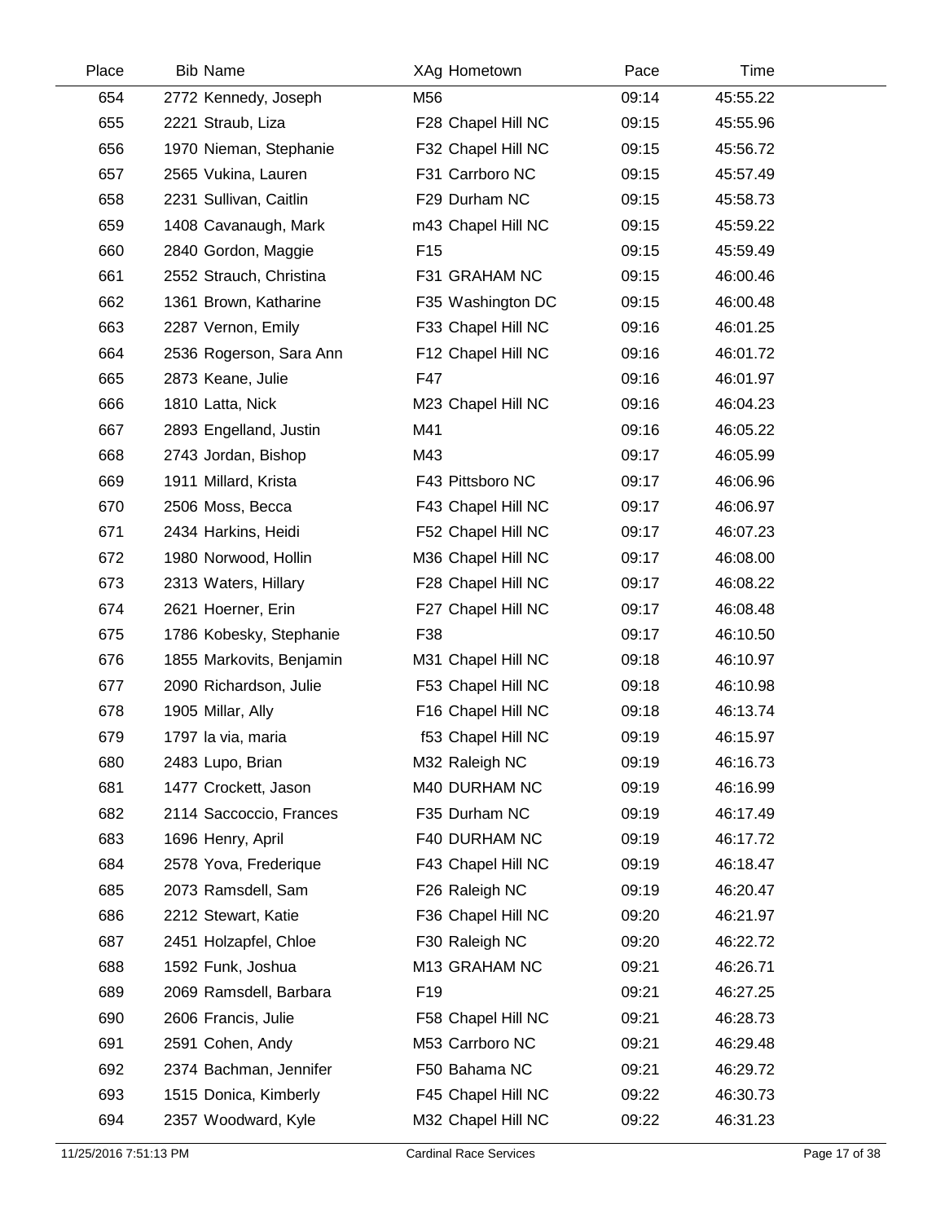| Place | Bib | Name | XAg | Hometown | Pace | Time |
|---|---|---|---|---|---|---|
| 654 | 2772 | Kennedy, Joseph | M56 | | 09:14 | 45:55.22 |
| 655 | 2221 | Straub, Liza | F28 | Chapel Hill NC | 09:15 | 45:55.96 |
| 656 | 1970 | Nieman, Stephanie | F32 | Chapel Hill NC | 09:15 | 45:56.72 |
| 657 | 2565 | Vukina, Lauren | F31 | Carrboro NC | 09:15 | 45:57.49 |
| 658 | 2231 | Sullivan, Caitlin | F29 | Durham NC | 09:15 | 45:58.73 |
| 659 | 1408 | Cavanaugh, Mark | m43 | Chapel Hill NC | 09:15 | 45:59.22 |
| 660 | 2840 | Gordon, Maggie | F15 | | 09:15 | 45:59.49 |
| 661 | 2552 | Strauch, Christina | F31 | GRAHAM NC | 09:15 | 46:00.46 |
| 662 | 1361 | Brown, Katharine | F35 | Washington DC | 09:15 | 46:00.48 |
| 663 | 2287 | Vernon, Emily | F33 | Chapel Hill NC | 09:16 | 46:01.25 |
| 664 | 2536 | Rogerson, Sara Ann | F12 | Chapel Hill NC | 09:16 | 46:01.72 |
| 665 | 2873 | Keane, Julie | F47 | | 09:16 | 46:01.97 |
| 666 | 1810 | Latta, Nick | M23 | Chapel Hill NC | 09:16 | 46:04.23 |
| 667 | 2893 | Engelland, Justin | M41 | | 09:16 | 46:05.22 |
| 668 | 2743 | Jordan, Bishop | M43 | | 09:17 | 46:05.99 |
| 669 | 1911 | Millard, Krista | F43 | Pittsboro NC | 09:17 | 46:06.96 |
| 670 | 2506 | Moss, Becca | F43 | Chapel Hill NC | 09:17 | 46:06.97 |
| 671 | 2434 | Harkins, Heidi | F52 | Chapel Hill NC | 09:17 | 46:07.23 |
| 672 | 1980 | Norwood, Hollin | M36 | Chapel Hill NC | 09:17 | 46:08.00 |
| 673 | 2313 | Waters, Hillary | F28 | Chapel Hill NC | 09:17 | 46:08.22 |
| 674 | 2621 | Hoerner, Erin | F27 | Chapel Hill NC | 09:17 | 46:08.48 |
| 675 | 1786 | Kobesky, Stephanie | F38 | | 09:17 | 46:10.50 |
| 676 | 1855 | Markovits, Benjamin | M31 | Chapel Hill NC | 09:18 | 46:10.97 |
| 677 | 2090 | Richardson, Julie | F53 | Chapel Hill NC | 09:18 | 46:10.98 |
| 678 | 1905 | Millar, Ally | F16 | Chapel Hill NC | 09:18 | 46:13.74 |
| 679 | 1797 | la via, maria | f53 | Chapel Hill NC | 09:19 | 46:15.97 |
| 680 | 2483 | Lupo, Brian | M32 | Raleigh NC | 09:19 | 46:16.73 |
| 681 | 1477 | Crockett, Jason | M40 | DURHAM NC | 09:19 | 46:16.99 |
| 682 | 2114 | Saccoccio, Frances | F35 | Durham NC | 09:19 | 46:17.49 |
| 683 | 1696 | Henry, April | F40 | DURHAM NC | 09:19 | 46:17.72 |
| 684 | 2578 | Yova, Frederique | F43 | Chapel Hill NC | 09:19 | 46:18.47 |
| 685 | 2073 | Ramsdell, Sam | F26 | Raleigh NC | 09:19 | 46:20.47 |
| 686 | 2212 | Stewart, Katie | F36 | Chapel Hill NC | 09:20 | 46:21.97 |
| 687 | 2451 | Holzapfel, Chloe | F30 | Raleigh NC | 09:20 | 46:22.72 |
| 688 | 1592 | Funk, Joshua | M13 | GRAHAM NC | 09:21 | 46:26.71 |
| 689 | 2069 | Ramsdell, Barbara | F19 | | 09:21 | 46:27.25 |
| 690 | 2606 | Francis, Julie | F58 | Chapel Hill NC | 09:21 | 46:28.73 |
| 691 | 2591 | Cohen, Andy | M53 | Carrboro NC | 09:21 | 46:29.48 |
| 692 | 2374 | Bachman, Jennifer | F50 | Bahama NC | 09:21 | 46:29.72 |
| 693 | 1515 | Donica, Kimberly | F45 | Chapel Hill NC | 09:22 | 46:30.73 |
| 694 | 2357 | Woodward, Kyle | M32 | Chapel Hill NC | 09:22 | 46:31.23 |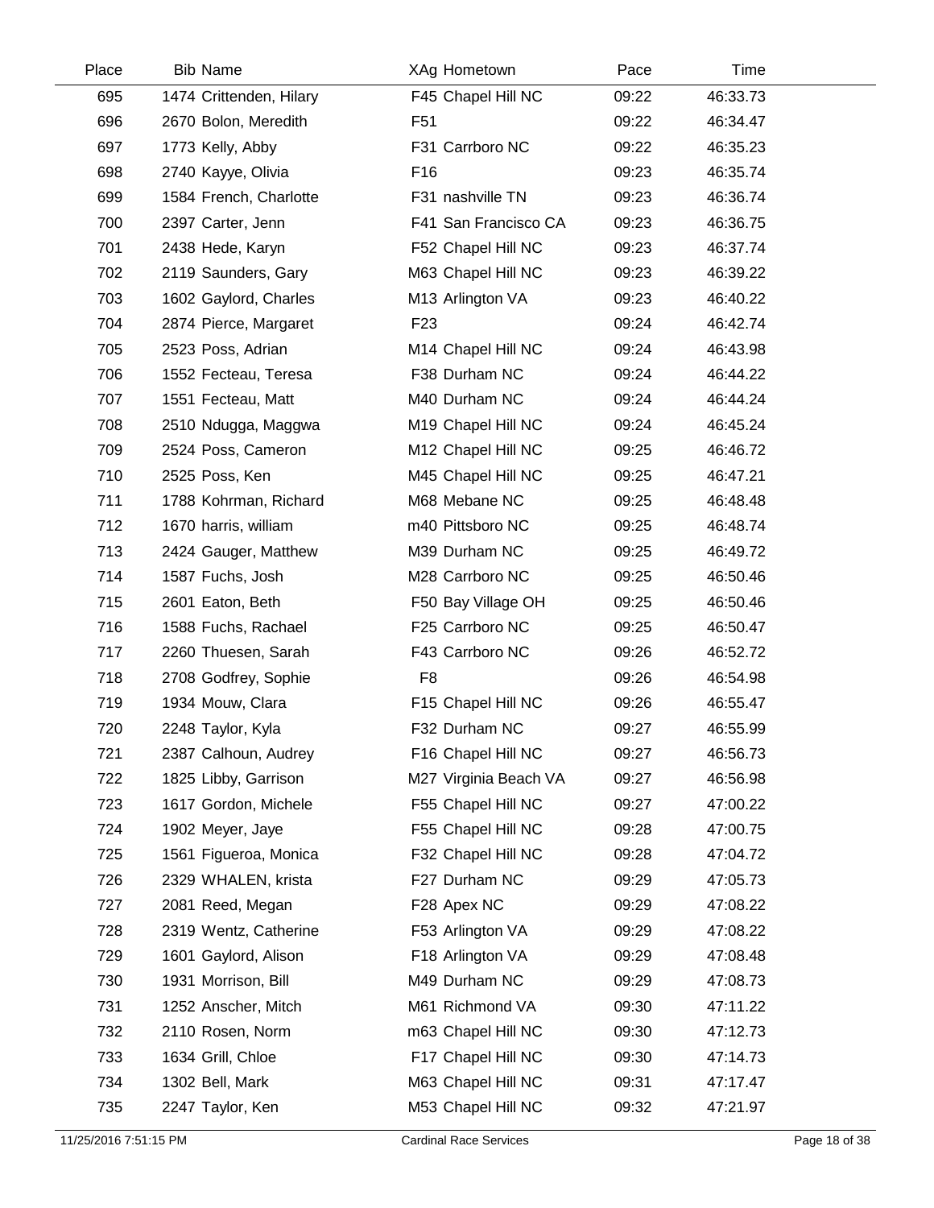| Place | Bib | Name | XAg | Hometown | Pace | Time |
|---|---|---|---|---|---|---|
| 695 | 1474 | Crittenden, Hilary | F45 | Chapel Hill NC | 09:22 | 46:33.73 |
| 696 | 2670 | Bolon, Meredith | F51 | | 09:22 | 46:34.47 |
| 697 | 1773 | Kelly, Abby | F31 | Carrboro NC | 09:22 | 46:35.23 |
| 698 | 2740 | Kayye, Olivia | F16 | | 09:23 | 46:35.74 |
| 699 | 1584 | French, Charlotte | F31 | nashville TN | 09:23 | 46:36.74 |
| 700 | 2397 | Carter, Jenn | F41 | San Francisco CA | 09:23 | 46:36.75 |
| 701 | 2438 | Hede, Karyn | F52 | Chapel Hill NC | 09:23 | 46:37.74 |
| 702 | 2119 | Saunders, Gary | M63 | Chapel Hill NC | 09:23 | 46:39.22 |
| 703 | 1602 | Gaylord, Charles | M13 | Arlington VA | 09:23 | 46:40.22 |
| 704 | 2874 | Pierce, Margaret | F23 | | 09:24 | 46:42.74 |
| 705 | 2523 | Poss, Adrian | M14 | Chapel Hill NC | 09:24 | 46:43.98 |
| 706 | 1552 | Fecteau, Teresa | F38 | Durham NC | 09:24 | 46:44.22 |
| 707 | 1551 | Fecteau, Matt | M40 | Durham NC | 09:24 | 46:44.24 |
| 708 | 2510 | Ndugga, Maggwa | M19 | Chapel Hill NC | 09:24 | 46:45.24 |
| 709 | 2524 | Poss, Cameron | M12 | Chapel Hill NC | 09:25 | 46:46.72 |
| 710 | 2525 | Poss, Ken | M45 | Chapel Hill NC | 09:25 | 46:47.21 |
| 711 | 1788 | Kohrman, Richard | M68 | Mebane NC | 09:25 | 46:48.48 |
| 712 | 1670 | harris, william | m40 | Pittsboro NC | 09:25 | 46:48.74 |
| 713 | 2424 | Gauger, Matthew | M39 | Durham NC | 09:25 | 46:49.72 |
| 714 | 1587 | Fuchs, Josh | M28 | Carrboro NC | 09:25 | 46:50.46 |
| 715 | 2601 | Eaton, Beth | F50 | Bay Village OH | 09:25 | 46:50.46 |
| 716 | 1588 | Fuchs, Rachael | F25 | Carrboro NC | 09:25 | 46:50.47 |
| 717 | 2260 | Thuesen, Sarah | F43 | Carrboro NC | 09:26 | 46:52.72 |
| 718 | 2708 | Godfrey, Sophie | F8 | | 09:26 | 46:54.98 |
| 719 | 1934 | Mouw, Clara | F15 | Chapel Hill NC | 09:26 | 46:55.47 |
| 720 | 2248 | Taylor, Kyla | F32 | Durham NC | 09:27 | 46:55.99 |
| 721 | 2387 | Calhoun, Audrey | F16 | Chapel Hill NC | 09:27 | 46:56.73 |
| 722 | 1825 | Libby, Garrison | M27 | Virginia Beach VA | 09:27 | 46:56.98 |
| 723 | 1617 | Gordon, Michele | F55 | Chapel Hill NC | 09:27 | 47:00.22 |
| 724 | 1902 | Meyer, Jaye | F55 | Chapel Hill NC | 09:28 | 47:00.75 |
| 725 | 1561 | Figueroa, Monica | F32 | Chapel Hill NC | 09:28 | 47:04.72 |
| 726 | 2329 | WHALEN, krista | F27 | Durham NC | 09:29 | 47:05.73 |
| 727 | 2081 | Reed, Megan | F28 | Apex NC | 09:29 | 47:08.22 |
| 728 | 2319 | Wentz, Catherine | F53 | Arlington VA | 09:29 | 47:08.22 |
| 729 | 1601 | Gaylord, Alison | F18 | Arlington VA | 09:29 | 47:08.48 |
| 730 | 1931 | Morrison, Bill | M49 | Durham NC | 09:29 | 47:08.73 |
| 731 | 1252 | Anscher, Mitch | M61 | Richmond VA | 09:30 | 47:11.22 |
| 732 | 2110 | Rosen, Norm | m63 | Chapel Hill NC | 09:30 | 47:12.73 |
| 733 | 1634 | Grill, Chloe | F17 | Chapel Hill NC | 09:30 | 47:14.73 |
| 734 | 1302 | Bell, Mark | M63 | Chapel Hill NC | 09:31 | 47:17.47 |
| 735 | 2247 | Taylor, Ken | M53 | Chapel Hill NC | 09:32 | 47:21.97 |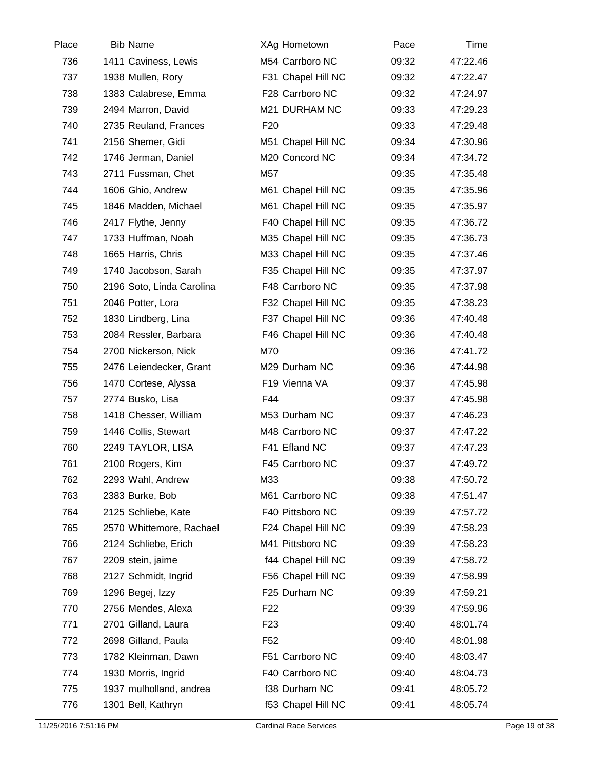| Place | Bib | Name | XAg | Hometown | Pace | Time |
|---|---|---|---|---|---|---|
| 736 | 1411 | Caviness, Lewis | M54 | Carrboro NC | 09:32 | 47:22.46 |
| 737 | 1938 | Mullen, Rory | F31 | Chapel Hill NC | 09:32 | 47:22.47 |
| 738 | 1383 | Calabrese, Emma | F28 | Carrboro NC | 09:32 | 47:24.97 |
| 739 | 2494 | Marron, David | M21 | DURHAM NC | 09:33 | 47:29.23 |
| 740 | 2735 | Reuland, Frances | F20 | | 09:33 | 47:29.48 |
| 741 | 2156 | Shemer, Gidi | M51 | Chapel Hill NC | 09:34 | 47:30.96 |
| 742 | 1746 | Jerman, Daniel | M20 | Concord NC | 09:34 | 47:34.72 |
| 743 | 2711 | Fussman, Chet | M57 | | 09:35 | 47:35.48 |
| 744 | 1606 | Ghio, Andrew | M61 | Chapel Hill NC | 09:35 | 47:35.96 |
| 745 | 1846 | Madden, Michael | M61 | Chapel Hill NC | 09:35 | 47:35.97 |
| 746 | 2417 | Flythe, Jenny | F40 | Chapel Hill NC | 09:35 | 47:36.72 |
| 747 | 1733 | Huffman, Noah | M35 | Chapel Hill NC | 09:35 | 47:36.73 |
| 748 | 1665 | Harris, Chris | M33 | Chapel Hill NC | 09:35 | 47:37.46 |
| 749 | 1740 | Jacobson, Sarah | F35 | Chapel Hill NC | 09:35 | 47:37.97 |
| 750 | 2196 | Soto, Linda Carolina | F48 | Carrboro NC | 09:35 | 47:37.98 |
| 751 | 2046 | Potter, Lora | F32 | Chapel Hill NC | 09:35 | 47:38.23 |
| 752 | 1830 | Lindberg, Lina | F37 | Chapel Hill NC | 09:36 | 47:40.48 |
| 753 | 2084 | Ressler, Barbara | F46 | Chapel Hill NC | 09:36 | 47:40.48 |
| 754 | 2700 | Nickerson, Nick | M70 | | 09:36 | 47:41.72 |
| 755 | 2476 | Leiendecker, Grant | M29 | Durham NC | 09:36 | 47:44.98 |
| 756 | 1470 | Cortese, Alyssa | F19 | Vienna VA | 09:37 | 47:45.98 |
| 757 | 2774 | Busko, Lisa | F44 | | 09:37 | 47:45.98 |
| 758 | 1418 | Chesser, William | M53 | Durham NC | 09:37 | 47:46.23 |
| 759 | 1446 | Collis, Stewart | M48 | Carrboro NC | 09:37 | 47:47.22 |
| 760 | 2249 | TAYLOR, LISA | F41 | Efland NC | 09:37 | 47:47.23 |
| 761 | 2100 | Rogers, Kim | F45 | Carrboro NC | 09:37 | 47:49.72 |
| 762 | 2293 | Wahl, Andrew | M33 | | 09:38 | 47:50.72 |
| 763 | 2383 | Burke, Bob | M61 | Carrboro NC | 09:38 | 47:51.47 |
| 764 | 2125 | Schliebe, Kate | F40 | Pittsboro NC | 09:39 | 47:57.72 |
| 765 | 2570 | Whittemore, Rachael | F24 | Chapel Hill NC | 09:39 | 47:58.23 |
| 766 | 2124 | Schliebe, Erich | M41 | Pittsboro NC | 09:39 | 47:58.23 |
| 767 | 2209 | stein, jaime | f44 | Chapel Hill NC | 09:39 | 47:58.72 |
| 768 | 2127 | Schmidt, Ingrid | F56 | Chapel Hill NC | 09:39 | 47:58.99 |
| 769 | 1296 | Begej, Izzy | F25 | Durham NC | 09:39 | 47:59.21 |
| 770 | 2756 | Mendes, Alexa | F22 | | 09:39 | 47:59.96 |
| 771 | 2701 | Gilland, Laura | F23 | | 09:40 | 48:01.74 |
| 772 | 2698 | Gilland, Paula | F52 | | 09:40 | 48:01.98 |
| 773 | 1782 | Kleinman, Dawn | F51 | Carrboro NC | 09:40 | 48:03.47 |
| 774 | 1930 | Morris, Ingrid | F40 | Carrboro NC | 09:40 | 48:04.73 |
| 775 | 1937 | mulholland, andrea | f38 | Durham NC | 09:41 | 48:05.72 |
| 776 | 1301 | Bell, Kathryn | f53 | Chapel Hill NC | 09:41 | 48:05.74 |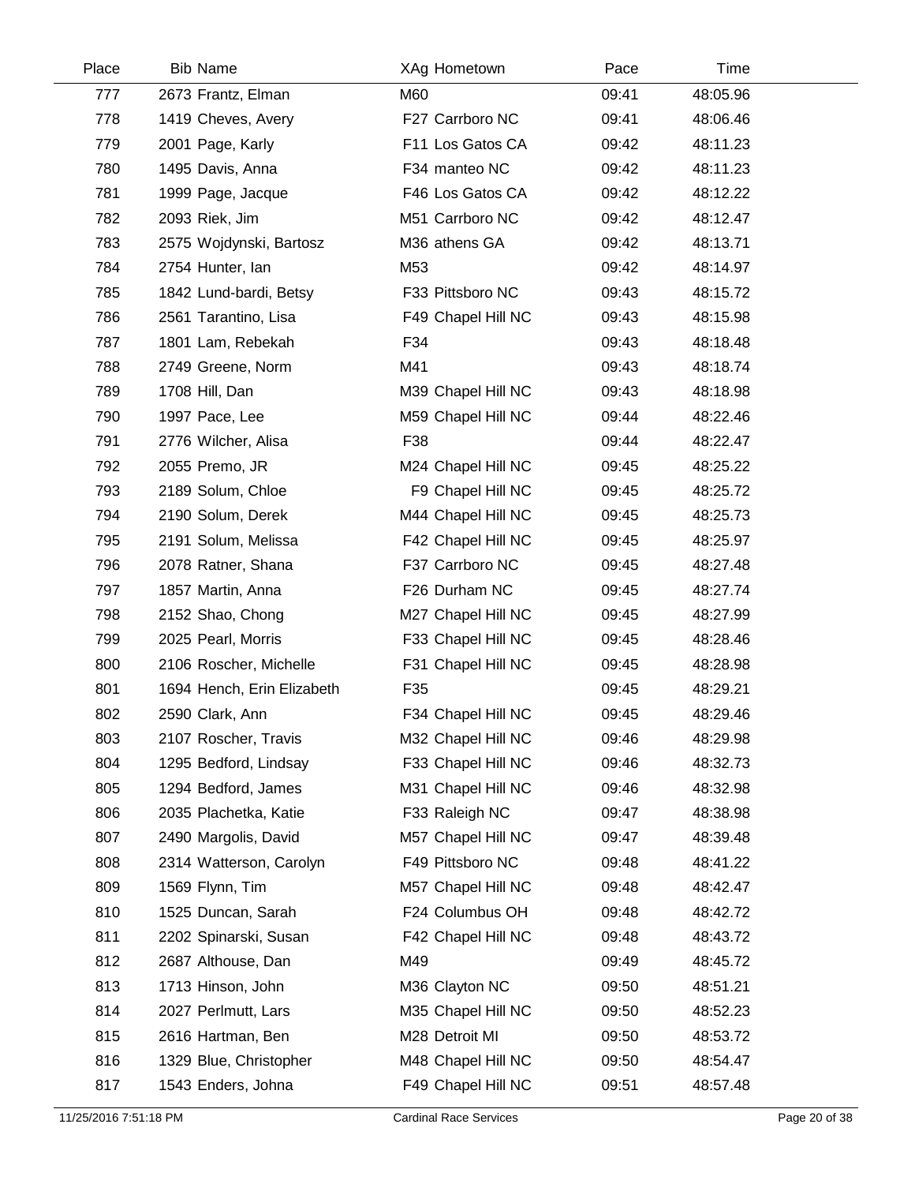| Place | Bib | Name | XAg | Hometown | Pace | Time |
|---|---|---|---|---|---|---|
| 777 | 2673 | Frantz, Elman | M60 | | 09:41 | 48:05.96 |
| 778 | 1419 | Cheves, Avery | F27 | Carrboro NC | 09:41 | 48:06.46 |
| 779 | 2001 | Page, Karly | F11 | Los Gatos CA | 09:42 | 48:11.23 |
| 780 | 1495 | Davis, Anna | F34 | manteo NC | 09:42 | 48:11.23 |
| 781 | 1999 | Page, Jacque | F46 | Los Gatos CA | 09:42 | 48:12.22 |
| 782 | 2093 | Riek, Jim | M51 | Carrboro NC | 09:42 | 48:12.47 |
| 783 | 2575 | Wojdynski, Bartosz | M36 | athens GA | 09:42 | 48:13.71 |
| 784 | 2754 | Hunter, Ian | M53 | | 09:42 | 48:14.97 |
| 785 | 1842 | Lund-bardi, Betsy | F33 | Pittsboro NC | 09:43 | 48:15.72 |
| 786 | 2561 | Tarantino, Lisa | F49 | Chapel Hill NC | 09:43 | 48:15.98 |
| 787 | 1801 | Lam, Rebekah | F34 | | 09:43 | 48:18.48 |
| 788 | 2749 | Greene, Norm | M41 | | 09:43 | 48:18.74 |
| 789 | 1708 | Hill, Dan | M39 | Chapel Hill NC | 09:43 | 48:18.98 |
| 790 | 1997 | Pace, Lee | M59 | Chapel Hill NC | 09:44 | 48:22.46 |
| 791 | 2776 | Wilcher, Alisa | F38 | | 09:44 | 48:22.47 |
| 792 | 2055 | Premo, JR | M24 | Chapel Hill NC | 09:45 | 48:25.22 |
| 793 | 2189 | Solum, Chloe | F9 | Chapel Hill NC | 09:45 | 48:25.72 |
| 794 | 2190 | Solum, Derek | M44 | Chapel Hill NC | 09:45 | 48:25.73 |
| 795 | 2191 | Solum, Melissa | F42 | Chapel Hill NC | 09:45 | 48:25.97 |
| 796 | 2078 | Ratner, Shana | F37 | Carrboro NC | 09:45 | 48:27.48 |
| 797 | 1857 | Martin, Anna | F26 | Durham NC | 09:45 | 48:27.74 |
| 798 | 2152 | Shao, Chong | M27 | Chapel Hill NC | 09:45 | 48:27.99 |
| 799 | 2025 | Pearl, Morris | F33 | Chapel Hill NC | 09:45 | 48:28.46 |
| 800 | 2106 | Roscher, Michelle | F31 | Chapel Hill NC | 09:45 | 48:28.98 |
| 801 | 1694 | Hench, Erin Elizabeth | F35 | | 09:45 | 48:29.21 |
| 802 | 2590 | Clark, Ann | F34 | Chapel Hill NC | 09:45 | 48:29.46 |
| 803 | 2107 | Roscher, Travis | M32 | Chapel Hill NC | 09:46 | 48:29.98 |
| 804 | 1295 | Bedford, Lindsay | F33 | Chapel Hill NC | 09:46 | 48:32.73 |
| 805 | 1294 | Bedford, James | M31 | Chapel Hill NC | 09:46 | 48:32.98 |
| 806 | 2035 | Plachetka, Katie | F33 | Raleigh NC | 09:47 | 48:38.98 |
| 807 | 2490 | Margolis, David | M57 | Chapel Hill NC | 09:47 | 48:39.48 |
| 808 | 2314 | Watterson, Carolyn | F49 | Pittsboro NC | 09:48 | 48:41.22 |
| 809 | 1569 | Flynn, Tim | M57 | Chapel Hill NC | 09:48 | 48:42.47 |
| 810 | 1525 | Duncan, Sarah | F24 | Columbus OH | 09:48 | 48:42.72 |
| 811 | 2202 | Spinarski, Susan | F42 | Chapel Hill NC | 09:48 | 48:43.72 |
| 812 | 2687 | Althouse, Dan | M49 | | 09:49 | 48:45.72 |
| 813 | 1713 | Hinson, John | M36 | Clayton NC | 09:50 | 48:51.21 |
| 814 | 2027 | Perlmutt, Lars | M35 | Chapel Hill NC | 09:50 | 48:52.23 |
| 815 | 2616 | Hartman, Ben | M28 | Detroit MI | 09:50 | 48:53.72 |
| 816 | 1329 | Blue, Christopher | M48 | Chapel Hill NC | 09:50 | 48:54.47 |
| 817 | 1543 | Enders, Johna | F49 | Chapel Hill NC | 09:51 | 48:57.48 |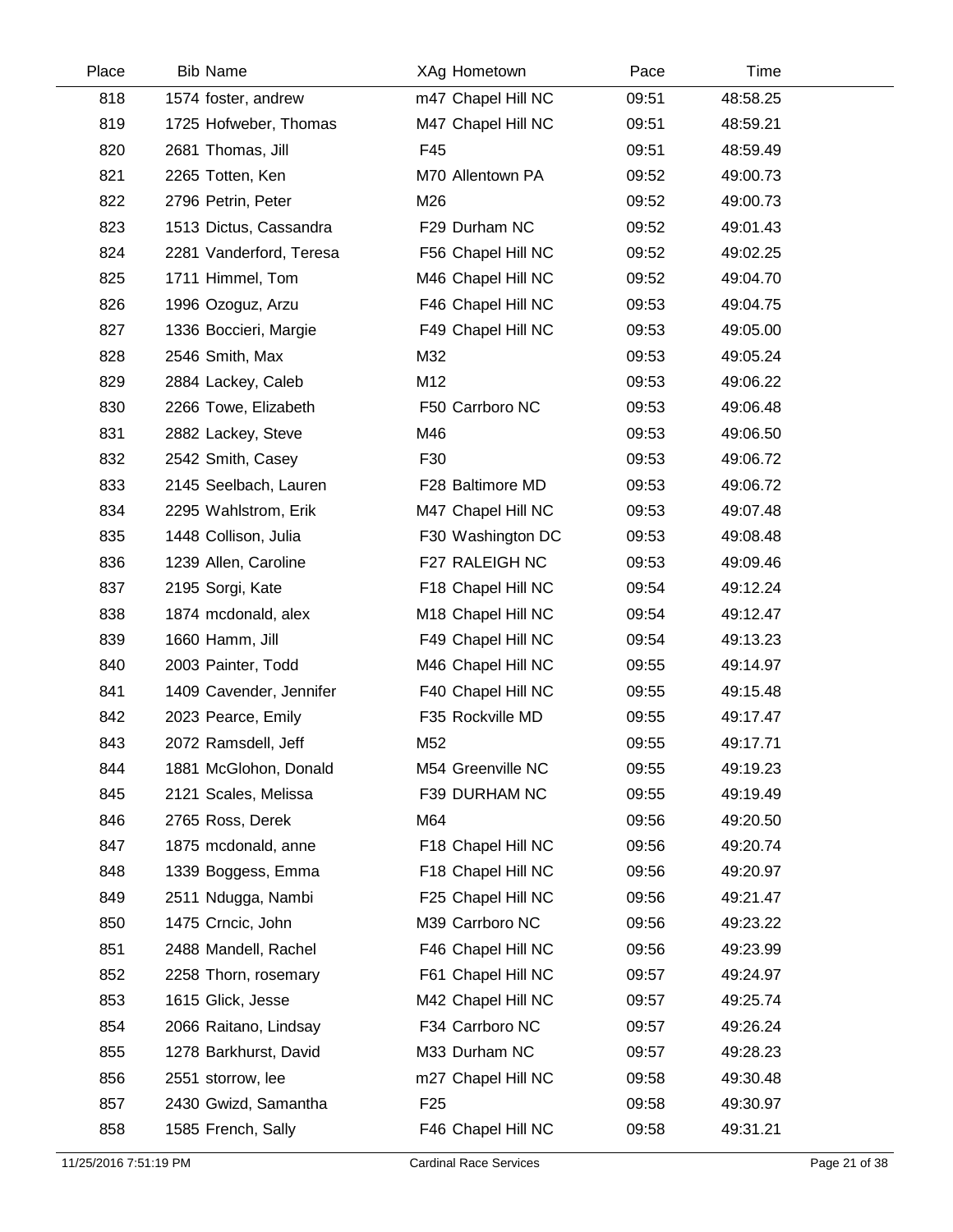| Place | Bib | Name | XAg | Hometown | Pace | Time |
|---|---|---|---|---|---|---|
| 818 | 1574 | foster, andrew | m47 | Chapel Hill NC | 09:51 | 48:58.25 |
| 819 | 1725 | Hofweber, Thomas | M47 | Chapel Hill NC | 09:51 | 48:59.21 |
| 820 | 2681 | Thomas, Jill | F45 | | 09:51 | 48:59.49 |
| 821 | 2265 | Totten, Ken | M70 | Allentown PA | 09:52 | 49:00.73 |
| 822 | 2796 | Petrin, Peter | M26 | | 09:52 | 49:00.73 |
| 823 | 1513 | Dictus, Cassandra | F29 | Durham NC | 09:52 | 49:01.43 |
| 824 | 2281 | Vanderford, Teresa | F56 | Chapel Hill NC | 09:52 | 49:02.25 |
| 825 | 1711 | Himmel, Tom | M46 | Chapel Hill NC | 09:52 | 49:04.70 |
| 826 | 1996 | Ozoguz, Arzu | F46 | Chapel Hill NC | 09:53 | 49:04.75 |
| 827 | 1336 | Boccieri, Margie | F49 | Chapel Hill NC | 09:53 | 49:05.00 |
| 828 | 2546 | Smith, Max | M32 | | 09:53 | 49:05.24 |
| 829 | 2884 | Lackey, Caleb | M12 | | 09:53 | 49:06.22 |
| 830 | 2266 | Towe, Elizabeth | F50 | Carrboro NC | 09:53 | 49:06.48 |
| 831 | 2882 | Lackey, Steve | M46 | | 09:53 | 49:06.50 |
| 832 | 2542 | Smith, Casey | F30 | | 09:53 | 49:06.72 |
| 833 | 2145 | Seelbach, Lauren | F28 | Baltimore MD | 09:53 | 49:06.72 |
| 834 | 2295 | Wahlstrom, Erik | M47 | Chapel Hill NC | 09:53 | 49:07.48 |
| 835 | 1448 | Collison, Julia | F30 | Washington DC | 09:53 | 49:08.48 |
| 836 | 1239 | Allen, Caroline | F27 | RALEIGH NC | 09:53 | 49:09.46 |
| 837 | 2195 | Sorgi, Kate | F18 | Chapel Hill NC | 09:54 | 49:12.24 |
| 838 | 1874 | mcdonald, alex | M18 | Chapel Hill NC | 09:54 | 49:12.47 |
| 839 | 1660 | Hamm, Jill | F49 | Chapel Hill NC | 09:54 | 49:13.23 |
| 840 | 2003 | Painter, Todd | M46 | Chapel Hill NC | 09:55 | 49:14.97 |
| 841 | 1409 | Cavender, Jennifer | F40 | Chapel Hill NC | 09:55 | 49:15.48 |
| 842 | 2023 | Pearce, Emily | F35 | Rockville MD | 09:55 | 49:17.47 |
| 843 | 2072 | Ramsdell, Jeff | M52 | | 09:55 | 49:17.71 |
| 844 | 1881 | McGlohon, Donald | M54 | Greenville NC | 09:55 | 49:19.23 |
| 845 | 2121 | Scales, Melissa | F39 | DURHAM NC | 09:55 | 49:19.49 |
| 846 | 2765 | Ross, Derek | M64 | | 09:56 | 49:20.50 |
| 847 | 1875 | mcdonald, anne | F18 | Chapel Hill NC | 09:56 | 49:20.74 |
| 848 | 1339 | Boggess, Emma | F18 | Chapel Hill NC | 09:56 | 49:20.97 |
| 849 | 2511 | Ndugga, Nambi | F25 | Chapel Hill NC | 09:56 | 49:21.47 |
| 850 | 1475 | Crncic, John | M39 | Carrboro NC | 09:56 | 49:23.22 |
| 851 | 2488 | Mandell, Rachel | F46 | Chapel Hill NC | 09:56 | 49:23.99 |
| 852 | 2258 | Thorn, rosemary | F61 | Chapel Hill NC | 09:57 | 49:24.97 |
| 853 | 1615 | Glick, Jesse | M42 | Chapel Hill NC | 09:57 | 49:25.74 |
| 854 | 2066 | Raitano, Lindsay | F34 | Carrboro NC | 09:57 | 49:26.24 |
| 855 | 1278 | Barkhurst, David | M33 | Durham NC | 09:57 | 49:28.23 |
| 856 | 2551 | storrow, lee | m27 | Chapel Hill NC | 09:58 | 49:30.48 |
| 857 | 2430 | Gwizd, Samantha | F25 | | 09:58 | 49:30.97 |
| 858 | 1585 | French, Sally | F46 | Chapel Hill NC | 09:58 | 49:31.21 |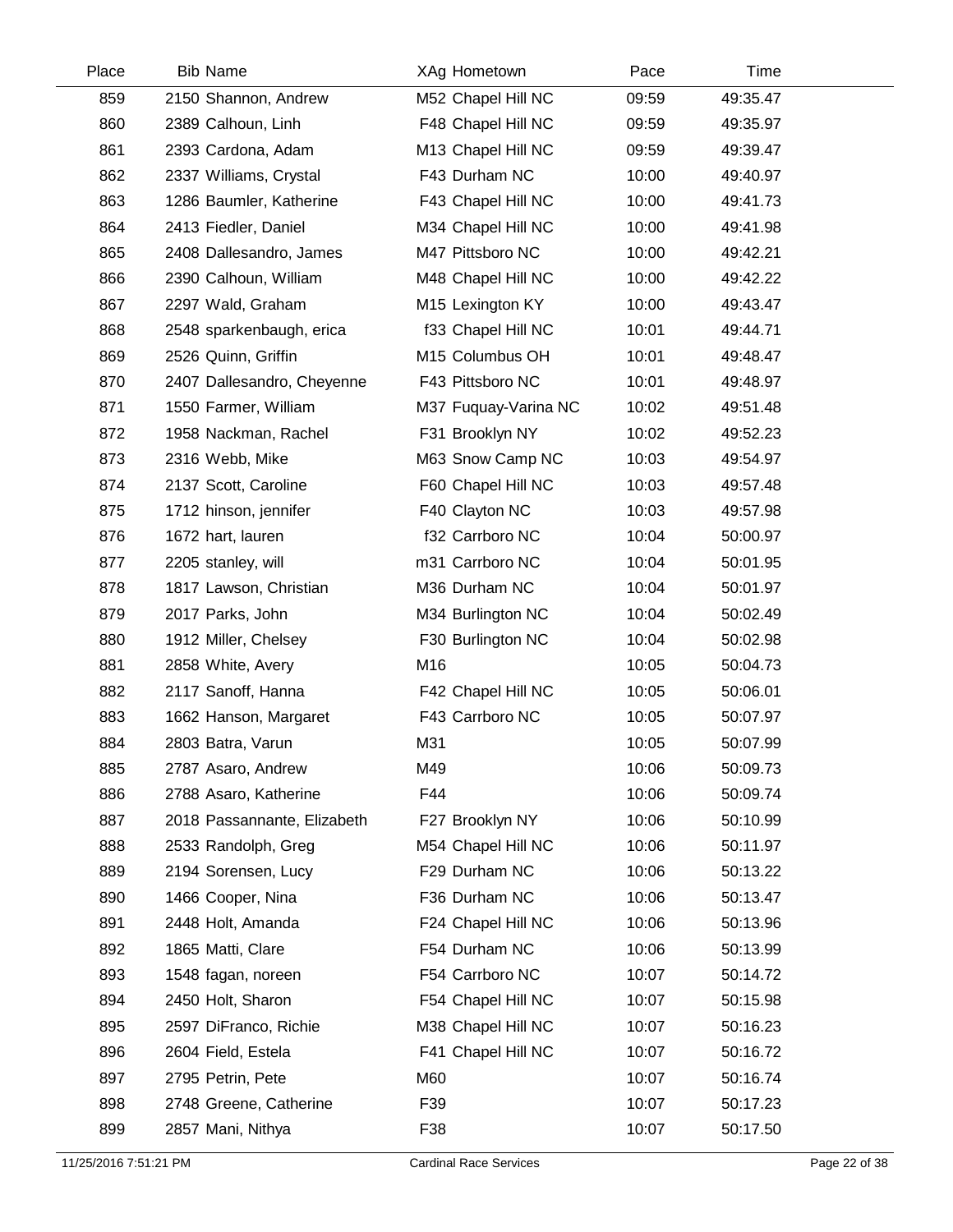| Place | Bib | Name | XAg | Hometown | Pace | Time |
|---|---|---|---|---|---|---|
| 859 | 2150 | Shannon, Andrew | M52 | Chapel Hill NC | 09:59 | 49:35.47 |
| 860 | 2389 | Calhoun, Linh | F48 | Chapel Hill NC | 09:59 | 49:35.97 |
| 861 | 2393 | Cardona, Adam | M13 | Chapel Hill NC | 09:59 | 49:39.47 |
| 862 | 2337 | Williams, Crystal | F43 | Durham NC | 10:00 | 49:40.97 |
| 863 | 1286 | Baumler, Katherine | F43 | Chapel Hill NC | 10:00 | 49:41.73 |
| 864 | 2413 | Fiedler, Daniel | M34 | Chapel Hill NC | 10:00 | 49:41.98 |
| 865 | 2408 | Dallesandro, James | M47 | Pittsboro NC | 10:00 | 49:42.21 |
| 866 | 2390 | Calhoun, William | M48 | Chapel Hill NC | 10:00 | 49:42.22 |
| 867 | 2297 | Wald, Graham | M15 | Lexington KY | 10:00 | 49:43.47 |
| 868 | 2548 | sparkenbaugh, erica | f33 | Chapel Hill NC | 10:01 | 49:44.71 |
| 869 | 2526 | Quinn, Griffin | M15 | Columbus OH | 10:01 | 49:48.47 |
| 870 | 2407 | Dallesandro, Cheyenne | F43 | Pittsboro NC | 10:01 | 49:48.97 |
| 871 | 1550 | Farmer, William | M37 | Fuquay-Varina NC | 10:02 | 49:51.48 |
| 872 | 1958 | Nackman, Rachel | F31 | Brooklyn NY | 10:02 | 49:52.23 |
| 873 | 2316 | Webb, Mike | M63 | Snow Camp NC | 10:03 | 49:54.97 |
| 874 | 2137 | Scott, Caroline | F60 | Chapel Hill NC | 10:03 | 49:57.48 |
| 875 | 1712 | hinson, jennifer | F40 | Clayton NC | 10:03 | 49:57.98 |
| 876 | 1672 | hart, lauren | f32 | Carrboro NC | 10:04 | 50:00.97 |
| 877 | 2205 | stanley, will | m31 | Carrboro NC | 10:04 | 50:01.95 |
| 878 | 1817 | Lawson, Christian | M36 | Durham NC | 10:04 | 50:01.97 |
| 879 | 2017 | Parks, John | M34 | Burlington NC | 10:04 | 50:02.49 |
| 880 | 1912 | Miller, Chelsey | F30 | Burlington NC | 10:04 | 50:02.98 |
| 881 | 2858 | White, Avery | M16 | | 10:05 | 50:04.73 |
| 882 | 2117 | Sanoff, Hanna | F42 | Chapel Hill NC | 10:05 | 50:06.01 |
| 883 | 1662 | Hanson, Margaret | F43 | Carrboro NC | 10:05 | 50:07.97 |
| 884 | 2803 | Batra, Varun | M31 | | 10:05 | 50:07.99 |
| 885 | 2787 | Asaro, Andrew | M49 | | 10:06 | 50:09.73 |
| 886 | 2788 | Asaro, Katherine | F44 | | 10:06 | 50:09.74 |
| 887 | 2018 | Passannante, Elizabeth | F27 | Brooklyn NY | 10:06 | 50:10.99 |
| 888 | 2533 | Randolph, Greg | M54 | Chapel Hill NC | 10:06 | 50:11.97 |
| 889 | 2194 | Sorensen, Lucy | F29 | Durham NC | 10:06 | 50:13.22 |
| 890 | 1466 | Cooper, Nina | F36 | Durham NC | 10:06 | 50:13.47 |
| 891 | 2448 | Holt, Amanda | F24 | Chapel Hill NC | 10:06 | 50:13.96 |
| 892 | 1865 | Matti, Clare | F54 | Durham NC | 10:06 | 50:13.99 |
| 893 | 1548 | fagan, noreen | F54 | Carrboro NC | 10:07 | 50:14.72 |
| 894 | 2450 | Holt, Sharon | F54 | Chapel Hill NC | 10:07 | 50:15.98 |
| 895 | 2597 | DiFranco, Richie | M38 | Chapel Hill NC | 10:07 | 50:16.23 |
| 896 | 2604 | Field, Estela | F41 | Chapel Hill NC | 10:07 | 50:16.72 |
| 897 | 2795 | Petrin, Pete | M60 | | 10:07 | 50:16.74 |
| 898 | 2748 | Greene, Catherine | F39 | | 10:07 | 50:17.23 |
| 899 | 2857 | Mani, Nithya | F38 | | 10:07 | 50:17.50 |

11/25/2016 7:51:21 PM Cardinal Race Services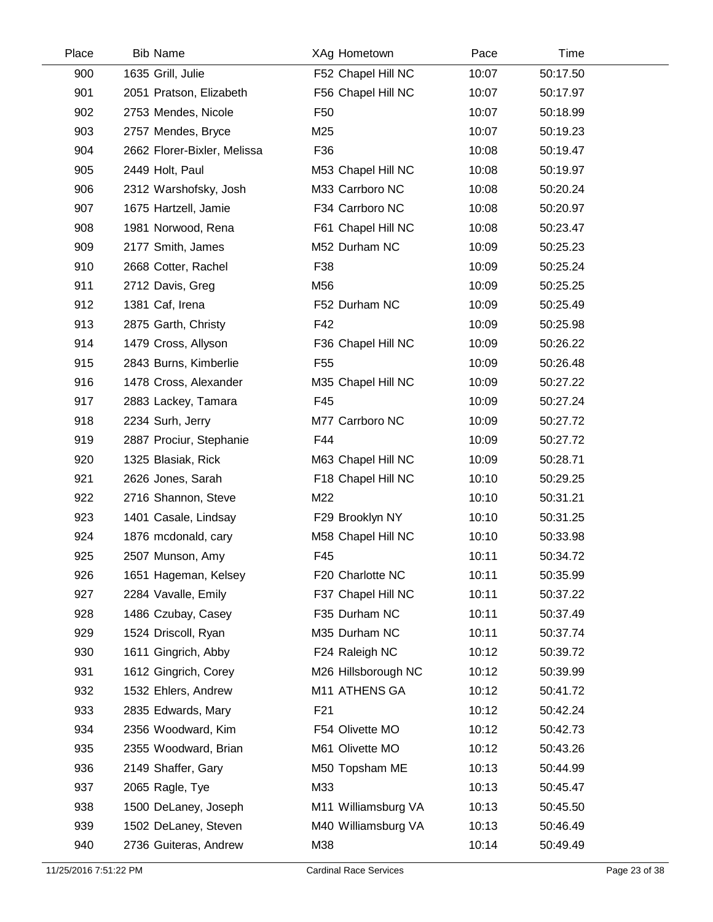| Place | Bib | Name | XAg | Hometown | Pace | Time |
|---|---|---|---|---|---|---|
| 900 | 1635 | Grill, Julie | F52 | Chapel Hill NC | 10:07 | 50:17.50 |
| 901 | 2051 | Pratson, Elizabeth | F56 | Chapel Hill NC | 10:07 | 50:17.97 |
| 902 | 2753 | Mendes, Nicole | F50 | | 10:07 | 50:18.99 |
| 903 | 2757 | Mendes, Bryce | M25 | | 10:07 | 50:19.23 |
| 904 | 2662 | Florer-Bixler, Melissa | F36 | | 10:08 | 50:19.47 |
| 905 | 2449 | Holt, Paul | M53 | Chapel Hill NC | 10:08 | 50:19.97 |
| 906 | 2312 | Warshofsky, Josh | M33 | Carrboro NC | 10:08 | 50:20.24 |
| 907 | 1675 | Hartzell, Jamie | F34 | Carrboro NC | 10:08 | 50:20.97 |
| 908 | 1981 | Norwood, Rena | F61 | Chapel Hill NC | 10:08 | 50:23.47 |
| 909 | 2177 | Smith, James | M52 | Durham NC | 10:09 | 50:25.23 |
| 910 | 2668 | Cotter, Rachel | F38 | | 10:09 | 50:25.24 |
| 911 | 2712 | Davis, Greg | M56 | | 10:09 | 50:25.25 |
| 912 | 1381 | Caf, Irena | F52 | Durham NC | 10:09 | 50:25.49 |
| 913 | 2875 | Garth, Christy | F42 | | 10:09 | 50:25.98 |
| 914 | 1479 | Cross, Allyson | F36 | Chapel Hill NC | 10:09 | 50:26.22 |
| 915 | 2843 | Burns, Kimberlie | F55 | | 10:09 | 50:26.48 |
| 916 | 1478 | Cross, Alexander | M35 | Chapel Hill NC | 10:09 | 50:27.22 |
| 917 | 2883 | Lackey, Tamara | F45 | | 10:09 | 50:27.24 |
| 918 | 2234 | Surh, Jerry | M77 | Carrboro NC | 10:09 | 50:27.72 |
| 919 | 2887 | Prociur, Stephanie | F44 | | 10:09 | 50:27.72 |
| 920 | 1325 | Blasiak, Rick | M63 | Chapel Hill NC | 10:09 | 50:28.71 |
| 921 | 2626 | Jones, Sarah | F18 | Chapel Hill NC | 10:10 | 50:29.25 |
| 922 | 2716 | Shannon, Steve | M22 | | 10:10 | 50:31.21 |
| 923 | 1401 | Casale, Lindsay | F29 | Brooklyn NY | 10:10 | 50:31.25 |
| 924 | 1876 | mcdonald, cary | M58 | Chapel Hill NC | 10:10 | 50:33.98 |
| 925 | 2507 | Munson, Amy | F45 | | 10:11 | 50:34.72 |
| 926 | 1651 | Hageman, Kelsey | F20 | Charlotte NC | 10:11 | 50:35.99 |
| 927 | 2284 | Vavalle, Emily | F37 | Chapel Hill NC | 10:11 | 50:37.22 |
| 928 | 1486 | Czubay, Casey | F35 | Durham NC | 10:11 | 50:37.49 |
| 929 | 1524 | Driscoll, Ryan | M35 | Durham NC | 10:11 | 50:37.74 |
| 930 | 1611 | Gingrich, Abby | F24 | Raleigh NC | 10:12 | 50:39.72 |
| 931 | 1612 | Gingrich, Corey | M26 | Hillsborough NC | 10:12 | 50:39.99 |
| 932 | 1532 | Ehlers, Andrew | M11 | ATHENS GA | 10:12 | 50:41.72 |
| 933 | 2835 | Edwards, Mary | F21 | | 10:12 | 50:42.24 |
| 934 | 2356 | Woodward, Kim | F54 | Olivette MO | 10:12 | 50:42.73 |
| 935 | 2355 | Woodward, Brian | M61 | Olivette MO | 10:12 | 50:43.26 |
| 936 | 2149 | Shaffer, Gary | M50 | Topsham ME | 10:13 | 50:44.99 |
| 937 | 2065 | Ragle, Tye | M33 | | 10:13 | 50:45.47 |
| 938 | 1500 | DeLaney, Joseph | M11 | Williamsburg VA | 10:13 | 50:45.50 |
| 939 | 1502 | DeLaney, Steven | M40 | Williamsburg VA | 10:13 | 50:46.49 |
| 940 | 2736 | Guiteras, Andrew | M38 | | 10:14 | 50:49.49 |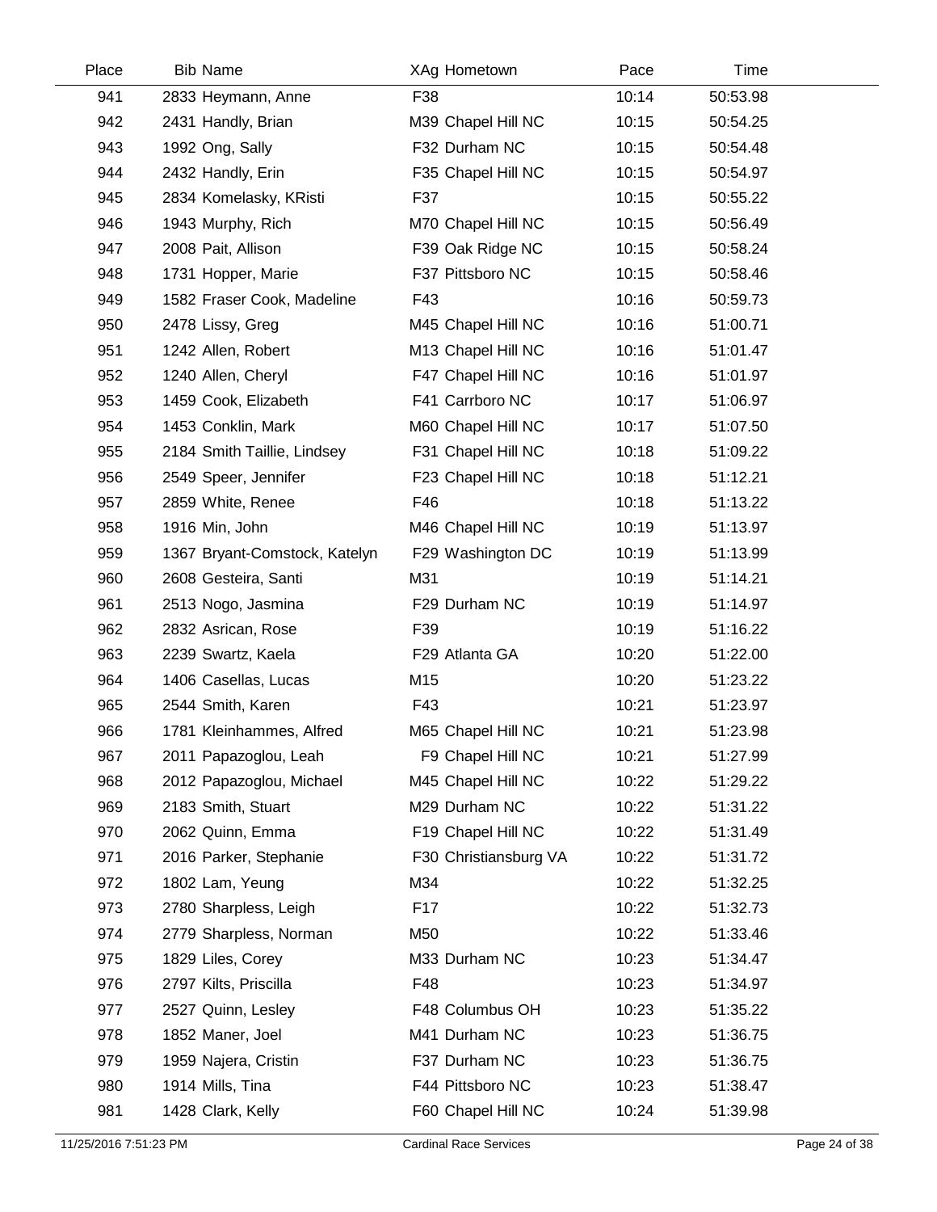| Place | Bib | Name | XAg | Hometown | Pace | Time |
|---|---|---|---|---|---|---|
| 941 | 2833 | Heymann, Anne | F38 | | 10:14 | 50:53.98 |
| 942 | 2431 | Handly, Brian | M39 | Chapel Hill NC | 10:15 | 50:54.25 |
| 943 | 1992 | Ong, Sally | F32 | Durham NC | 10:15 | 50:54.48 |
| 944 | 2432 | Handly, Erin | F35 | Chapel Hill NC | 10:15 | 50:54.97 |
| 945 | 2834 | Komelasky, KRisti | F37 | | 10:15 | 50:55.22 |
| 946 | 1943 | Murphy, Rich | M70 | Chapel Hill NC | 10:15 | 50:56.49 |
| 947 | 2008 | Pait, Allison | F39 | Oak Ridge NC | 10:15 | 50:58.24 |
| 948 | 1731 | Hopper, Marie | F37 | Pittsboro NC | 10:15 | 50:58.46 |
| 949 | 1582 | Fraser Cook, Madeline | F43 | | 10:16 | 50:59.73 |
| 950 | 2478 | Lissy, Greg | M45 | Chapel Hill NC | 10:16 | 51:00.71 |
| 951 | 1242 | Allen, Robert | M13 | Chapel Hill NC | 10:16 | 51:01.47 |
| 952 | 1240 | Allen, Cheryl | F47 | Chapel Hill NC | 10:16 | 51:01.97 |
| 953 | 1459 | Cook, Elizabeth | F41 | Carrboro NC | 10:17 | 51:06.97 |
| 954 | 1453 | Conklin, Mark | M60 | Chapel Hill NC | 10:17 | 51:07.50 |
| 955 | 2184 | Smith Taillie, Lindsey | F31 | Chapel Hill NC | 10:18 | 51:09.22 |
| 956 | 2549 | Speer, Jennifer | F23 | Chapel Hill NC | 10:18 | 51:12.21 |
| 957 | 2859 | White, Renee | F46 | | 10:18 | 51:13.22 |
| 958 | 1916 | Min, John | M46 | Chapel Hill NC | 10:19 | 51:13.97 |
| 959 | 1367 | Bryant-Comstock, Katelyn | F29 | Washington DC | 10:19 | 51:13.99 |
| 960 | 2608 | Gesteira, Santi | M31 | | 10:19 | 51:14.21 |
| 961 | 2513 | Nogo, Jasmina | F29 | Durham NC | 10:19 | 51:14.97 |
| 962 | 2832 | Asrican, Rose | F39 | | 10:19 | 51:16.22 |
| 963 | 2239 | Swartz, Kaela | F29 | Atlanta GA | 10:20 | 51:22.00 |
| 964 | 1406 | Casellas, Lucas | M15 | | 10:20 | 51:23.22 |
| 965 | 2544 | Smith, Karen | F43 | | 10:21 | 51:23.97 |
| 966 | 1781 | Kleinhammes, Alfred | M65 | Chapel Hill NC | 10:21 | 51:23.98 |
| 967 | 2011 | Papazoglou, Leah | F9 | Chapel Hill NC | 10:21 | 51:27.99 |
| 968 | 2012 | Papazoglou, Michael | M45 | Chapel Hill NC | 10:22 | 51:29.22 |
| 969 | 2183 | Smith, Stuart | M29 | Durham NC | 10:22 | 51:31.22 |
| 970 | 2062 | Quinn, Emma | F19 | Chapel Hill NC | 10:22 | 51:31.49 |
| 971 | 2016 | Parker, Stephanie | F30 | Christiansburg VA | 10:22 | 51:31.72 |
| 972 | 1802 | Lam, Yeung | M34 | | 10:22 | 51:32.25 |
| 973 | 2780 | Sharpless, Leigh | F17 | | 10:22 | 51:32.73 |
| 974 | 2779 | Sharpless, Norman | M50 | | 10:22 | 51:33.46 |
| 975 | 1829 | Liles, Corey | M33 | Durham NC | 10:23 | 51:34.47 |
| 976 | 2797 | Kilts, Priscilla | F48 | | 10:23 | 51:34.97 |
| 977 | 2527 | Quinn, Lesley | F48 | Columbus OH | 10:23 | 51:35.22 |
| 978 | 1852 | Maner, Joel | M41 | Durham NC | 10:23 | 51:36.75 |
| 979 | 1959 | Najera, Cristin | F37 | Durham NC | 10:23 | 51:36.75 |
| 980 | 1914 | Mills, Tina | F44 | Pittsboro NC | 10:23 | 51:38.47 |
| 981 | 1428 | Clark, Kelly | F60 | Chapel Hill NC | 10:24 | 51:39.98 |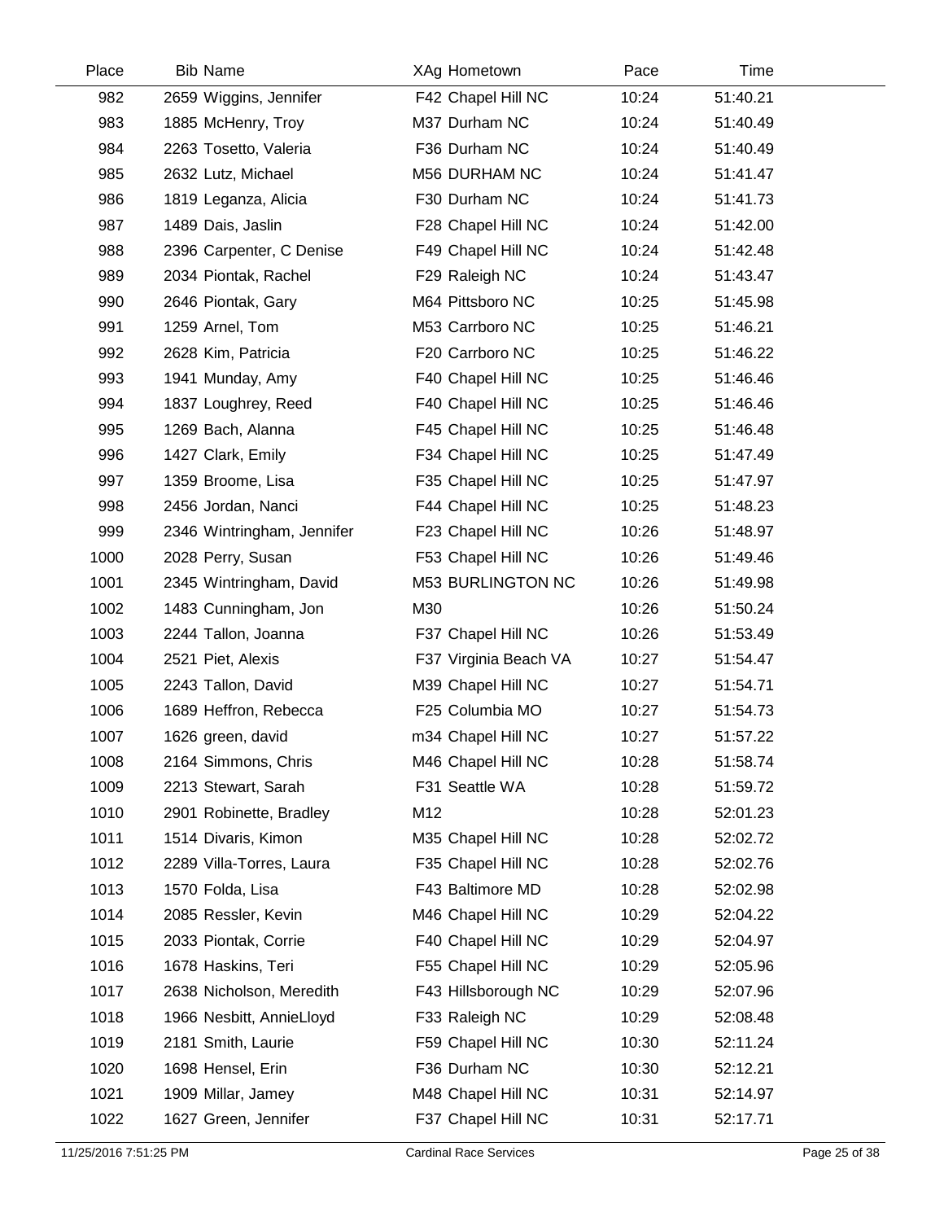| Place | Bib | Name | XAg | Hometown | Pace | Time |
|---|---|---|---|---|---|---|
| 982 | 2659 | Wiggins, Jennifer | F42 | Chapel Hill NC | 10:24 | 51:40.21 |
| 983 | 1885 | McHenry, Troy | M37 | Durham NC | 10:24 | 51:40.49 |
| 984 | 2263 | Tosetto, Valeria | F36 | Durham NC | 10:24 | 51:40.49 |
| 985 | 2632 | Lutz, Michael | M56 | DURHAM NC | 10:24 | 51:41.47 |
| 986 | 1819 | Leganza, Alicia | F30 | Durham NC | 10:24 | 51:41.73 |
| 987 | 1489 | Dais, Jaslin | F28 | Chapel Hill NC | 10:24 | 51:42.00 |
| 988 | 2396 | Carpenter, C Denise | F49 | Chapel Hill NC | 10:24 | 51:42.48 |
| 989 | 2034 | Piontak, Rachel | F29 | Raleigh NC | 10:24 | 51:43.47 |
| 990 | 2646 | Piontak, Gary | M64 | Pittsboro NC | 10:25 | 51:45.98 |
| 991 | 1259 | Arnel, Tom | M53 | Carrboro NC | 10:25 | 51:46.21 |
| 992 | 2628 | Kim, Patricia | F20 | Carrboro NC | 10:25 | 51:46.22 |
| 993 | 1941 | Munday, Amy | F40 | Chapel Hill NC | 10:25 | 51:46.46 |
| 994 | 1837 | Loughrey, Reed | F40 | Chapel Hill NC | 10:25 | 51:46.46 |
| 995 | 1269 | Bach, Alanna | F45 | Chapel Hill NC | 10:25 | 51:46.48 |
| 996 | 1427 | Clark, Emily | F34 | Chapel Hill NC | 10:25 | 51:47.49 |
| 997 | 1359 | Broome, Lisa | F35 | Chapel Hill NC | 10:25 | 51:47.97 |
| 998 | 2456 | Jordan, Nanci | F44 | Chapel Hill NC | 10:25 | 51:48.23 |
| 999 | 2346 | Wintringham, Jennifer | F23 | Chapel Hill NC | 10:26 | 51:48.97 |
| 1000 | 2028 | Perry, Susan | F53 | Chapel Hill NC | 10:26 | 51:49.46 |
| 1001 | 2345 | Wintringham, David | M53 | BURLINGTON NC | 10:26 | 51:49.98 |
| 1002 | 1483 | Cunningham, Jon | M30 | | 10:26 | 51:50.24 |
| 1003 | 2244 | Tallon, Joanna | F37 | Chapel Hill NC | 10:26 | 51:53.49 |
| 1004 | 2521 | Piet, Alexis | F37 | Virginia Beach VA | 10:27 | 51:54.47 |
| 1005 | 2243 | Tallon, David | M39 | Chapel Hill NC | 10:27 | 51:54.71 |
| 1006 | 1689 | Heffron, Rebecca | F25 | Columbia MO | 10:27 | 51:54.73 |
| 1007 | 1626 | green, david | m34 | Chapel Hill NC | 10:27 | 51:57.22 |
| 1008 | 2164 | Simmons, Chris | M46 | Chapel Hill NC | 10:28 | 51:58.74 |
| 1009 | 2213 | Stewart, Sarah | F31 | Seattle WA | 10:28 | 51:59.72 |
| 1010 | 2901 | Robinette, Bradley | M12 | | 10:28 | 52:01.23 |
| 1011 | 1514 | Divaris, Kimon | M35 | Chapel Hill NC | 10:28 | 52:02.72 |
| 1012 | 2289 | Villa-Torres, Laura | F35 | Chapel Hill NC | 10:28 | 52:02.76 |
| 1013 | 1570 | Folda, Lisa | F43 | Baltimore MD | 10:28 | 52:02.98 |
| 1014 | 2085 | Ressler, Kevin | M46 | Chapel Hill NC | 10:29 | 52:04.22 |
| 1015 | 2033 | Piontak, Corrie | F40 | Chapel Hill NC | 10:29 | 52:04.97 |
| 1016 | 1678 | Haskins, Teri | F55 | Chapel Hill NC | 10:29 | 52:05.96 |
| 1017 | 2638 | Nicholson, Meredith | F43 | Hillsborough NC | 10:29 | 52:07.96 |
| 1018 | 1966 | Nesbitt, AnnieLloyd | F33 | Raleigh NC | 10:29 | 52:08.48 |
| 1019 | 2181 | Smith, Laurie | F59 | Chapel Hill NC | 10:30 | 52:11.24 |
| 1020 | 1698 | Hensel, Erin | F36 | Durham NC | 10:30 | 52:12.21 |
| 1021 | 1909 | Millar, Jamey | M48 | Chapel Hill NC | 10:31 | 52:14.97 |
| 1022 | 1627 | Green, Jennifer | F37 | Chapel Hill NC | 10:31 | 52:17.71 |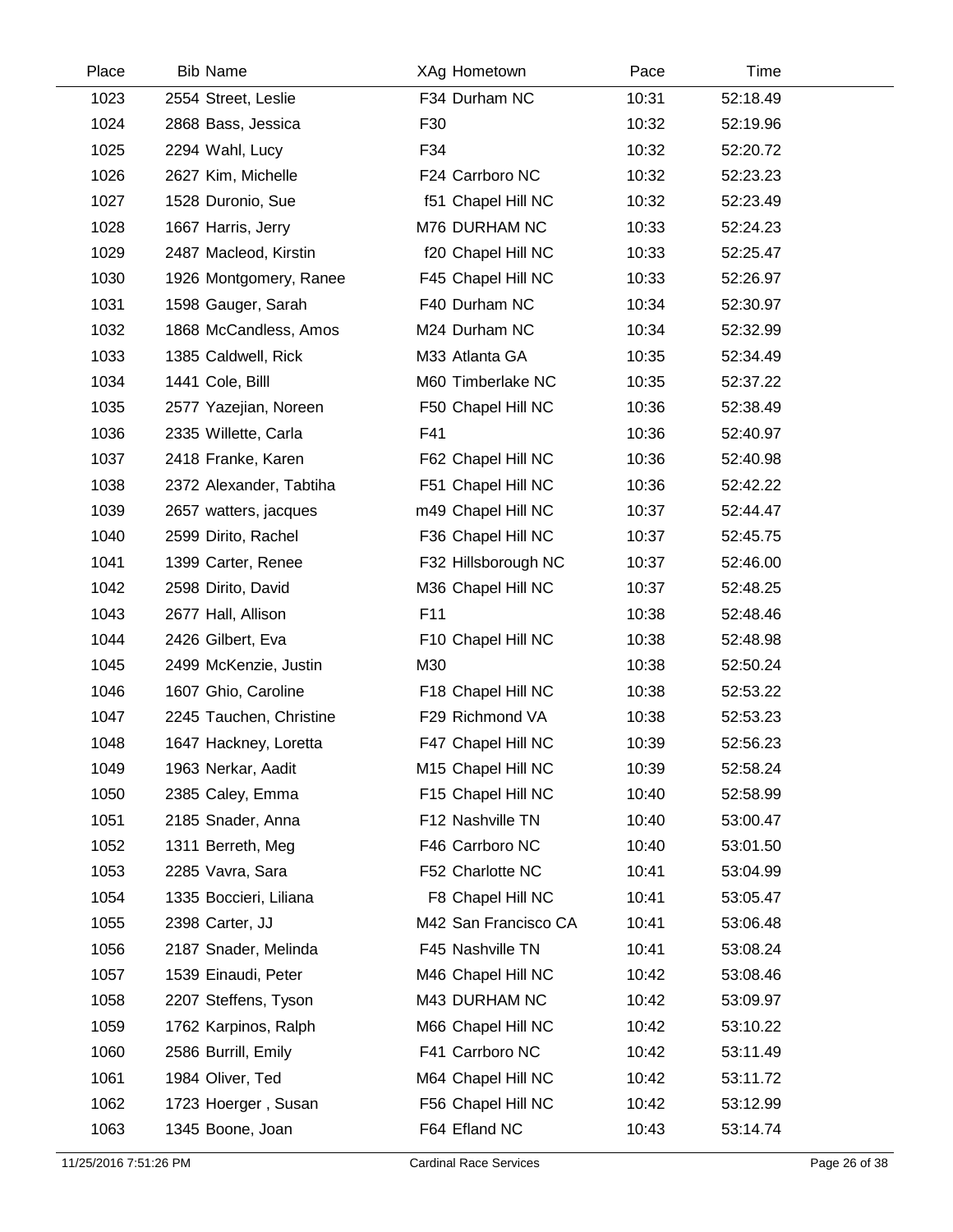| Place | Bib | Name | XAg | Hometown | Pace | Time |
|---|---|---|---|---|---|---|
| 1023 | 2554 | Street, Leslie | F34 | Durham NC | 10:31 | 52:18.49 |
| 1024 | 2868 | Bass, Jessica | F30 | | 10:32 | 52:19.96 |
| 1025 | 2294 | Wahl, Lucy | F34 | | 10:32 | 52:20.72 |
| 1026 | 2627 | Kim, Michelle | F24 | Carrboro NC | 10:32 | 52:23.23 |
| 1027 | 1528 | Duronio, Sue | f51 | Chapel Hill NC | 10:32 | 52:23.49 |
| 1028 | 1667 | Harris, Jerry | M76 | DURHAM NC | 10:33 | 52:24.23 |
| 1029 | 2487 | Macleod, Kirstin | f20 | Chapel Hill NC | 10:33 | 52:25.47 |
| 1030 | 1926 | Montgomery, Ranee | F45 | Chapel Hill NC | 10:33 | 52:26.97 |
| 1031 | 1598 | Gauger, Sarah | F40 | Durham NC | 10:34 | 52:30.97 |
| 1032 | 1868 | McCandless, Amos | M24 | Durham NC | 10:34 | 52:32.99 |
| 1033 | 1385 | Caldwell, Rick | M33 | Atlanta GA | 10:35 | 52:34.49 |
| 1034 | 1441 | Cole, Billl | M60 | Timberlake NC | 10:35 | 52:37.22 |
| 1035 | 2577 | Yazejian, Noreen | F50 | Chapel Hill NC | 10:36 | 52:38.49 |
| 1036 | 2335 | Willette, Carla | F41 | | 10:36 | 52:40.97 |
| 1037 | 2418 | Franke, Karen | F62 | Chapel Hill NC | 10:36 | 52:40.98 |
| 1038 | 2372 | Alexander, Tabtiha | F51 | Chapel Hill NC | 10:36 | 52:42.22 |
| 1039 | 2657 | watters, jacques | m49 | Chapel Hill NC | 10:37 | 52:44.47 |
| 1040 | 2599 | Dirito, Rachel | F36 | Chapel Hill NC | 10:37 | 52:45.75 |
| 1041 | 1399 | Carter, Renee | F32 | Hillsborough NC | 10:37 | 52:46.00 |
| 1042 | 2598 | Dirito, David | M36 | Chapel Hill NC | 10:37 | 52:48.25 |
| 1043 | 2677 | Hall, Allison | F11 | | 10:38 | 52:48.46 |
| 1044 | 2426 | Gilbert, Eva | F10 | Chapel Hill NC | 10:38 | 52:48.98 |
| 1045 | 2499 | McKenzie, Justin | M30 | | 10:38 | 52:50.24 |
| 1046 | 1607 | Ghio, Caroline | F18 | Chapel Hill NC | 10:38 | 52:53.22 |
| 1047 | 2245 | Tauchen, Christine | F29 | Richmond VA | 10:38 | 52:53.23 |
| 1048 | 1647 | Hackney, Loretta | F47 | Chapel Hill NC | 10:39 | 52:56.23 |
| 1049 | 1963 | Nerkar, Aadit | M15 | Chapel Hill NC | 10:39 | 52:58.24 |
| 1050 | 2385 | Caley, Emma | F15 | Chapel Hill NC | 10:40 | 52:58.99 |
| 1051 | 2185 | Snader, Anna | F12 | Nashville TN | 10:40 | 53:00.47 |
| 1052 | 1311 | Berreth, Meg | F46 | Carrboro NC | 10:40 | 53:01.50 |
| 1053 | 2285 | Vavra, Sara | F52 | Charlotte NC | 10:41 | 53:04.99 |
| 1054 | 1335 | Boccieri, Liliana | F8 | Chapel Hill NC | 10:41 | 53:05.47 |
| 1055 | 2398 | Carter, JJ | M42 | San Francisco CA | 10:41 | 53:06.48 |
| 1056 | 2187 | Snader, Melinda | F45 | Nashville TN | 10:41 | 53:08.24 |
| 1057 | 1539 | Einaudi, Peter | M46 | Chapel Hill NC | 10:42 | 53:08.46 |
| 1058 | 2207 | Steffens, Tyson | M43 | DURHAM NC | 10:42 | 53:09.97 |
| 1059 | 1762 | Karpinos, Ralph | M66 | Chapel Hill NC | 10:42 | 53:10.22 |
| 1060 | 2586 | Burrill, Emily | F41 | Carrboro NC | 10:42 | 53:11.49 |
| 1061 | 1984 | Oliver, Ted | M64 | Chapel Hill NC | 10:42 | 53:11.72 |
| 1062 | 1723 | Hoerger , Susan | F56 | Chapel Hill NC | 10:42 | 53:12.99 |
| 1063 | 1345 | Boone, Joan | F64 | Efland NC | 10:43 | 53:14.74 |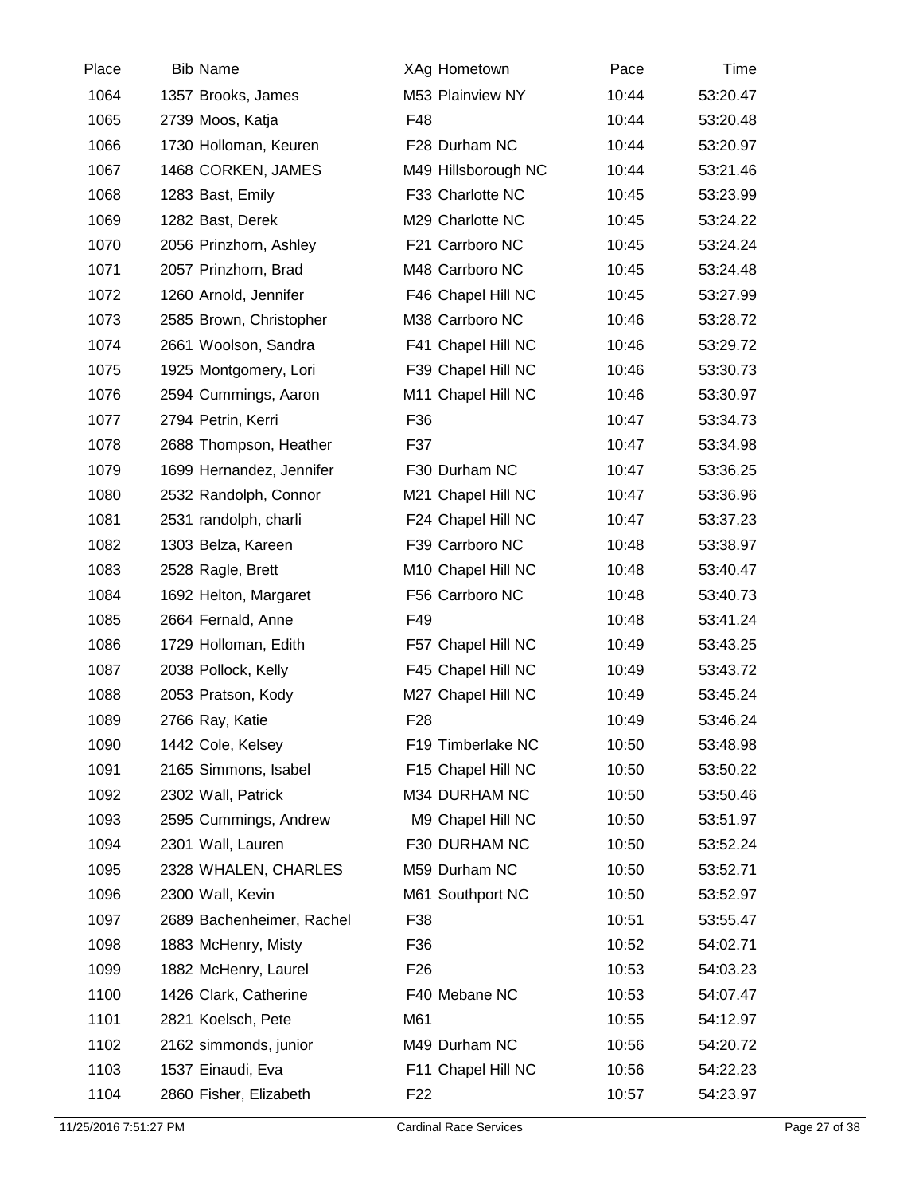| Place | Bib | Name | XAg | Hometown | Pace | Time |
| --- | --- | --- | --- | --- | --- | --- |
| 1064 | 1357 | Brooks, James | M53 | Plainview NY | 10:44 | 53:20.47 |
| 1065 | 2739 | Moos, Katja | F48 | | 10:44 | 53:20.48 |
| 1066 | 1730 | Holloman, Keuren | F28 | Durham NC | 10:44 | 53:20.97 |
| 1067 | 1468 | CORKEN, JAMES | M49 | Hillsborough NC | 10:44 | 53:21.46 |
| 1068 | 1283 | Bast, Emily | F33 | Charlotte NC | 10:45 | 53:23.99 |
| 1069 | 1282 | Bast, Derek | M29 | Charlotte NC | 10:45 | 53:24.22 |
| 1070 | 2056 | Prinzhorn, Ashley | F21 | Carrboro NC | 10:45 | 53:24.24 |
| 1071 | 2057 | Prinzhorn, Brad | M48 | Carrboro NC | 10:45 | 53:24.48 |
| 1072 | 1260 | Arnold, Jennifer | F46 | Chapel Hill NC | 10:45 | 53:27.99 |
| 1073 | 2585 | Brown, Christopher | M38 | Carrboro NC | 10:46 | 53:28.72 |
| 1074 | 2661 | Woolson, Sandra | F41 | Chapel Hill NC | 10:46 | 53:29.72 |
| 1075 | 1925 | Montgomery, Lori | F39 | Chapel Hill NC | 10:46 | 53:30.73 |
| 1076 | 2594 | Cummings, Aaron | M11 | Chapel Hill NC | 10:46 | 53:30.97 |
| 1077 | 2794 | Petrin, Kerri | F36 | | 10:47 | 53:34.73 |
| 1078 | 2688 | Thompson, Heather | F37 | | 10:47 | 53:34.98 |
| 1079 | 1699 | Hernandez, Jennifer | F30 | Durham NC | 10:47 | 53:36.25 |
| 1080 | 2532 | Randolph, Connor | M21 | Chapel Hill NC | 10:47 | 53:36.96 |
| 1081 | 2531 | randolph, charli | F24 | Chapel Hill NC | 10:47 | 53:37.23 |
| 1082 | 1303 | Belza, Kareen | F39 | Carrboro NC | 10:48 | 53:38.97 |
| 1083 | 2528 | Ragle, Brett | M10 | Chapel Hill NC | 10:48 | 53:40.47 |
| 1084 | 1692 | Helton, Margaret | F56 | Carrboro NC | 10:48 | 53:40.73 |
| 1085 | 2664 | Fernald, Anne | F49 | | 10:48 | 53:41.24 |
| 1086 | 1729 | Holloman, Edith | F57 | Chapel Hill NC | 10:49 | 53:43.25 |
| 1087 | 2038 | Pollock, Kelly | F45 | Chapel Hill NC | 10:49 | 53:43.72 |
| 1088 | 2053 | Pratson, Kody | M27 | Chapel Hill NC | 10:49 | 53:45.24 |
| 1089 | 2766 | Ray, Katie | F28 | | 10:49 | 53:46.24 |
| 1090 | 1442 | Cole, Kelsey | F19 | Timberlake NC | 10:50 | 53:48.98 |
| 1091 | 2165 | Simmons, Isabel | F15 | Chapel Hill NC | 10:50 | 53:50.22 |
| 1092 | 2302 | Wall, Patrick | M34 | DURHAM NC | 10:50 | 53:50.46 |
| 1093 | 2595 | Cummings, Andrew | M9 | Chapel Hill NC | 10:50 | 53:51.97 |
| 1094 | 2301 | Wall, Lauren | F30 | DURHAM NC | 10:50 | 53:52.24 |
| 1095 | 2328 | WHALEN, CHARLES | M59 | Durham NC | 10:50 | 53:52.71 |
| 1096 | 2300 | Wall, Kevin | M61 | Southport NC | 10:50 | 53:52.97 |
| 1097 | 2689 | Bachenheimer, Rachel | F38 | | 10:51 | 53:55.47 |
| 1098 | 1883 | McHenry, Misty | F36 | | 10:52 | 54:02.71 |
| 1099 | 1882 | McHenry, Laurel | F26 | | 10:53 | 54:03.23 |
| 1100 | 1426 | Clark, Catherine | F40 | Mebane NC | 10:53 | 54:07.47 |
| 1101 | 2821 | Koelsch, Pete | M61 | | 10:55 | 54:12.97 |
| 1102 | 2162 | simmonds, junior | M49 | Durham NC | 10:56 | 54:20.72 |
| 1103 | 1537 | Einaudi, Eva | F11 | Chapel Hill NC | 10:56 | 54:22.23 |
| 1104 | 2860 | Fisher, Elizabeth | F22 | | 10:57 | 54:23.97 |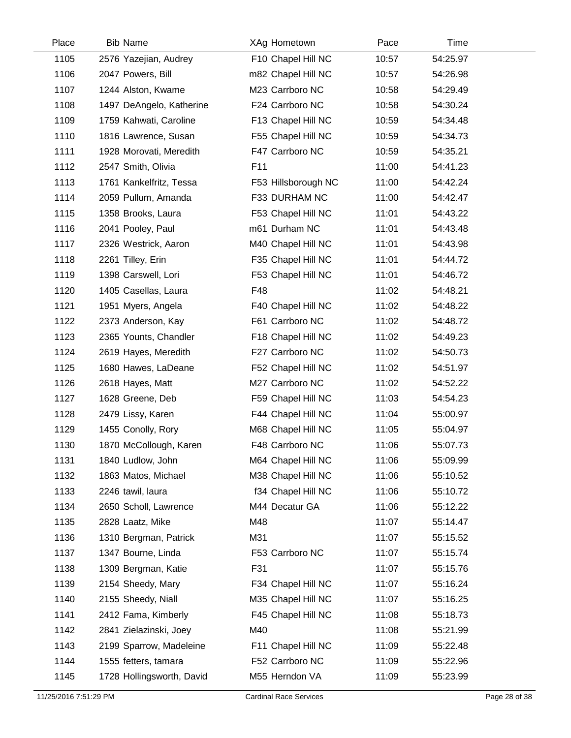| Place | Bib | Name | XAg | Hometown | Pace | Time |
|---|---|---|---|---|---|---|
| 1105 | 2576 | Yazejian, Audrey | F10 | Chapel Hill NC | 10:57 | 54:25.97 |
| 1106 | 2047 | Powers, Bill | m82 | Chapel Hill NC | 10:57 | 54:26.98 |
| 1107 | 1244 | Alston, Kwame | M23 | Carrboro NC | 10:58 | 54:29.49 |
| 1108 | 1497 | DeAngelo, Katherine | F24 | Carrboro NC | 10:58 | 54:30.24 |
| 1109 | 1759 | Kahwati, Caroline | F13 | Chapel Hill NC | 10:59 | 54:34.48 |
| 1110 | 1816 | Lawrence, Susan | F55 | Chapel Hill NC | 10:59 | 54:34.73 |
| 1111 | 1928 | Morovati, Meredith | F47 | Carrboro NC | 10:59 | 54:35.21 |
| 1112 | 2547 | Smith, Olivia | F11 | | 11:00 | 54:41.23 |
| 1113 | 1761 | Kankelfritz, Tessa | F53 | Hillsborough NC | 11:00 | 54:42.24 |
| 1114 | 2059 | Pullum, Amanda | F33 | DURHAM NC | 11:00 | 54:42.47 |
| 1115 | 1358 | Brooks, Laura | F53 | Chapel Hill NC | 11:01 | 54:43.22 |
| 1116 | 2041 | Pooley, Paul | m61 | Durham NC | 11:01 | 54:43.48 |
| 1117 | 2326 | Westrick, Aaron | M40 | Chapel Hill NC | 11:01 | 54:43.98 |
| 1118 | 2261 | Tilley, Erin | F35 | Chapel Hill NC | 11:01 | 54:44.72 |
| 1119 | 1398 | Carswell, Lori | F53 | Chapel Hill NC | 11:01 | 54:46.72 |
| 1120 | 1405 | Casellas, Laura | F48 | | 11:02 | 54:48.21 |
| 1121 | 1951 | Myers, Angela | F40 | Chapel Hill NC | 11:02 | 54:48.22 |
| 1122 | 2373 | Anderson, Kay | F61 | Carrboro NC | 11:02 | 54:48.72 |
| 1123 | 2365 | Younts, Chandler | F18 | Chapel Hill NC | 11:02 | 54:49.23 |
| 1124 | 2619 | Hayes, Meredith | F27 | Carrboro NC | 11:02 | 54:50.73 |
| 1125 | 1680 | Hawes, LaDeane | F52 | Chapel Hill NC | 11:02 | 54:51.97 |
| 1126 | 2618 | Hayes, Matt | M27 | Carrboro NC | 11:02 | 54:52.22 |
| 1127 | 1628 | Greene, Deb | F59 | Chapel Hill NC | 11:03 | 54:54.23 |
| 1128 | 2479 | Lissy, Karen | F44 | Chapel Hill NC | 11:04 | 55:00.97 |
| 1129 | 1455 | Conolly, Rory | M68 | Chapel Hill NC | 11:05 | 55:04.97 |
| 1130 | 1870 | McCollough, Karen | F48 | Carrboro NC | 11:06 | 55:07.73 |
| 1131 | 1840 | Ludlow, John | M64 | Chapel Hill NC | 11:06 | 55:09.99 |
| 1132 | 1863 | Matos, Michael | M38 | Chapel Hill NC | 11:06 | 55:10.52 |
| 1133 | 2246 | tawil, laura | f34 | Chapel Hill NC | 11:06 | 55:10.72 |
| 1134 | 2650 | Scholl, Lawrence | M44 | Decatur GA | 11:06 | 55:12.22 |
| 1135 | 2828 | Laatz, Mike | M48 | | 11:07 | 55:14.47 |
| 1136 | 1310 | Bergman, Patrick | M31 | | 11:07 | 55:15.52 |
| 1137 | 1347 | Bourne, Linda | F53 | Carrboro NC | 11:07 | 55:15.74 |
| 1138 | 1309 | Bergman, Katie | F31 | | 11:07 | 55:15.76 |
| 1139 | 2154 | Sheedy, Mary | F34 | Chapel Hill NC | 11:07 | 55:16.24 |
| 1140 | 2155 | Sheedy, Niall | M35 | Chapel Hill NC | 11:07 | 55:16.25 |
| 1141 | 2412 | Fama, Kimberly | F45 | Chapel Hill NC | 11:08 | 55:18.73 |
| 1142 | 2841 | Zielazinski, Joey | M40 | | 11:08 | 55:21.99 |
| 1143 | 2199 | Sparrow, Madeleine | F11 | Chapel Hill NC | 11:09 | 55:22.48 |
| 1144 | 1555 | fetters, tamara | F52 | Carrboro NC | 11:09 | 55:22.96 |
| 1145 | 1728 | Hollingsworth, David | M55 | Herndon VA | 11:09 | 55:23.99 |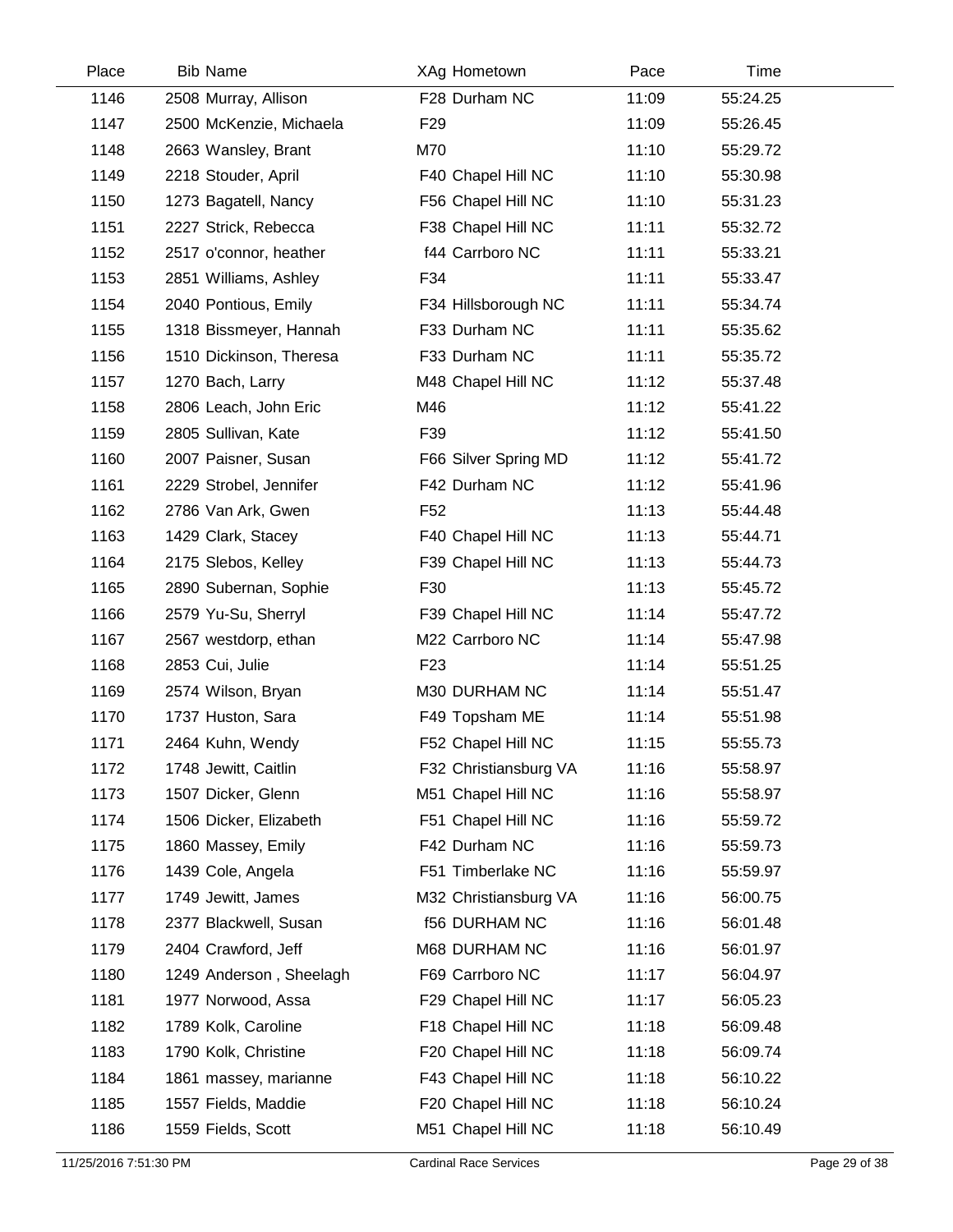| Place | Bib | Name | XAg | Hometown | Pace | Time |
|---|---|---|---|---|---|---|
| 1146 | 2508 | Murray, Allison | F28 | Durham NC | 11:09 | 55:24.25 |
| 1147 | 2500 | McKenzie, Michaela | F29 | | 11:09 | 55:26.45 |
| 1148 | 2663 | Wansley, Brant | M70 | | 11:10 | 55:29.72 |
| 1149 | 2218 | Stouder, April | F40 | Chapel Hill NC | 11:10 | 55:30.98 |
| 1150 | 1273 | Bagatell, Nancy | F56 | Chapel Hill NC | 11:10 | 55:31.23 |
| 1151 | 2227 | Strick, Rebecca | F38 | Chapel Hill NC | 11:11 | 55:32.72 |
| 1152 | 2517 | o'connor, heather | f44 | Carrboro NC | 11:11 | 55:33.21 |
| 1153 | 2851 | Williams, Ashley | F34 | | 11:11 | 55:33.47 |
| 1154 | 2040 | Pontious, Emily | F34 | Hillsborough NC | 11:11 | 55:34.74 |
| 1155 | 1318 | Bissmeyer, Hannah | F33 | Durham NC | 11:11 | 55:35.62 |
| 1156 | 1510 | Dickinson, Theresa | F33 | Durham NC | 11:11 | 55:35.72 |
| 1157 | 1270 | Bach, Larry | M48 | Chapel Hill NC | 11:12 | 55:37.48 |
| 1158 | 2806 | Leach, John Eric | M46 | | 11:12 | 55:41.22 |
| 1159 | 2805 | Sullivan, Kate | F39 | | 11:12 | 55:41.50 |
| 1160 | 2007 | Paisner, Susan | F66 | Silver Spring MD | 11:12 | 55:41.72 |
| 1161 | 2229 | Strobel, Jennifer | F42 | Durham NC | 11:12 | 55:41.96 |
| 1162 | 2786 | Van Ark, Gwen | F52 | | 11:13 | 55:44.48 |
| 1163 | 1429 | Clark, Stacey | F40 | Chapel Hill NC | 11:13 | 55:44.71 |
| 1164 | 2175 | Slebos, Kelley | F39 | Chapel Hill NC | 11:13 | 55:44.73 |
| 1165 | 2890 | Subernan, Sophie | F30 | | 11:13 | 55:45.72 |
| 1166 | 2579 | Yu-Su, Sherryl | F39 | Chapel Hill NC | 11:14 | 55:47.72 |
| 1167 | 2567 | westdorp, ethan | M22 | Carrboro NC | 11:14 | 55:47.98 |
| 1168 | 2853 | Cui, Julie | F23 | | 11:14 | 55:51.25 |
| 1169 | 2574 | Wilson, Bryan | M30 | DURHAM NC | 11:14 | 55:51.47 |
| 1170 | 1737 | Huston, Sara | F49 | Topsham ME | 11:14 | 55:51.98 |
| 1171 | 2464 | Kuhn, Wendy | F52 | Chapel Hill NC | 11:15 | 55:55.73 |
| 1172 | 1748 | Jewitt, Caitlin | F32 | Christiansburg VA | 11:16 | 55:58.97 |
| 1173 | 1507 | Dicker, Glenn | M51 | Chapel Hill NC | 11:16 | 55:58.97 |
| 1174 | 1506 | Dicker, Elizabeth | F51 | Chapel Hill NC | 11:16 | 55:59.72 |
| 1175 | 1860 | Massey, Emily | F42 | Durham NC | 11:16 | 55:59.73 |
| 1176 | 1439 | Cole, Angela | F51 | Timberlake NC | 11:16 | 55:59.97 |
| 1177 | 1749 | Jewitt, James | M32 | Christiansburg VA | 11:16 | 56:00.75 |
| 1178 | 2377 | Blackwell, Susan | f56 | DURHAM NC | 11:16 | 56:01.48 |
| 1179 | 2404 | Crawford, Jeff | M68 | DURHAM NC | 11:16 | 56:01.97 |
| 1180 | 1249 | Anderson , Sheelagh | F69 | Carrboro NC | 11:17 | 56:04.97 |
| 1181 | 1977 | Norwood, Assa | F29 | Chapel Hill NC | 11:17 | 56:05.23 |
| 1182 | 1789 | Kolk, Caroline | F18 | Chapel Hill NC | 11:18 | 56:09.48 |
| 1183 | 1790 | Kolk, Christine | F20 | Chapel Hill NC | 11:18 | 56:09.74 |
| 1184 | 1861 | massey, marianne | F43 | Chapel Hill NC | 11:18 | 56:10.22 |
| 1185 | 1557 | Fields, Maddie | F20 | Chapel Hill NC | 11:18 | 56:10.24 |
| 1186 | 1559 | Fields, Scott | M51 | Chapel Hill NC | 11:18 | 56:10.49 |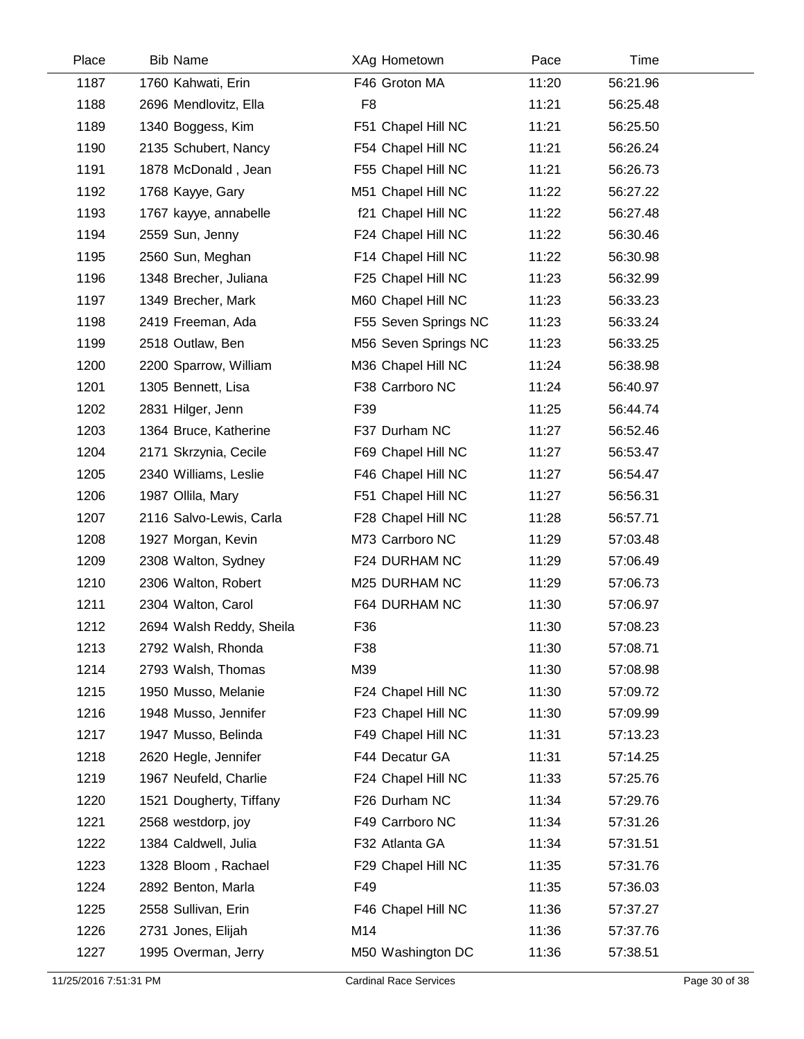| Place | Bib | Name | XAg | Hometown | Pace | Time |
|---|---|---|---|---|---|---|
| 1187 | 1760 | Kahwati, Erin | F46 | Groton MA | 11:20 | 56:21.96 |
| 1188 | 2696 | Mendlovitz, Ella | F8 | | 11:21 | 56:25.48 |
| 1189 | 1340 | Boggess, Kim | F51 | Chapel Hill NC | 11:21 | 56:25.50 |
| 1190 | 2135 | Schubert, Nancy | F54 | Chapel Hill NC | 11:21 | 56:26.24 |
| 1191 | 1878 | McDonald , Jean | F55 | Chapel Hill NC | 11:21 | 56:26.73 |
| 1192 | 1768 | Kayye, Gary | M51 | Chapel Hill NC | 11:22 | 56:27.22 |
| 1193 | 1767 | kayye, annabelle | f21 | Chapel Hill NC | 11:22 | 56:27.48 |
| 1194 | 2559 | Sun, Jenny | F24 | Chapel Hill NC | 11:22 | 56:30.46 |
| 1195 | 2560 | Sun, Meghan | F14 | Chapel Hill NC | 11:22 | 56:30.98 |
| 1196 | 1348 | Brecher, Juliana | F25 | Chapel Hill NC | 11:23 | 56:32.99 |
| 1197 | 1349 | Brecher, Mark | M60 | Chapel Hill NC | 11:23 | 56:33.23 |
| 1198 | 2419 | Freeman, Ada | F55 | Seven Springs NC | 11:23 | 56:33.24 |
| 1199 | 2518 | Outlaw, Ben | M56 | Seven Springs NC | 11:23 | 56:33.25 |
| 1200 | 2200 | Sparrow, William | M36 | Chapel Hill NC | 11:24 | 56:38.98 |
| 1201 | 1305 | Bennett, Lisa | F38 | Carrboro NC | 11:24 | 56:40.97 |
| 1202 | 2831 | Hilger, Jenn | F39 | | 11:25 | 56:44.74 |
| 1203 | 1364 | Bruce, Katherine | F37 | Durham NC | 11:27 | 56:52.46 |
| 1204 | 2171 | Skrzynia, Cecile | F69 | Chapel Hill NC | 11:27 | 56:53.47 |
| 1205 | 2340 | Williams, Leslie | F46 | Chapel Hill NC | 11:27 | 56:54.47 |
| 1206 | 1987 | Ollila, Mary | F51 | Chapel Hill NC | 11:27 | 56:56.31 |
| 1207 | 2116 | Salvo-Lewis, Carla | F28 | Chapel Hill NC | 11:28 | 56:57.71 |
| 1208 | 1927 | Morgan, Kevin | M73 | Carrboro NC | 11:29 | 57:03.48 |
| 1209 | 2308 | Walton, Sydney | F24 | DURHAM NC | 11:29 | 57:06.49 |
| 1210 | 2306 | Walton, Robert | M25 | DURHAM NC | 11:29 | 57:06.73 |
| 1211 | 2304 | Walton, Carol | F64 | DURHAM NC | 11:30 | 57:06.97 |
| 1212 | 2694 | Walsh Reddy, Sheila | F36 | | 11:30 | 57:08.23 |
| 1213 | 2792 | Walsh, Rhonda | F38 | | 11:30 | 57:08.71 |
| 1214 | 2793 | Walsh, Thomas | M39 | | 11:30 | 57:08.98 |
| 1215 | 1950 | Musso, Melanie | F24 | Chapel Hill NC | 11:30 | 57:09.72 |
| 1216 | 1948 | Musso, Jennifer | F23 | Chapel Hill NC | 11:30 | 57:09.99 |
| 1217 | 1947 | Musso, Belinda | F49 | Chapel Hill NC | 11:31 | 57:13.23 |
| 1218 | 2620 | Hegle, Jennifer | F44 | Decatur GA | 11:31 | 57:14.25 |
| 1219 | 1967 | Neufeld, Charlie | F24 | Chapel Hill NC | 11:33 | 57:25.76 |
| 1220 | 1521 | Dougherty, Tiffany | F26 | Durham NC | 11:34 | 57:29.76 |
| 1221 | 2568 | westdorp, joy | F49 | Carrboro NC | 11:34 | 57:31.26 |
| 1222 | 1384 | Caldwell, Julia | F32 | Atlanta GA | 11:34 | 57:31.51 |
| 1223 | 1328 | Bloom , Rachael | F29 | Chapel Hill NC | 11:35 | 57:31.76 |
| 1224 | 2892 | Benton, Marla | F49 | | 11:35 | 57:36.03 |
| 1225 | 2558 | Sullivan, Erin | F46 | Chapel Hill NC | 11:36 | 57:37.27 |
| 1226 | 2731 | Jones, Elijah | M14 | | 11:36 | 57:37.76 |
| 1227 | 1995 | Overman, Jerry | M50 | Washington DC | 11:36 | 57:38.51 |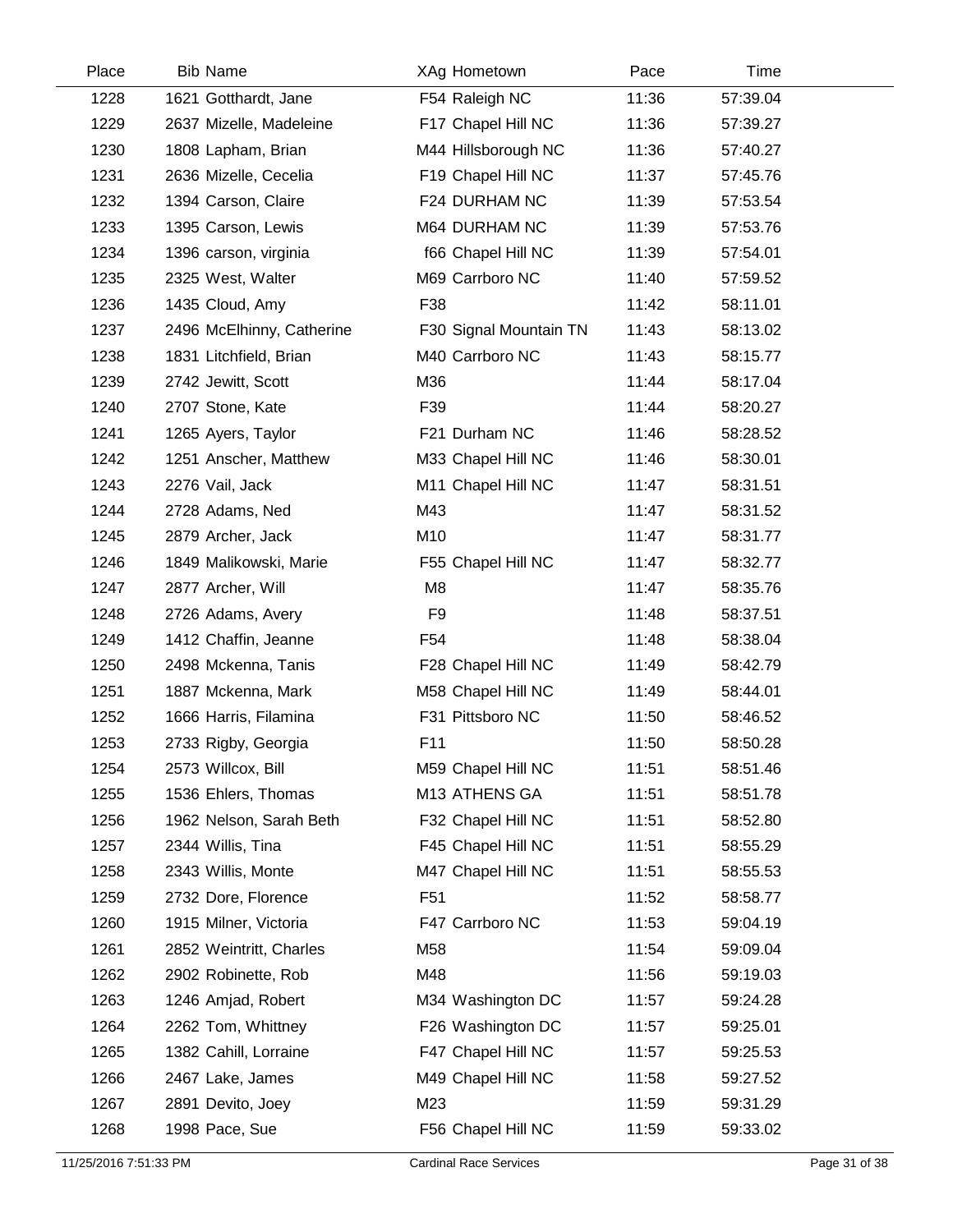| Place | Bib | Name | XAg | Hometown | Pace | Time |
|---|---|---|---|---|---|---|
| 1228 | 1621 | Gotthardt, Jane | F54 | Raleigh NC | 11:36 | 57:39.04 |
| 1229 | 2637 | Mizelle, Madeleine | F17 | Chapel Hill NC | 11:36 | 57:39.27 |
| 1230 | 1808 | Lapham, Brian | M44 | Hillsborough NC | 11:36 | 57:40.27 |
| 1231 | 2636 | Mizelle, Cecelia | F19 | Chapel Hill NC | 11:37 | 57:45.76 |
| 1232 | 1394 | Carson, Claire | F24 | DURHAM NC | 11:39 | 57:53.54 |
| 1233 | 1395 | Carson, Lewis | M64 | DURHAM NC | 11:39 | 57:53.76 |
| 1234 | 1396 | carson, virginia | f66 | Chapel Hill NC | 11:39 | 57:54.01 |
| 1235 | 2325 | West, Walter | M69 | Carrboro NC | 11:40 | 57:59.52 |
| 1236 | 1435 | Cloud, Amy | F38 | | 11:42 | 58:11.01 |
| 1237 | 2496 | McElhinny, Catherine | F30 | Signal Mountain TN | 11:43 | 58:13.02 |
| 1238 | 1831 | Litchfield, Brian | M40 | Carrboro NC | 11:43 | 58:15.77 |
| 1239 | 2742 | Jewitt, Scott | M36 | | 11:44 | 58:17.04 |
| 1240 | 2707 | Stone, Kate | F39 | | 11:44 | 58:20.27 |
| 1241 | 1265 | Ayers, Taylor | F21 | Durham NC | 11:46 | 58:28.52 |
| 1242 | 1251 | Anscher, Matthew | M33 | Chapel Hill NC | 11:46 | 58:30.01 |
| 1243 | 2276 | Vail, Jack | M11 | Chapel Hill NC | 11:47 | 58:31.51 |
| 1244 | 2728 | Adams, Ned | M43 | | 11:47 | 58:31.52 |
| 1245 | 2879 | Archer, Jack | M10 | | 11:47 | 58:31.77 |
| 1246 | 1849 | Malikowski, Marie | F55 | Chapel Hill NC | 11:47 | 58:32.77 |
| 1247 | 2877 | Archer, Will | M8 | | 11:47 | 58:35.76 |
| 1248 | 2726 | Adams, Avery | F9 | | 11:48 | 58:37.51 |
| 1249 | 1412 | Chaffin, Jeanne | F54 | | 11:48 | 58:38.04 |
| 1250 | 2498 | Mckenna, Tanis | F28 | Chapel Hill NC | 11:49 | 58:42.79 |
| 1251 | 1887 | Mckenna, Mark | M58 | Chapel Hill NC | 11:49 | 58:44.01 |
| 1252 | 1666 | Harris, Filamina | F31 | Pittsboro NC | 11:50 | 58:46.52 |
| 1253 | 2733 | Rigby, Georgia | F11 | | 11:50 | 58:50.28 |
| 1254 | 2573 | Willcox, Bill | M59 | Chapel Hill NC | 11:51 | 58:51.46 |
| 1255 | 1536 | Ehlers, Thomas | M13 | ATHENS GA | 11:51 | 58:51.78 |
| 1256 | 1962 | Nelson, Sarah Beth | F32 | Chapel Hill NC | 11:51 | 58:52.80 |
| 1257 | 2344 | Willis, Tina | F45 | Chapel Hill NC | 11:51 | 58:55.29 |
| 1258 | 2343 | Willis, Monte | M47 | Chapel Hill NC | 11:51 | 58:55.53 |
| 1259 | 2732 | Dore, Florence | F51 | | 11:52 | 58:58.77 |
| 1260 | 1915 | Milner, Victoria | F47 | Carrboro NC | 11:53 | 59:04.19 |
| 1261 | 2852 | Weintritt, Charles | M58 | | 11:54 | 59:09.04 |
| 1262 | 2902 | Robinette, Rob | M48 | | 11:56 | 59:19.03 |
| 1263 | 1246 | Amjad, Robert | M34 | Washington DC | 11:57 | 59:24.28 |
| 1264 | 2262 | Tom, Whittney | F26 | Washington DC | 11:57 | 59:25.01 |
| 1265 | 1382 | Cahill, Lorraine | F47 | Chapel Hill NC | 11:57 | 59:25.53 |
| 1266 | 2467 | Lake, James | M49 | Chapel Hill NC | 11:58 | 59:27.52 |
| 1267 | 2891 | Devito, Joey | M23 | | 11:59 | 59:31.29 |
| 1268 | 1998 | Pace, Sue | F56 | Chapel Hill NC | 11:59 | 59:33.02 |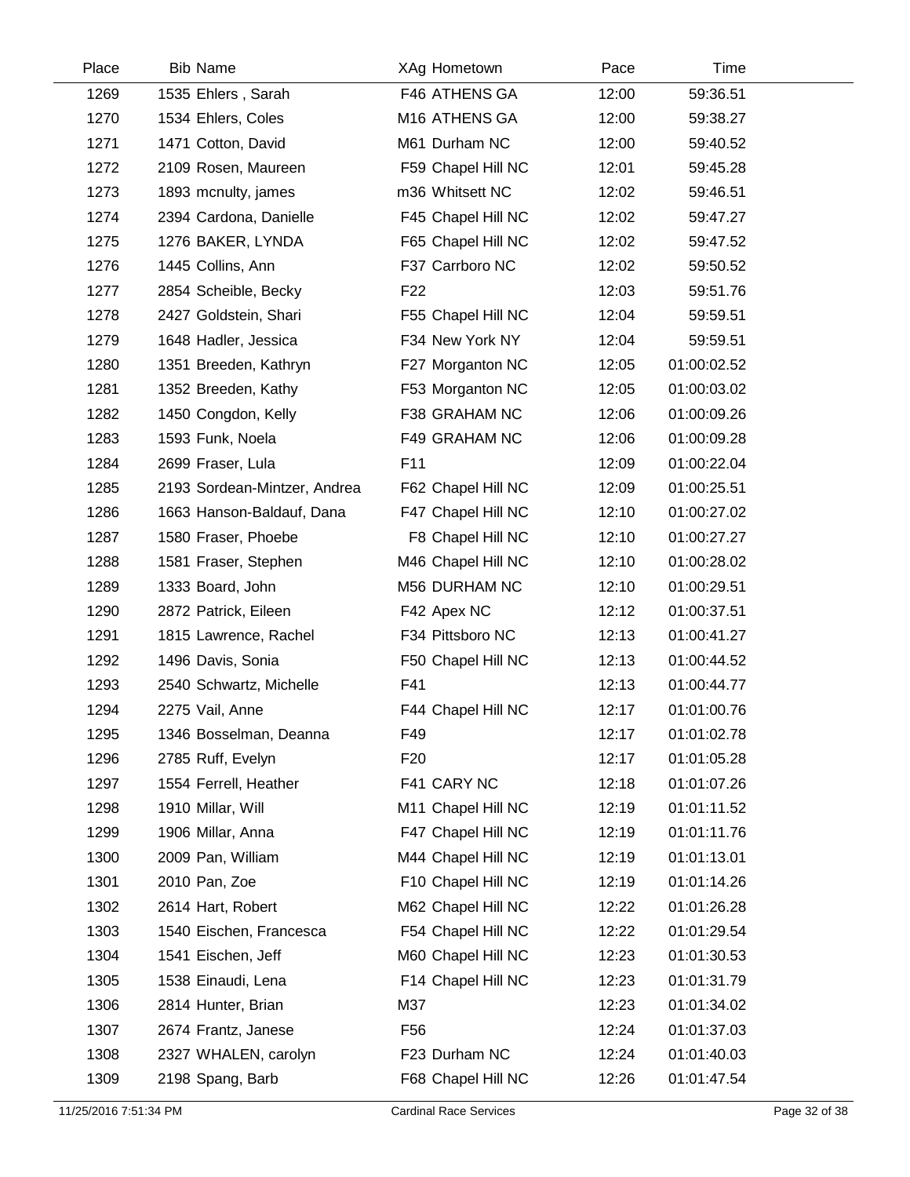| Place | Bib | Name | XAg | Hometown | Pace | Time |
|---|---|---|---|---|---|---|
| 1269 | 1535 | Ehlers , Sarah | F46 | ATHENS GA | 12:00 | 59:36.51 |
| 1270 | 1534 | Ehlers, Coles | M16 | ATHENS GA | 12:00 | 59:38.27 |
| 1271 | 1471 | Cotton, David | M61 | Durham NC | 12:00 | 59:40.52 |
| 1272 | 2109 | Rosen, Maureen | F59 | Chapel Hill NC | 12:01 | 59:45.28 |
| 1273 | 1893 | mcnulty, james | m36 | Whitsett NC | 12:02 | 59:46.51 |
| 1274 | 2394 | Cardona, Danielle | F45 | Chapel Hill NC | 12:02 | 59:47.27 |
| 1275 | 1276 | BAKER, LYNDA | F65 | Chapel Hill NC | 12:02 | 59:47.52 |
| 1276 | 1445 | Collins, Ann | F37 | Carrboro NC | 12:02 | 59:50.52 |
| 1277 | 2854 | Scheible, Becky | F22 | | 12:03 | 59:51.76 |
| 1278 | 2427 | Goldstein, Shari | F55 | Chapel Hill NC | 12:04 | 59:59.51 |
| 1279 | 1648 | Hadler, Jessica | F34 | New York NY | 12:04 | 59:59.51 |
| 1280 | 1351 | Breeden, Kathryn | F27 | Morganton NC | 12:05 | 01:00:02.52 |
| 1281 | 1352 | Breeden, Kathy | F53 | Morganton NC | 12:05 | 01:00:03.02 |
| 1282 | 1450 | Congdon, Kelly | F38 | GRAHAM NC | 12:06 | 01:00:09.26 |
| 1283 | 1593 | Funk, Noela | F49 | GRAHAM NC | 12:06 | 01:00:09.28 |
| 1284 | 2699 | Fraser, Lula | F11 | | 12:09 | 01:00:22.04 |
| 1285 | 2193 | Sordean-Mintzer, Andrea | F62 | Chapel Hill NC | 12:09 | 01:00:25.51 |
| 1286 | 1663 | Hanson-Baldauf, Dana | F47 | Chapel Hill NC | 12:10 | 01:00:27.02 |
| 1287 | 1580 | Fraser, Phoebe | F8 | Chapel Hill NC | 12:10 | 01:00:27.27 |
| 1288 | 1581 | Fraser, Stephen | M46 | Chapel Hill NC | 12:10 | 01:00:28.02 |
| 1289 | 1333 | Board, John | M56 | DURHAM NC | 12:10 | 01:00:29.51 |
| 1290 | 2872 | Patrick, Eileen | F42 | Apex NC | 12:12 | 01:00:37.51 |
| 1291 | 1815 | Lawrence, Rachel | F34 | Pittsboro NC | 12:13 | 01:00:41.27 |
| 1292 | 1496 | Davis, Sonia | F50 | Chapel Hill NC | 12:13 | 01:00:44.52 |
| 1293 | 2540 | Schwartz, Michelle | F41 | | 12:13 | 01:00:44.77 |
| 1294 | 2275 | Vail, Anne | F44 | Chapel Hill NC | 12:17 | 01:01:00.76 |
| 1295 | 1346 | Bosselman, Deanna | F49 | | 12:17 | 01:01:02.78 |
| 1296 | 2785 | Ruff, Evelyn | F20 | | 12:17 | 01:01:05.28 |
| 1297 | 1554 | Ferrell, Heather | F41 | CARY NC | 12:18 | 01:01:07.26 |
| 1298 | 1910 | Millar, Will | M11 | Chapel Hill NC | 12:19 | 01:01:11.52 |
| 1299 | 1906 | Millar, Anna | F47 | Chapel Hill NC | 12:19 | 01:01:11.76 |
| 1300 | 2009 | Pan, William | M44 | Chapel Hill NC | 12:19 | 01:01:13.01 |
| 1301 | 2010 | Pan, Zoe | F10 | Chapel Hill NC | 12:19 | 01:01:14.26 |
| 1302 | 2614 | Hart, Robert | M62 | Chapel Hill NC | 12:22 | 01:01:26.28 |
| 1303 | 1540 | Eischen, Francesca | F54 | Chapel Hill NC | 12:22 | 01:01:29.54 |
| 1304 | 1541 | Eischen, Jeff | M60 | Chapel Hill NC | 12:23 | 01:01:30.53 |
| 1305 | 1538 | Einaudi, Lena | F14 | Chapel Hill NC | 12:23 | 01:01:31.79 |
| 1306 | 2814 | Hunter, Brian | M37 | | 12:23 | 01:01:34.02 |
| 1307 | 2674 | Frantz, Janese | F56 | | 12:24 | 01:01:37.03 |
| 1308 | 2327 | WHALEN, carolyn | F23 | Durham NC | 12:24 | 01:01:40.03 |
| 1309 | 2198 | Spang, Barb | F68 | Chapel Hill NC | 12:26 | 01:01:47.54 |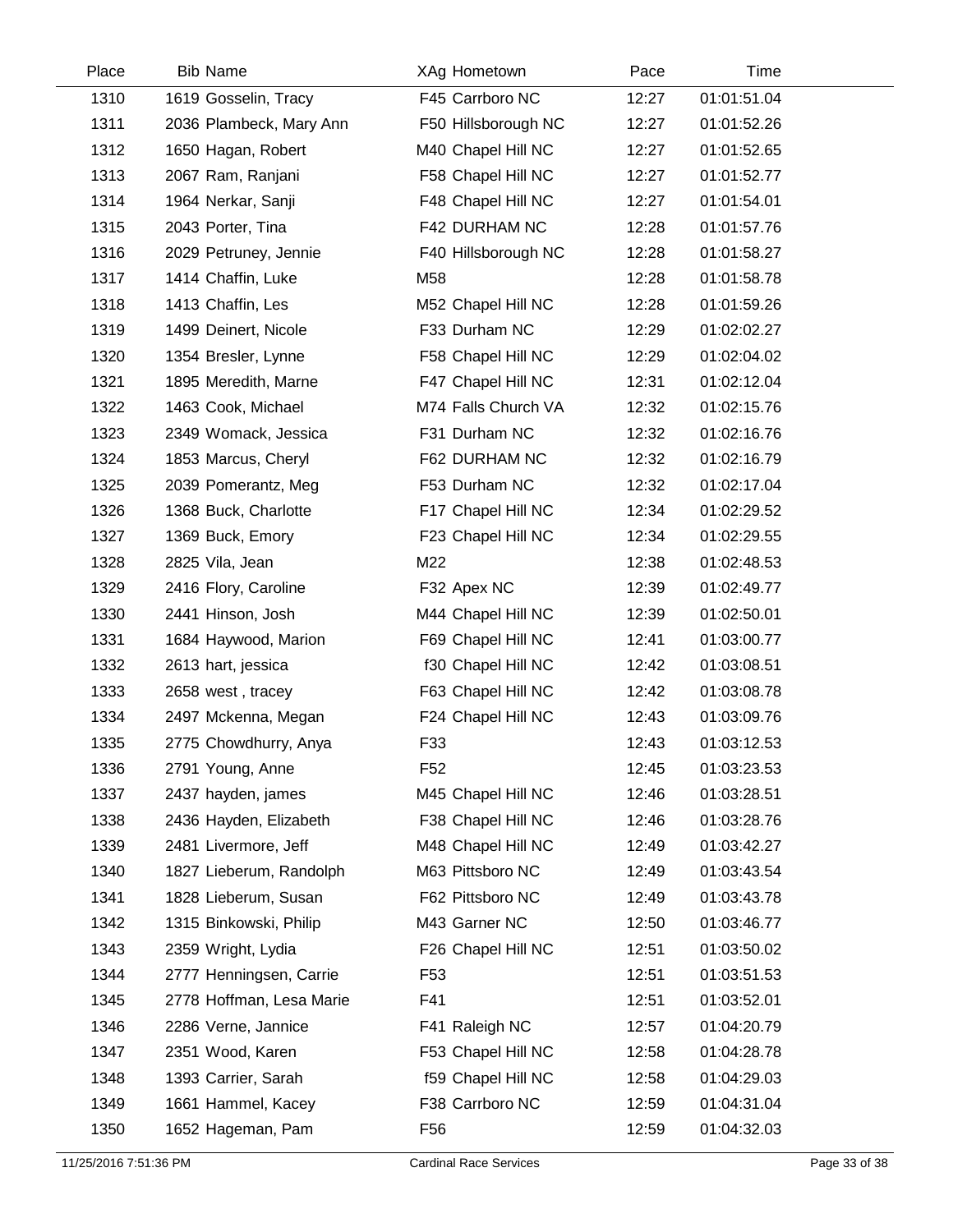| Place | Bib | Name | XAg | Hometown | Pace | Time |
|---|---|---|---|---|---|---|
| 1310 | 1619 | Gosselin, Tracy | F45 | Carrboro NC | 12:27 | 01:01:51.04 |
| 1311 | 2036 | Plambeck, Mary Ann | F50 | Hillsborough NC | 12:27 | 01:01:52.26 |
| 1312 | 1650 | Hagan, Robert | M40 | Chapel Hill NC | 12:27 | 01:01:52.65 |
| 1313 | 2067 | Ram, Ranjani | F58 | Chapel Hill NC | 12:27 | 01:01:52.77 |
| 1314 | 1964 | Nerkar, Sanji | F48 | Chapel Hill NC | 12:27 | 01:01:54.01 |
| 1315 | 2043 | Porter, Tina | F42 | DURHAM NC | 12:28 | 01:01:57.76 |
| 1316 | 2029 | Petruney, Jennie | F40 | Hillsborough NC | 12:28 | 01:01:58.27 |
| 1317 | 1414 | Chaffin, Luke | M58 | | 12:28 | 01:01:58.78 |
| 1318 | 1413 | Chaffin, Les | M52 | Chapel Hill NC | 12:28 | 01:01:59.26 |
| 1319 | 1499 | Deinert, Nicole | F33 | Durham NC | 12:29 | 01:02:02.27 |
| 1320 | 1354 | Bresler, Lynne | F58 | Chapel Hill NC | 12:29 | 01:02:04.02 |
| 1321 | 1895 | Meredith, Marne | F47 | Chapel Hill NC | 12:31 | 01:02:12.04 |
| 1322 | 1463 | Cook, Michael | M74 | Falls Church VA | 12:32 | 01:02:15.76 |
| 1323 | 2349 | Womack, Jessica | F31 | Durham NC | 12:32 | 01:02:16.76 |
| 1324 | 1853 | Marcus, Cheryl | F62 | DURHAM NC | 12:32 | 01:02:16.79 |
| 1325 | 2039 | Pomerantz, Meg | F53 | Durham NC | 12:32 | 01:02:17.04 |
| 1326 | 1368 | Buck, Charlotte | F17 | Chapel Hill NC | 12:34 | 01:02:29.52 |
| 1327 | 1369 | Buck, Emory | F23 | Chapel Hill NC | 12:34 | 01:02:29.55 |
| 1328 | 2825 | Vila, Jean | M22 | | 12:38 | 01:02:48.53 |
| 1329 | 2416 | Flory, Caroline | F32 | Apex NC | 12:39 | 01:02:49.77 |
| 1330 | 2441 | Hinson, Josh | M44 | Chapel Hill NC | 12:39 | 01:02:50.01 |
| 1331 | 1684 | Haywood, Marion | F69 | Chapel Hill NC | 12:41 | 01:03:00.77 |
| 1332 | 2613 | hart, jessica | f30 | Chapel Hill NC | 12:42 | 01:03:08.51 |
| 1333 | 2658 | west , tracey | F63 | Chapel Hill NC | 12:42 | 01:03:08.78 |
| 1334 | 2497 | Mckenna, Megan | F24 | Chapel Hill NC | 12:43 | 01:03:09.76 |
| 1335 | 2775 | Chowdhurry, Anya | F33 | | 12:43 | 01:03:12.53 |
| 1336 | 2791 | Young, Anne | F52 | | 12:45 | 01:03:23.53 |
| 1337 | 2437 | hayden, james | M45 | Chapel Hill NC | 12:46 | 01:03:28.51 |
| 1338 | 2436 | Hayden, Elizabeth | F38 | Chapel Hill NC | 12:46 | 01:03:28.76 |
| 1339 | 2481 | Livermore, Jeff | M48 | Chapel Hill NC | 12:49 | 01:03:42.27 |
| 1340 | 1827 | Lieberum, Randolph | M63 | Pittsboro NC | 12:49 | 01:03:43.54 |
| 1341 | 1828 | Lieberum, Susan | F62 | Pittsboro NC | 12:49 | 01:03:43.78 |
| 1342 | 1315 | Binkowski, Philip | M43 | Garner NC | 12:50 | 01:03:46.77 |
| 1343 | 2359 | Wright, Lydia | F26 | Chapel Hill NC | 12:51 | 01:03:50.02 |
| 1344 | 2777 | Henningsen, Carrie | F53 | | 12:51 | 01:03:51.53 |
| 1345 | 2778 | Hoffman, Lesa Marie | F41 | | 12:51 | 01:03:52.01 |
| 1346 | 2286 | Verne, Jannice | F41 | Raleigh NC | 12:57 | 01:04:20.79 |
| 1347 | 2351 | Wood, Karen | F53 | Chapel Hill NC | 12:58 | 01:04:28.78 |
| 1348 | 1393 | Carrier, Sarah | f59 | Chapel Hill NC | 12:58 | 01:04:29.03 |
| 1349 | 1661 | Hammel, Kacey | F38 | Carrboro NC | 12:59 | 01:04:31.04 |
| 1350 | 1652 | Hageman, Pam | F56 | | 12:59 | 01:04:32.03 |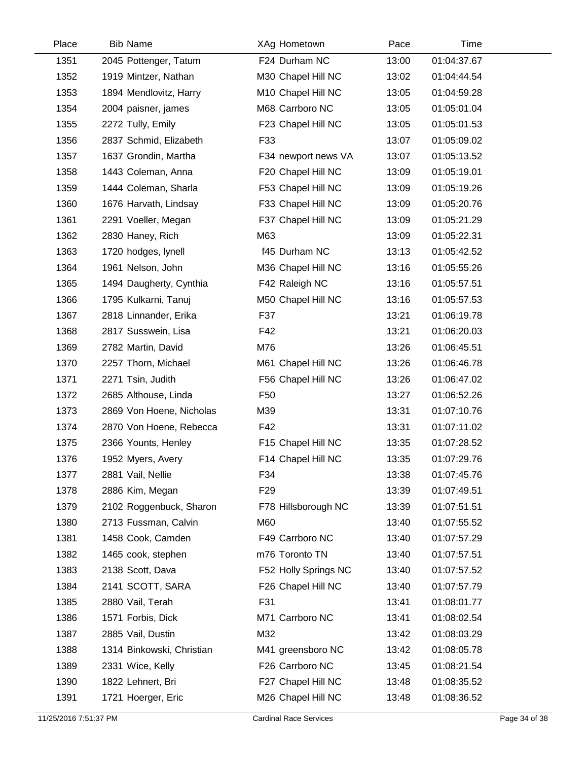| Place | Bib | Name | XAg | Hometown | Pace | Time |
|---|---|---|---|---|---|---|
| 1351 | 2045 | Pottenger, Tatum | F24 | Durham NC | 13:00 | 01:04:37.67 |
| 1352 | 1919 | Mintzer, Nathan | M30 | Chapel Hill NC | 13:02 | 01:04:44.54 |
| 1353 | 1894 | Mendlovitz, Harry | M10 | Chapel Hill NC | 13:05 | 01:04:59.28 |
| 1354 | 2004 | paisner, james | M68 | Carrboro NC | 13:05 | 01:05:01.04 |
| 1355 | 2272 | Tully, Emily | F23 | Chapel Hill NC | 13:05 | 01:05:01.53 |
| 1356 | 2837 | Schmid, Elizabeth | F33 | | 13:07 | 01:05:09.02 |
| 1357 | 1637 | Grondin, Martha | F34 | newport news VA | 13:07 | 01:05:13.52 |
| 1358 | 1443 | Coleman, Anna | F20 | Chapel Hill NC | 13:09 | 01:05:19.01 |
| 1359 | 1444 | Coleman, Sharla | F53 | Chapel Hill NC | 13:09 | 01:05:19.26 |
| 1360 | 1676 | Harvath, Lindsay | F33 | Chapel Hill NC | 13:09 | 01:05:20.76 |
| 1361 | 2291 | Voeller, Megan | F37 | Chapel Hill NC | 13:09 | 01:05:21.29 |
| 1362 | 2830 | Haney, Rich | M63 | | 13:09 | 01:05:22.31 |
| 1363 | 1720 | hodges, lynell | f45 | Durham NC | 13:13 | 01:05:42.52 |
| 1364 | 1961 | Nelson, John | M36 | Chapel Hill NC | 13:16 | 01:05:55.26 |
| 1365 | 1494 | Daugherty, Cynthia | F42 | Raleigh NC | 13:16 | 01:05:57.51 |
| 1366 | 1795 | Kulkarni, Tanuj | M50 | Chapel Hill NC | 13:16 | 01:05:57.53 |
| 1367 | 2818 | Linnander, Erika | F37 | | 13:21 | 01:06:19.78 |
| 1368 | 2817 | Susswein, Lisa | F42 | | 13:21 | 01:06:20.03 |
| 1369 | 2782 | Martin, David | M76 | | 13:26 | 01:06:45.51 |
| 1370 | 2257 | Thorn, Michael | M61 | Chapel Hill NC | 13:26 | 01:06:46.78 |
| 1371 | 2271 | Tsin, Judith | F56 | Chapel Hill NC | 13:26 | 01:06:47.02 |
| 1372 | 2685 | Althouse, Linda | F50 | | 13:27 | 01:06:52.26 |
| 1373 | 2869 | Von Hoene, Nicholas | M39 | | 13:31 | 01:07:10.76 |
| 1374 | 2870 | Von Hoene, Rebecca | F42 | | 13:31 | 01:07:11.02 |
| 1375 | 2366 | Younts, Henley | F15 | Chapel Hill NC | 13:35 | 01:07:28.52 |
| 1376 | 1952 | Myers, Avery | F14 | Chapel Hill NC | 13:35 | 01:07:29.76 |
| 1377 | 2881 | Vail, Nellie | F34 | | 13:38 | 01:07:45.76 |
| 1378 | 2886 | Kim, Megan | F29 | | 13:39 | 01:07:49.51 |
| 1379 | 2102 | Roggenbuck, Sharon | F78 | Hillsborough NC | 13:39 | 01:07:51.51 |
| 1380 | 2713 | Fussman, Calvin | M60 | | 13:40 | 01:07:55.52 |
| 1381 | 1458 | Cook, Camden | F49 | Carrboro NC | 13:40 | 01:07:57.29 |
| 1382 | 1465 | cook, stephen | m76 | Toronto TN | 13:40 | 01:07:57.51 |
| 1383 | 2138 | Scott, Dava | F52 | Holly Springs NC | 13:40 | 01:07:57.52 |
| 1384 | 2141 | SCOTT, SARA | F26 | Chapel Hill NC | 13:40 | 01:07:57.79 |
| 1385 | 2880 | Vail, Terah | F31 | | 13:41 | 01:08:01.77 |
| 1386 | 1571 | Forbis, Dick | M71 | Carrboro NC | 13:41 | 01:08:02.54 |
| 1387 | 2885 | Vail, Dustin | M32 | | 13:42 | 01:08:03.29 |
| 1388 | 1314 | Binkowski, Christian | M41 | greensboro NC | 13:42 | 01:08:05.78 |
| 1389 | 2331 | Wice, Kelly | F26 | Carrboro NC | 13:45 | 01:08:21.54 |
| 1390 | 1822 | Lehnert, Bri | F27 | Chapel Hill NC | 13:48 | 01:08:35.52 |
| 1391 | 1721 | Hoerger, Eric | M26 | Chapel Hill NC | 13:48 | 01:08:36.52 |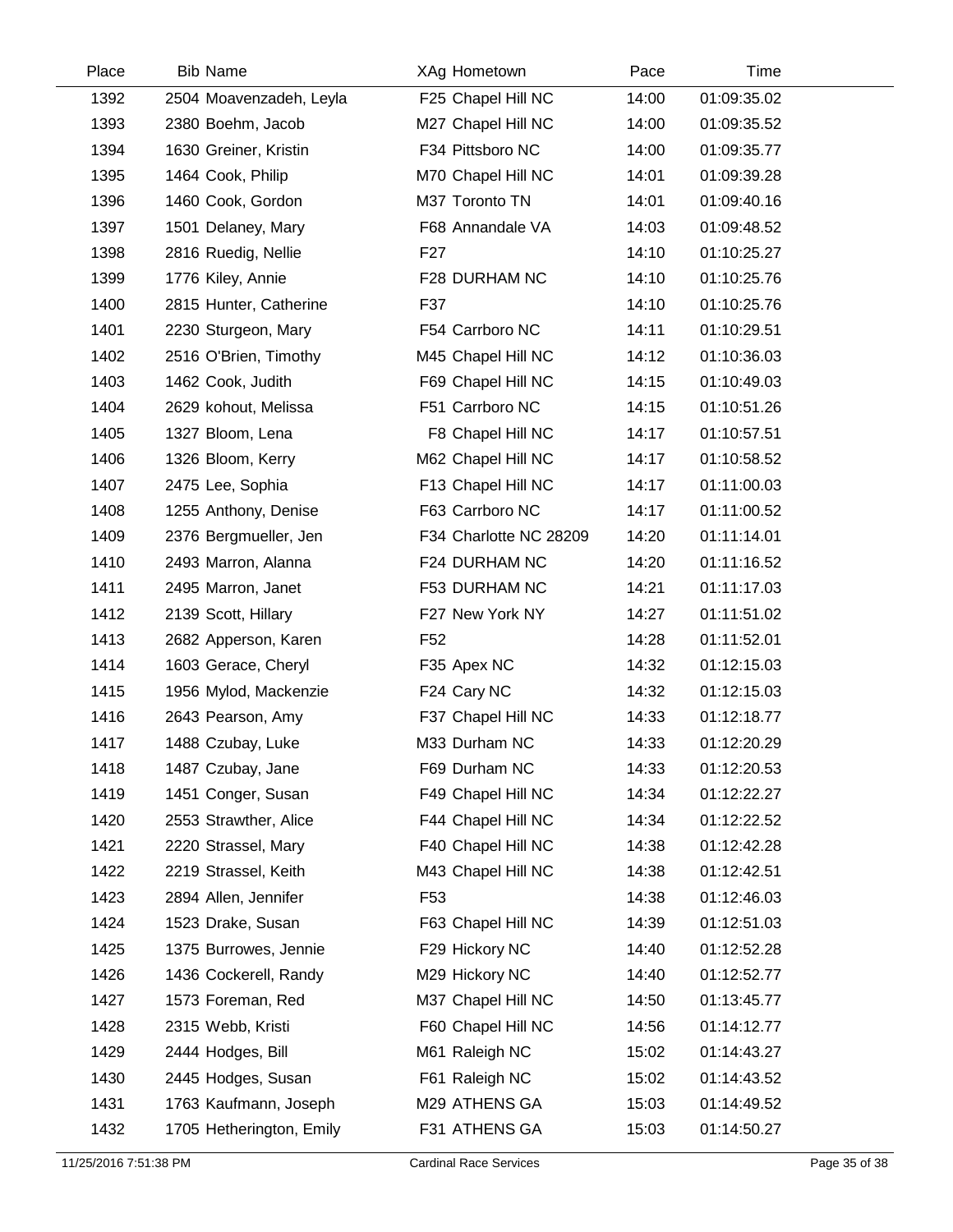| Place | Bib | Name | XAg | Hometown | Pace | Time |
|---|---|---|---|---|---|---|
| 1392 | 2504 | Moavenzadeh, Leyla | F25 | Chapel Hill NC | 14:00 | 01:09:35.02 |
| 1393 | 2380 | Boehm, Jacob | M27 | Chapel Hill NC | 14:00 | 01:09:35.52 |
| 1394 | 1630 | Greiner, Kristin | F34 | Pittsboro NC | 14:00 | 01:09:35.77 |
| 1395 | 1464 | Cook, Philip | M70 | Chapel Hill NC | 14:01 | 01:09:39.28 |
| 1396 | 1460 | Cook, Gordon | M37 | Toronto TN | 14:01 | 01:09:40.16 |
| 1397 | 1501 | Delaney, Mary | F68 | Annandale VA | 14:03 | 01:09:48.52 |
| 1398 | 2816 | Ruedig, Nellie | F27 | | 14:10 | 01:10:25.27 |
| 1399 | 1776 | Kiley, Annie | F28 | DURHAM NC | 14:10 | 01:10:25.76 |
| 1400 | 2815 | Hunter, Catherine | F37 | | 14:10 | 01:10:25.76 |
| 1401 | 2230 | Sturgeon, Mary | F54 | Carrboro NC | 14:11 | 01:10:29.51 |
| 1402 | 2516 | O'Brien, Timothy | M45 | Chapel Hill NC | 14:12 | 01:10:36.03 |
| 1403 | 1462 | Cook, Judith | F69 | Chapel Hill NC | 14:15 | 01:10:49.03 |
| 1404 | 2629 | kohout, Melissa | F51 | Carrboro NC | 14:15 | 01:10:51.26 |
| 1405 | 1327 | Bloom, Lena | F8 | Chapel Hill NC | 14:17 | 01:10:57.51 |
| 1406 | 1326 | Bloom, Kerry | M62 | Chapel Hill NC | 14:17 | 01:10:58.52 |
| 1407 | 2475 | Lee, Sophia | F13 | Chapel Hill NC | 14:17 | 01:11:00.03 |
| 1408 | 1255 | Anthony, Denise | F63 | Carrboro NC | 14:17 | 01:11:00.52 |
| 1409 | 2376 | Bergmueller, Jen | F34 | Charlotte NC 28209 | 14:20 | 01:11:14.01 |
| 1410 | 2493 | Marron, Alanna | F24 | DURHAM NC | 14:20 | 01:11:16.52 |
| 1411 | 2495 | Marron, Janet | F53 | DURHAM NC | 14:21 | 01:11:17.03 |
| 1412 | 2139 | Scott, Hillary | F27 | New York NY | 14:27 | 01:11:51.02 |
| 1413 | 2682 | Apperson, Karen | F52 | | 14:28 | 01:11:52.01 |
| 1414 | 1603 | Gerace, Cheryl | F35 | Apex NC | 14:32 | 01:12:15.03 |
| 1415 | 1956 | Mylod, Mackenzie | F24 | Cary NC | 14:32 | 01:12:15.03 |
| 1416 | 2643 | Pearson, Amy | F37 | Chapel Hill NC | 14:33 | 01:12:18.77 |
| 1417 | 1488 | Czubay, Luke | M33 | Durham NC | 14:33 | 01:12:20.29 |
| 1418 | 1487 | Czubay, Jane | F69 | Durham NC | 14:33 | 01:12:20.53 |
| 1419 | 1451 | Conger, Susan | F49 | Chapel Hill NC | 14:34 | 01:12:22.27 |
| 1420 | 2553 | Strawther, Alice | F44 | Chapel Hill NC | 14:34 | 01:12:22.52 |
| 1421 | 2220 | Strassel, Mary | F40 | Chapel Hill NC | 14:38 | 01:12:42.28 |
| 1422 | 2219 | Strassel, Keith | M43 | Chapel Hill NC | 14:38 | 01:12:42.51 |
| 1423 | 2894 | Allen, Jennifer | F53 | | 14:38 | 01:12:46.03 |
| 1424 | 1523 | Drake, Susan | F63 | Chapel Hill NC | 14:39 | 01:12:51.03 |
| 1425 | 1375 | Burrowes, Jennie | F29 | Hickory NC | 14:40 | 01:12:52.28 |
| 1426 | 1436 | Cockerell, Randy | M29 | Hickory NC | 14:40 | 01:12:52.77 |
| 1427 | 1573 | Foreman, Red | M37 | Chapel Hill NC | 14:50 | 01:13:45.77 |
| 1428 | 2315 | Webb, Kristi | F60 | Chapel Hill NC | 14:56 | 01:14:12.77 |
| 1429 | 2444 | Hodges, Bill | M61 | Raleigh NC | 15:02 | 01:14:43.27 |
| 1430 | 2445 | Hodges, Susan | F61 | Raleigh NC | 15:02 | 01:14:43.52 |
| 1431 | 1763 | Kaufmann, Joseph | M29 | ATHENS GA | 15:03 | 01:14:49.52 |
| 1432 | 1705 | Hetherington, Emily | F31 | ATHENS GA | 15:03 | 01:14:50.27 |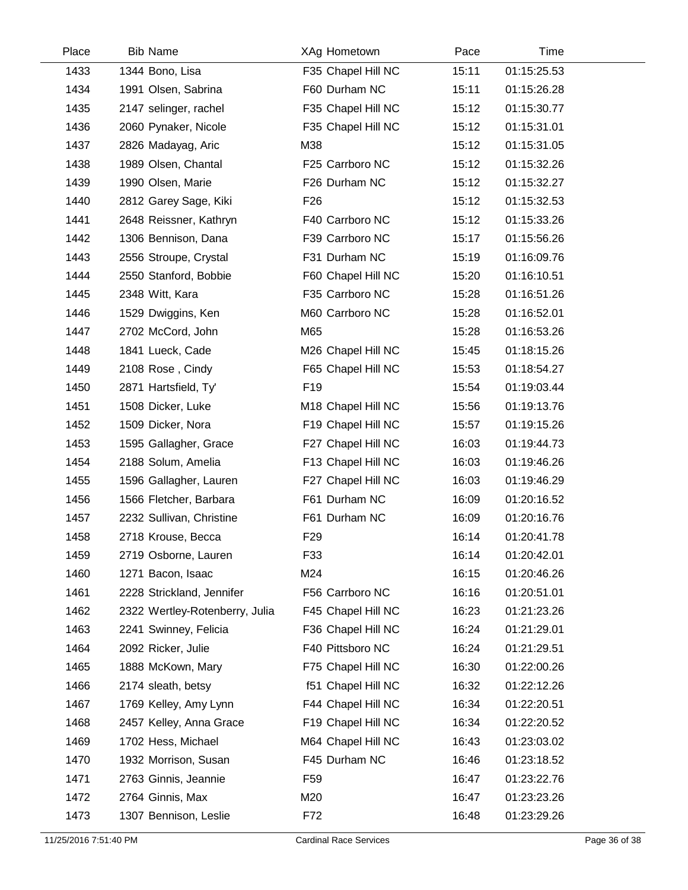| Place | Bib Name | XAg Hometown | Pace | Time |
|---|---|---|---|---|
| 1433 | 1344 Bono, Lisa | F35 Chapel Hill NC | 15:11 | 01:15:25.53 |
| 1434 | 1991 Olsen, Sabrina | F60 Durham NC | 15:11 | 01:15:26.28 |
| 1435 | 2147 selinger, rachel | F35 Chapel Hill NC | 15:12 | 01:15:30.77 |
| 1436 | 2060 Pynaker, Nicole | F35 Chapel Hill NC | 15:12 | 01:15:31.01 |
| 1437 | 2826 Madayag, Aric | M38 | 15:12 | 01:15:31.05 |
| 1438 | 1989 Olsen, Chantal | F25 Carrboro NC | 15:12 | 01:15:32.26 |
| 1439 | 1990 Olsen, Marie | F26 Durham NC | 15:12 | 01:15:32.27 |
| 1440 | 2812 Garey Sage, Kiki | F26 | 15:12 | 01:15:32.53 |
| 1441 | 2648 Reissner, Kathryn | F40 Carrboro NC | 15:12 | 01:15:33.26 |
| 1442 | 1306 Bennison, Dana | F39 Carrboro NC | 15:17 | 01:15:56.26 |
| 1443 | 2556 Stroupe, Crystal | F31 Durham NC | 15:19 | 01:16:09.76 |
| 1444 | 2550 Stanford, Bobbie | F60 Chapel Hill NC | 15:20 | 01:16:10.51 |
| 1445 | 2348 Witt, Kara | F35 Carrboro NC | 15:28 | 01:16:51.26 |
| 1446 | 1529 Dwiggins, Ken | M60 Carrboro NC | 15:28 | 01:16:52.01 |
| 1447 | 2702 McCord, John | M65 | 15:28 | 01:16:53.26 |
| 1448 | 1841 Lueck, Cade | M26 Chapel Hill NC | 15:45 | 01:18:15.26 |
| 1449 | 2108 Rose , Cindy | F65 Chapel Hill NC | 15:53 | 01:18:54.27 |
| 1450 | 2871 Hartsfield, Ty' | F19 | 15:54 | 01:19:03.44 |
| 1451 | 1508 Dicker, Luke | M18 Chapel Hill NC | 15:56 | 01:19:13.76 |
| 1452 | 1509 Dicker, Nora | F19 Chapel Hill NC | 15:57 | 01:19:15.26 |
| 1453 | 1595 Gallagher, Grace | F27 Chapel Hill NC | 16:03 | 01:19:44.73 |
| 1454 | 2188 Solum, Amelia | F13 Chapel Hill NC | 16:03 | 01:19:46.26 |
| 1455 | 1596 Gallagher, Lauren | F27 Chapel Hill NC | 16:03 | 01:19:46.29 |
| 1456 | 1566 Fletcher, Barbara | F61 Durham NC | 16:09 | 01:20:16.52 |
| 1457 | 2232 Sullivan, Christine | F61 Durham NC | 16:09 | 01:20:16.76 |
| 1458 | 2718 Krouse, Becca | F29 | 16:14 | 01:20:41.78 |
| 1459 | 2719 Osborne, Lauren | F33 | 16:14 | 01:20:42.01 |
| 1460 | 1271 Bacon, Isaac | M24 | 16:15 | 01:20:46.26 |
| 1461 | 2228 Strickland, Jennifer | F56 Carrboro NC | 16:16 | 01:20:51.01 |
| 1462 | 2322 Wertley-Rotenberry, Julia | F45 Chapel Hill NC | 16:23 | 01:21:23.26 |
| 1463 | 2241 Swinney, Felicia | F36 Chapel Hill NC | 16:24 | 01:21:29.01 |
| 1464 | 2092 Ricker, Julie | F40 Pittsboro NC | 16:24 | 01:21:29.51 |
| 1465 | 1888 McKown, Mary | F75 Chapel Hill NC | 16:30 | 01:22:00.26 |
| 1466 | 2174 sleath, betsy | f51 Chapel Hill NC | 16:32 | 01:22:12.26 |
| 1467 | 1769 Kelley, Amy Lynn | F44 Chapel Hill NC | 16:34 | 01:22:20.51 |
| 1468 | 2457 Kelley, Anna Grace | F19 Chapel Hill NC | 16:34 | 01:22:20.52 |
| 1469 | 1702 Hess, Michael | M64 Chapel Hill NC | 16:43 | 01:23:03.02 |
| 1470 | 1932 Morrison, Susan | F45 Durham NC | 16:46 | 01:23:18.52 |
| 1471 | 2763 Ginnis, Jeannie | F59 | 16:47 | 01:23:22.76 |
| 1472 | 2764 Ginnis, Max | M20 | 16:47 | 01:23:23.26 |
| 1473 | 1307 Bennison, Leslie | F72 | 16:48 | 01:23:29.26 |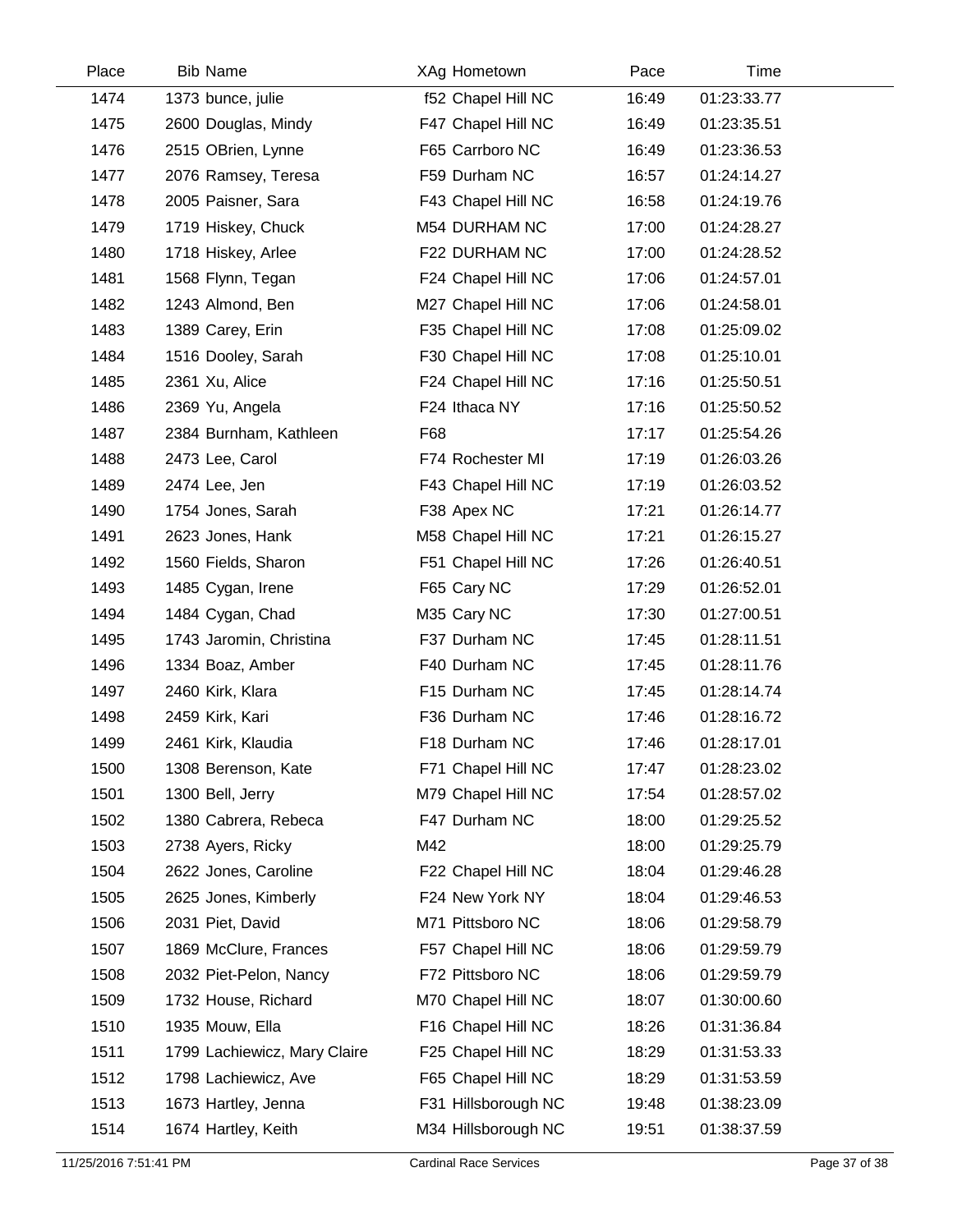| Place | Bib | Name | XAg | Hometown | Pace | Time |
|---|---|---|---|---|---|---|
| 1474 | 1373 | bunce, julie | f52 | Chapel Hill NC | 16:49 | 01:23:33.77 |
| 1475 | 2600 | Douglas, Mindy | F47 | Chapel Hill NC | 16:49 | 01:23:35.51 |
| 1476 | 2515 | OBrien, Lynne | F65 | Carrboro NC | 16:49 | 01:23:36.53 |
| 1477 | 2076 | Ramsey, Teresa | F59 | Durham NC | 16:57 | 01:24:14.27 |
| 1478 | 2005 | Paisner, Sara | F43 | Chapel Hill NC | 16:58 | 01:24:19.76 |
| 1479 | 1719 | Hiskey, Chuck | M54 | DURHAM NC | 17:00 | 01:24:28.27 |
| 1480 | 1718 | Hiskey, Arlee | F22 | DURHAM NC | 17:00 | 01:24:28.52 |
| 1481 | 1568 | Flynn, Tegan | F24 | Chapel Hill NC | 17:06 | 01:24:57.01 |
| 1482 | 1243 | Almond, Ben | M27 | Chapel Hill NC | 17:06 | 01:24:58.01 |
| 1483 | 1389 | Carey, Erin | F35 | Chapel Hill NC | 17:08 | 01:25:09.02 |
| 1484 | 1516 | Dooley, Sarah | F30 | Chapel Hill NC | 17:08 | 01:25:10.01 |
| 1485 | 2361 | Xu, Alice | F24 | Chapel Hill NC | 17:16 | 01:25:50.51 |
| 1486 | 2369 | Yu, Angela | F24 | Ithaca NY | 17:16 | 01:25:50.52 |
| 1487 | 2384 | Burnham, Kathleen | F68 | | 17:17 | 01:25:54.26 |
| 1488 | 2473 | Lee, Carol | F74 | Rochester MI | 17:19 | 01:26:03.26 |
| 1489 | 2474 | Lee, Jen | F43 | Chapel Hill NC | 17:19 | 01:26:03.52 |
| 1490 | 1754 | Jones, Sarah | F38 | Apex NC | 17:21 | 01:26:14.77 |
| 1491 | 2623 | Jones, Hank | M58 | Chapel Hill NC | 17:21 | 01:26:15.27 |
| 1492 | 1560 | Fields, Sharon | F51 | Chapel Hill NC | 17:26 | 01:26:40.51 |
| 1493 | 1485 | Cygan, Irene | F65 | Cary NC | 17:29 | 01:26:52.01 |
| 1494 | 1484 | Cygan, Chad | M35 | Cary NC | 17:30 | 01:27:00.51 |
| 1495 | 1743 | Jaromin, Christina | F37 | Durham NC | 17:45 | 01:28:11.51 |
| 1496 | 1334 | Boaz, Amber | F40 | Durham NC | 17:45 | 01:28:11.76 |
| 1497 | 2460 | Kirk, Klara | F15 | Durham NC | 17:45 | 01:28:14.74 |
| 1498 | 2459 | Kirk, Kari | F36 | Durham NC | 17:46 | 01:28:16.72 |
| 1499 | 2461 | Kirk, Klaudia | F18 | Durham NC | 17:46 | 01:28:17.01 |
| 1500 | 1308 | Berenson, Kate | F71 | Chapel Hill NC | 17:47 | 01:28:23.02 |
| 1501 | 1300 | Bell, Jerry | M79 | Chapel Hill NC | 17:54 | 01:28:57.02 |
| 1502 | 1380 | Cabrera, Rebeca | F47 | Durham NC | 18:00 | 01:29:25.52 |
| 1503 | 2738 | Ayers, Ricky | M42 | | 18:00 | 01:29:25.79 |
| 1504 | 2622 | Jones, Caroline | F22 | Chapel Hill NC | 18:04 | 01:29:46.28 |
| 1505 | 2625 | Jones, Kimberly | F24 | New York NY | 18:04 | 01:29:46.53 |
| 1506 | 2031 | Piet, David | M71 | Pittsboro NC | 18:06 | 01:29:58.79 |
| 1507 | 1869 | McClure, Frances | F57 | Chapel Hill NC | 18:06 | 01:29:59.79 |
| 1508 | 2032 | Piet-Pelon, Nancy | F72 | Pittsboro NC | 18:06 | 01:29:59.79 |
| 1509 | 1732 | House, Richard | M70 | Chapel Hill NC | 18:07 | 01:30:00.60 |
| 1510 | 1935 | Mouw, Ella | F16 | Chapel Hill NC | 18:26 | 01:31:36.84 |
| 1511 | 1799 | Lachiewicz, Mary Claire | F25 | Chapel Hill NC | 18:29 | 01:31:53.33 |
| 1512 | 1798 | Lachiewicz, Ave | F65 | Chapel Hill NC | 18:29 | 01:31:53.59 |
| 1513 | 1673 | Hartley, Jenna | F31 | Hillsborough NC | 19:48 | 01:38:23.09 |
| 1514 | 1674 | Hartley, Keith | M34 | Hillsborough NC | 19:51 | 01:38:37.59 |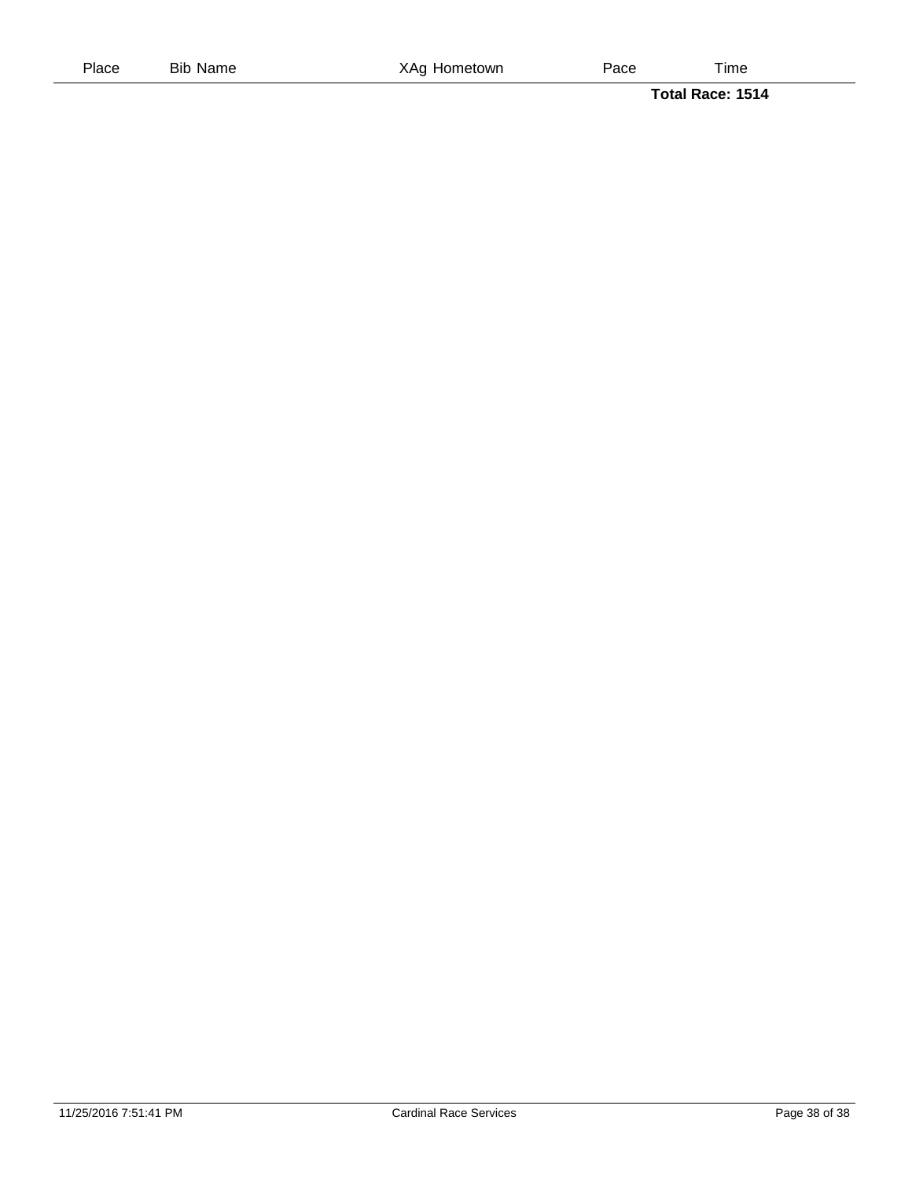| Place | Bib Name | XAg Hometown | Pace | Time |
|---|---|---|---|---|

**Total Race: 1514**